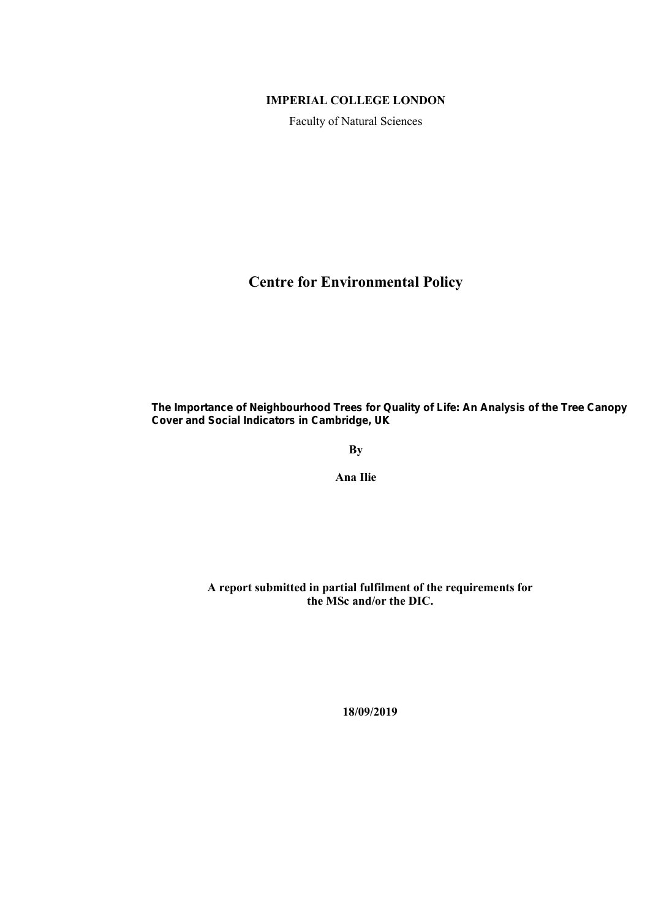**IMPERIAL COLLEGE LONDON**

Faculty of Natural Sciences

# Centre for Environmental Policy

**The Importance of Neighbourhood Trees for Quality of Life: An Analysis of the Tree Canopy Cover and Social Indicators in Cambridge, UK**

**By**

**Ana Ilie**

**A report submitted in partial fulfilment of the requirements for the MSc and/or the DIC.**

**18/09/2019**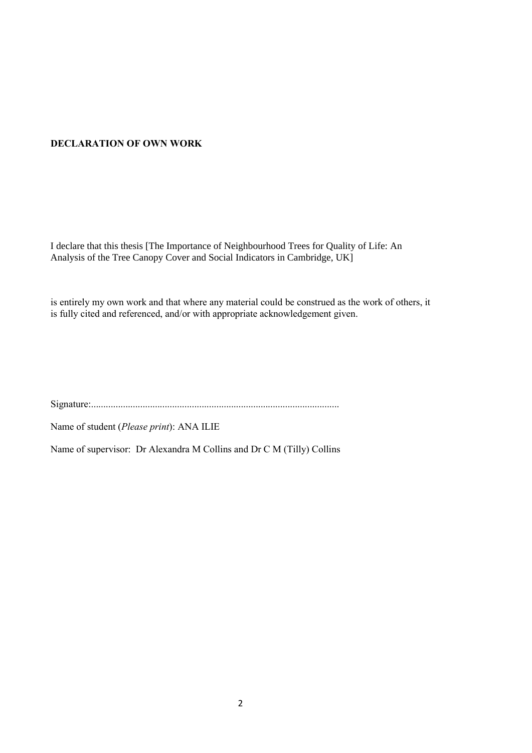**DECLARATION OF OWN WORK**

I declare that this thesis [The Importance of Neighbourhood Trees for Quality of Life: An Analysis of the Tree Canopy Cover and Social Indicators in Cambridge, UK]

is entirely my own work and that where any material could be construed as the work of others, it is fully cited and referenced, and/or with appropriate acknowledgement given.

Signature:....................................................................................................

Name of student (*Please print*): ANA ILIE

Name of supervisor: Dr Alexandra M Collins and Dr C M (Tilly) Collins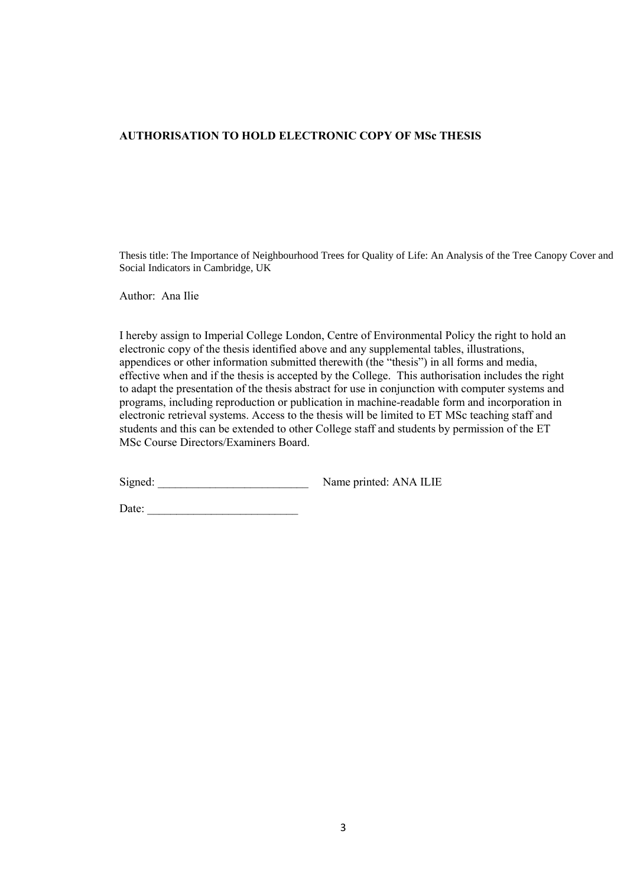**AUTHORISATION TO HOLD ELECTRONIC COPY OF MSc THESIS**

Thesis title: The Importance of Neighbourhood Trees for Quality of Life: An Analysis of the Tree Canopy Cover and Social Indicators in Cambridge, UK

Author: Ana Ilie

I hereby assign to Imperial College London, Centre of Environmental Policy the right to hold an electronic copy of the thesis identified above and any supplemental tables, illustrations, appendices or other information submitted therewith (the "thesis") in all forms and media, effective when and if the thesis is accepted by the College. This authorisation includes the right to adapt the presentation of the thesis abstract for use in conjunction with computer systems and programs, including reproduction or publication in machine-readable form and incorporation in electronic retrieval systems. Access to the thesis will be limited to ET MSc teaching staff and students and this can be extended to other College staff and students by permission of the ET MSc Course Directors/Examiners Board.

Signed: __________________________ Name printed: ANA ILIE

Date: __________________________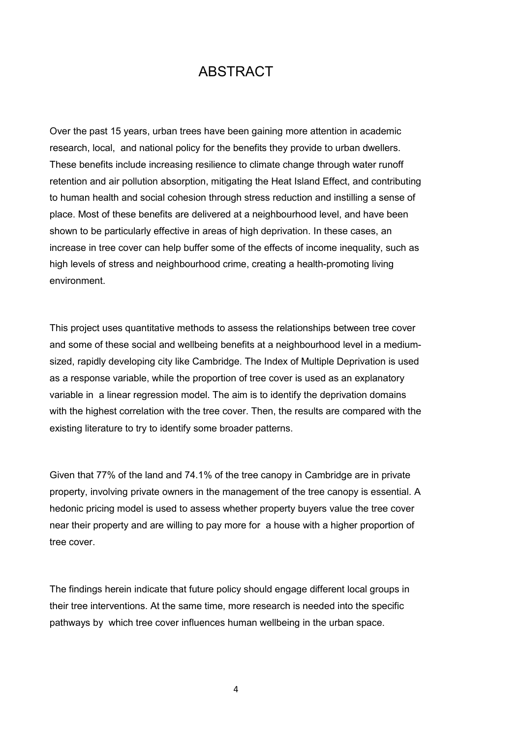# ABSTRACT

Over the past 15 years, urban trees have been gaining more attention in academic research, local, and national policy for the benefits they provide to urban dwellers. These benefits include increasing resilience to climate change through water runoff retention and air pollution absorption, mitigating the Heat Island Effect, and contributing to human health and social cohesion through stress reduction and instilling a sense of place. Most of these benefits are delivered at a neighbourhood level, and have been shown to be particularly effective in areas of high deprivation. In these cases, an increase in tree cover can help buffer some of the effects of income inequality, such as high levels of stress and neighbourhood crime, creating a health-promoting living environment.

This project uses quantitative methods to assess the relationships between tree cover and some of these social and wellbeing benefits at a neighbourhood level in a medium-sized, rapidly developing city like Cambridge. The Index of Multiple Deprivation is used as a response variable, while the proportion of tree cover is used as an explanatory variable in a linear regression model. The aim is to identify the deprivation domains with the highest correlation with the tree cover. Then, the results are compared with the existing literature to try to identify some broader patterns.

Given that 77% of the land and 74.1% of the tree canopy in Cambridge are in private property, involving private owners in the management of the tree canopy is essential. A hedonic pricing model is used to assess whether property buyers value the tree cover near their property and are willing to pay more for a house with a higher proportion of tree cover.

The findings herein indicate that future policy should engage different local groups in their tree interventions. At the same time, more research is needed into the specific pathways by which tree cover influences human wellbeing in the urban space.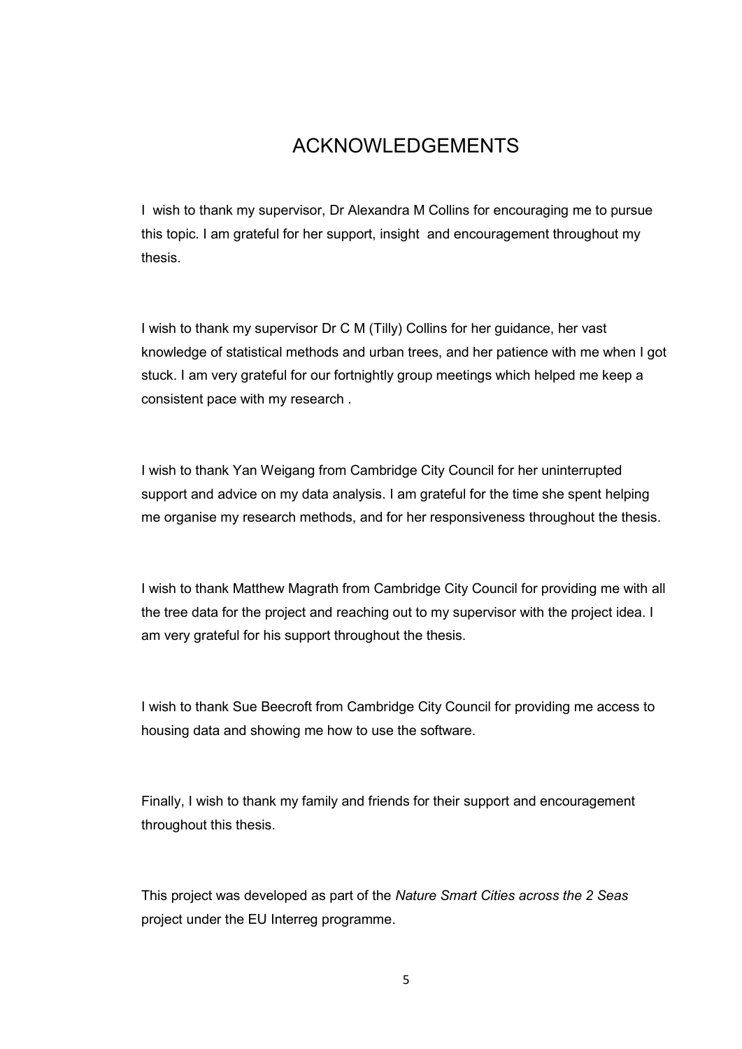# ACKNOWLEDGEMENTS

I wish to thank my supervisor, Dr Alexandra M Collins for encouraging me to pursue this topic. I am grateful for her support, insight and encouragement throughout my thesis.

I wish to thank my supervisor Dr C M (Tilly) Collins for her guidance, her vast knowledge of statistical methods and urban trees, and her patience with me when I got stuck. I am very grateful for our fortnightly group meetings which helped me keep a consistent pace with my research .

I wish to thank Yan Weigang from Cambridge City Council for her uninterrupted support and advice on my data analysis. I am grateful for the time she spent helping me organise my research methods, and for her responsiveness throughout the thesis.

I wish to thank Matthew Magrath from Cambridge City Council for providing me with all the tree data for the project and reaching out to my supervisor with the project idea. I am very grateful for his support throughout the thesis.

I wish to thank Sue Beecroft from Cambridge City Council for providing me access to housing data and showing me how to use the software.

Finally, I wish to thank my family and friends for their support and encouragement throughout this thesis.

This project was developed as part of the *Nature Smart Cities across the 2 Seas* project under the EU Interreg programme.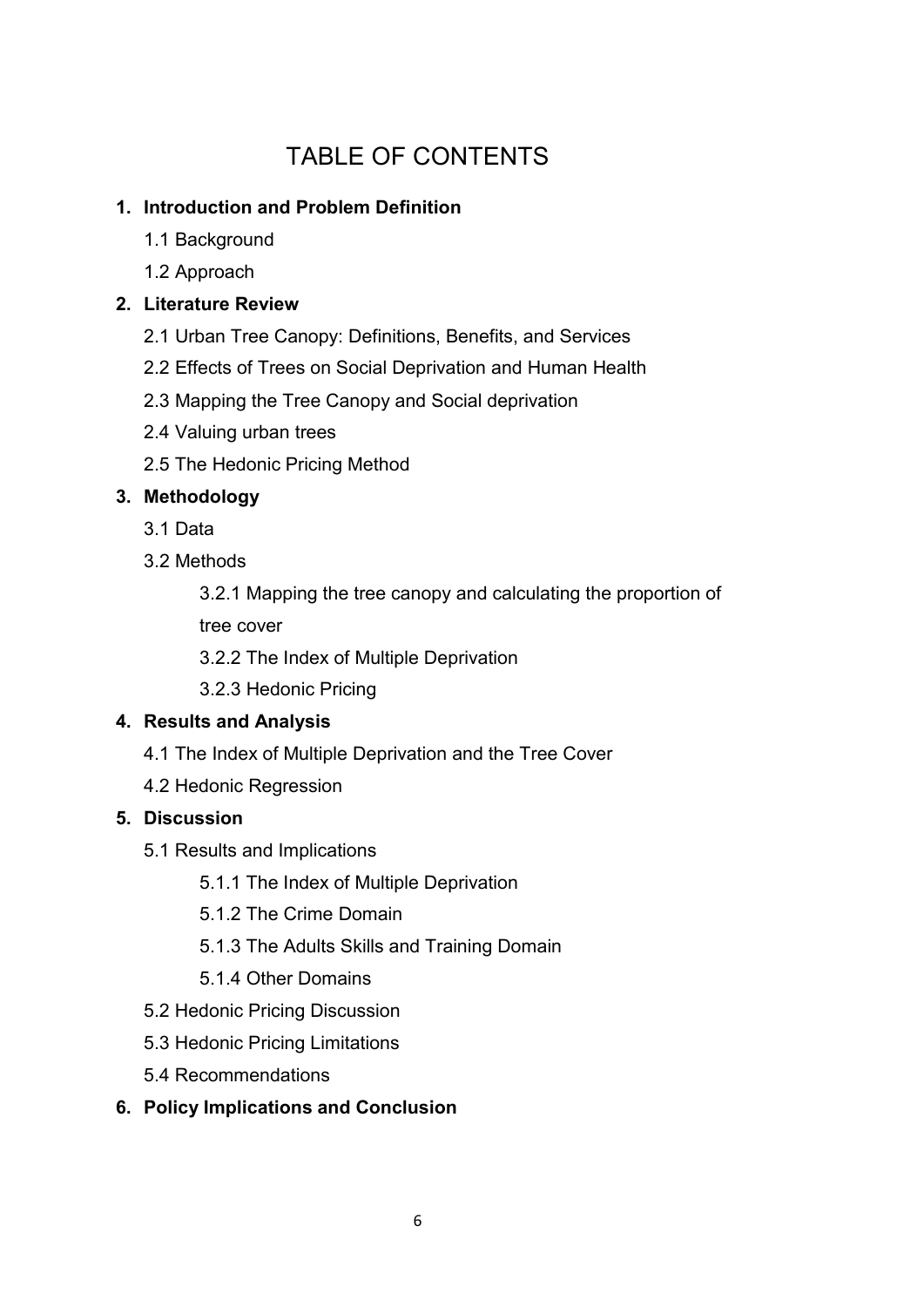# TABLE OF CONTENTS

1. **Introduction and Problem Definition**
    - 1.1 Background
    - 1.2 Approach
2. **Literature Review**
    - 2.1 Urban Tree Canopy: Definitions, Benefits, and Services
    - 2.2 Effects of Trees on Social Deprivation and Human Health
    - 2.3 Mapping the Tree Canopy and Social deprivation
    - 2.4 Valuing urban trees
    - 2.5 The Hedonic Pricing Method
3. **Methodology**
    - 3.1 Data
    - 3.2 Methods
        - 3.2.1 Mapping the tree canopy and calculating the proportion of tree cover
        - 3.2.2 The Index of Multiple Deprivation
        - 3.2.3 Hedonic Pricing
4. **Results and Analysis**
    - 4.1 The Index of Multiple Deprivation and the Tree Cover
    - 4.2 Hedonic Regression
5. **Discussion**
    - 5.1 Results and Implications
        - 5.1.1 The Index of Multiple Deprivation
        - 5.1.2 The Crime Domain
        - 5.1.3 The Adults Skills and Training Domain
        - 5.1.4 Other Domains
    - 5.2 Hedonic Pricing Discussion
    - 5.3 Hedonic Pricing Limitations
    - 5.4 Recommendations
6. **Policy Implications and Conclusion**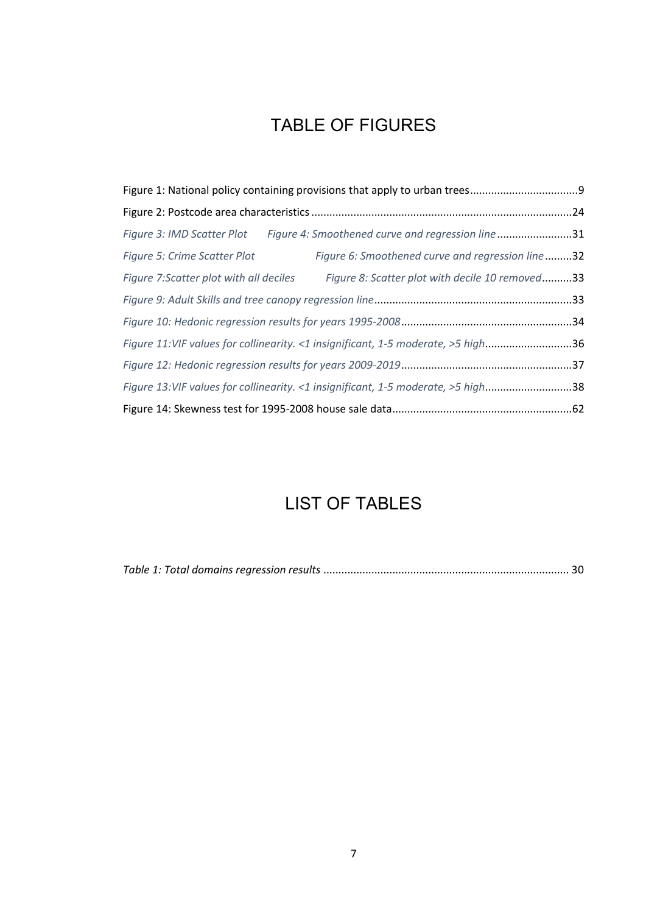# TABLE OF FIGURES

Figure 1: National policy containing provisions that apply to urban trees....................................9

Figure 2: Postcode area characteristics......................................................................................24

*Figure 3: IMD Scatter Plot      Figure 4: Smoothened curve and regression line*.........................31

*Figure 5: Crime Scatter Plot      Figure 6: Smoothened curve and regression line*.........32

*Figure 7:Scatter plot with all deciles      Figure 8: Scatter plot with decile 10 removed*..........33

*Figure 9: Adult Skills and tree canopy regression line*.................................................................33

*Figure 10: Hedonic regression results for years 1995-2008*.........................................................34

*Figure 11:VIF values for collinearity. <1 insignificant, 1-5 moderate, >5 high*.............................36

*Figure 12: Hedonic regression results for years 2009-2019*.........................................................37

*Figure 13:VIF values for collinearity. <1 insignificant, 1-5 moderate, >5 high*.............................38

Figure 14: Skewness test for 1995-2008 house sale data...........................................................62

# LIST OF TABLES

*Table 1: Total domains regression results* ................................................................................. 30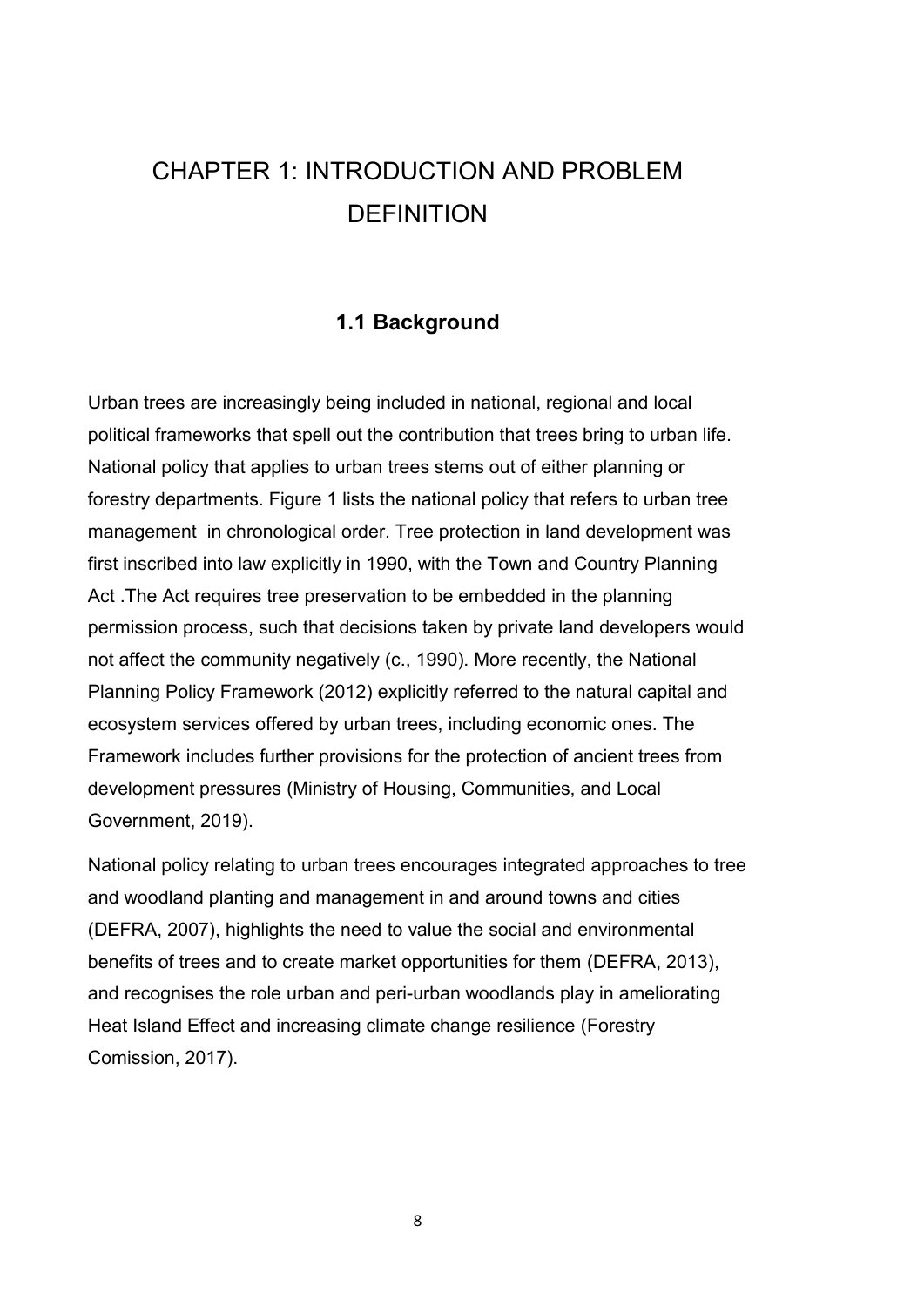# CHAPTER 1: INTRODUCTION AND PROBLEM DEFINITION

## 1.1 Background

Urban trees are increasingly being included in national, regional and local political frameworks that spell out the contribution that trees bring to urban life. National policy that applies to urban trees stems out of either planning or forestry departments. Figure 1 lists the national policy that refers to urban tree management in chronological order. Tree protection in land development was first inscribed into law explicitly in 1990, with the Town and Country Planning Act .The Act requires tree preservation to be embedded in the planning permission process, such that decisions taken by private land developers would not affect the community negatively (c., 1990). More recently, the National Planning Policy Framework (2012) explicitly referred to the natural capital and ecosystem services offered by urban trees, including economic ones. The Framework includes further provisions for the protection of ancient trees from development pressures (Ministry of Housing, Communities, and Local Government, 2019).

National policy relating to urban trees encourages integrated approaches to tree and woodland planting and management in and around towns and cities (DEFRA, 2007), highlights the need to value the social and environmental benefits of trees and to create market opportunities for them (DEFRA, 2013), and recognises the role urban and peri-urban woodlands play in ameliorating Heat Island Effect and increasing climate change resilience (Forestry Comission, 2017).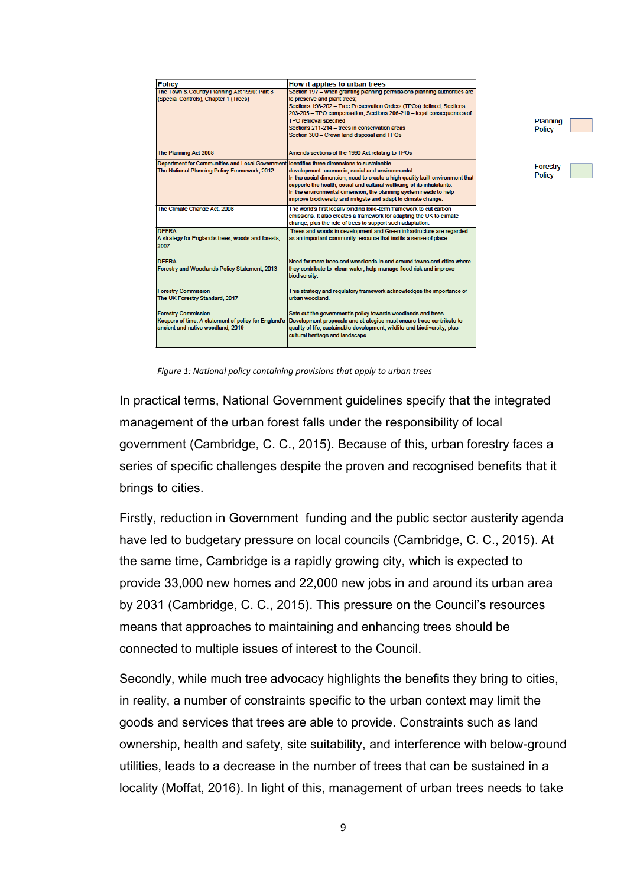| Policy | How it applies to urban trees |
|---|---|
| The Town & Country Planning Act 1990: Part 8 (Special Controls), Chapter 1 (Trees) | Section 197 – when granting planning permissions planning authorities are to preserve and plant trees; Sections 198-202 – Tree Preservation Orders (TPOs) defined; Sections 203-205 – TPO compensation; Sections 206-210 – legal consequences of TPO removal specified Sections 211-214 – trees in conservation areas Section 300 – Crown land disposal and TPOs |
| The Planning Act 2008 | Amends sections of the 1990 Act relating to TPOs |
| Department for Communities and Local Government The National Planning Policy Framework, 2012 | Identifies three dimensions to sustainable development: economic, social and environmental. In the social dimension, need to create a high quality built environment that supports the health, social and cultural wellbeing of its inhabitants. In the environmental dimension, the planning system needs to help improve biodiversity and mitigate and adapt to climate change. |
| The Climate Change Act, 2008 | The world's first legally binding long-term framework to cut carbon emissions. It also creates a framework for adapting the UK to climate change, plus the role of trees to support such adaptation. |
| DEFRA A strategy for England's trees, woods and forests, 2007 | Trees and woods in development and Green infrastructure are regarded as an important community resource that instils a sense of place. |
| DEFRA Forestry and Woodlands Policy Statement, 2013 | Need for more trees and woodlands in and around towns and cities where they contribute to clean water, help manage flood risk and improve biodiversity. |
| Forestry Commission The UK Forestry Standard, 2017 | This strategy and regulatory framework acknowledges the importance of urban woodland. |
| Forestry Commission Keepers of time: A statement of policy for England's ancient and native woodland, 2019 | Sets out the government's policy towards woodlands and trees. Development proposals and strategies must ensure trees contribute to quality of life, sustainable development, wildlife and biodiversity, plus cultural heritage and landscape. |

Planning Policy

Forestry Policy

*Figure 1: National policy containing provisions that apply to urban trees*

In practical terms, National Government guidelines specify that the integrated management of the urban forest falls under the responsibility of local government (Cambridge, C. C., 2015). Because of this, urban forestry faces a series of specific challenges despite the proven and recognised benefits that it brings to cities.

Firstly, reduction in Government funding and the public sector austerity agenda have led to budgetary pressure on local councils (Cambridge, C. C., 2015). At the same time, Cambridge is a rapidly growing city, which is expected to provide 33,000 new homes and 22,000 new jobs in and around its urban area by 2031 (Cambridge, C. C., 2015). This pressure on the Council's resources means that approaches to maintaining and enhancing trees should be connected to multiple issues of interest to the Council.

Secondly, while much tree advocacy highlights the benefits they bring to cities, in reality, a number of constraints specific to the urban context may limit the goods and services that trees are able to provide. Constraints such as land ownership, health and safety, site suitability, and interference with below-ground utilities, leads to a decrease in the number of trees that can be sustained in a locality (Moffat, 2016). In light of this, management of urban trees needs to take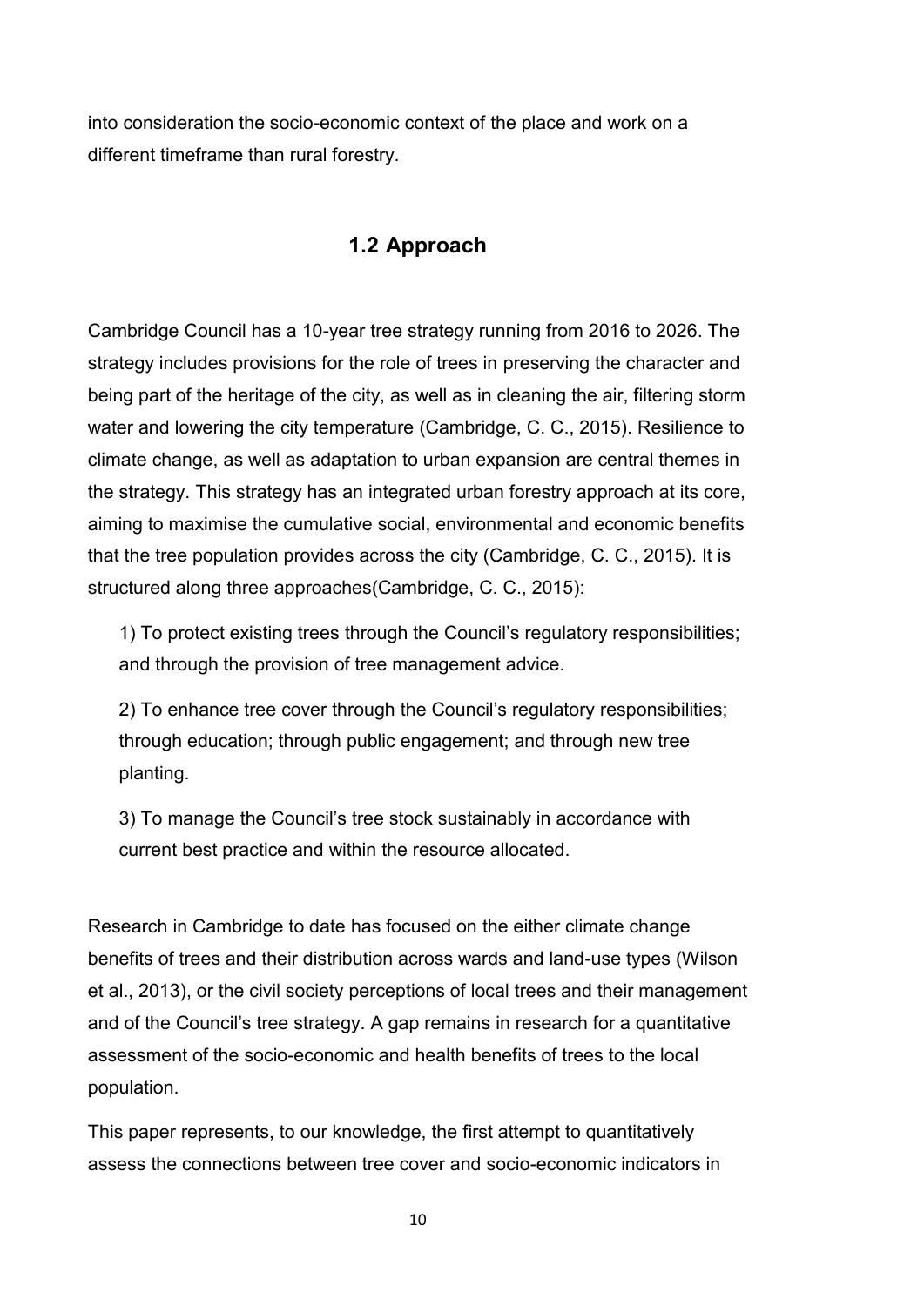into consideration the socio-economic context of the place and work on a different timeframe than rural forestry.

## 1.2 Approach

Cambridge Council has a 10-year tree strategy running from 2016 to 2026. The strategy includes provisions for the role of trees in preserving the character and being part of the heritage of the city, as well as in cleaning the air, filtering storm water and lowering the city temperature (Cambridge, C. C., 2015). Resilience to climate change, as well as adaptation to urban expansion are central themes in the strategy. This strategy has an integrated urban forestry approach at its core, aiming to maximise the cumulative social, environmental and economic benefits that the tree population provides across the city (Cambridge, C. C., 2015). It is structured along three approaches(Cambridge, C. C., 2015):

1) To protect existing trees through the Council's regulatory responsibilities; and through the provision of tree management advice.

2) To enhance tree cover through the Council's regulatory responsibilities; through education; through public engagement; and through new tree planting.

3) To manage the Council's tree stock sustainably in accordance with current best practice and within the resource allocated.

Research in Cambridge to date has focused on the either climate change benefits of trees and their distribution across wards and land-use types (Wilson et al., 2013), or the civil society perceptions of local trees and their management and of the Council's tree strategy. A gap remains in research for a quantitative assessment of the socio-economic and health benefits of trees to the local population.

This paper represents, to our knowledge, the first attempt to quantitatively assess the connections between tree cover and socio-economic indicators in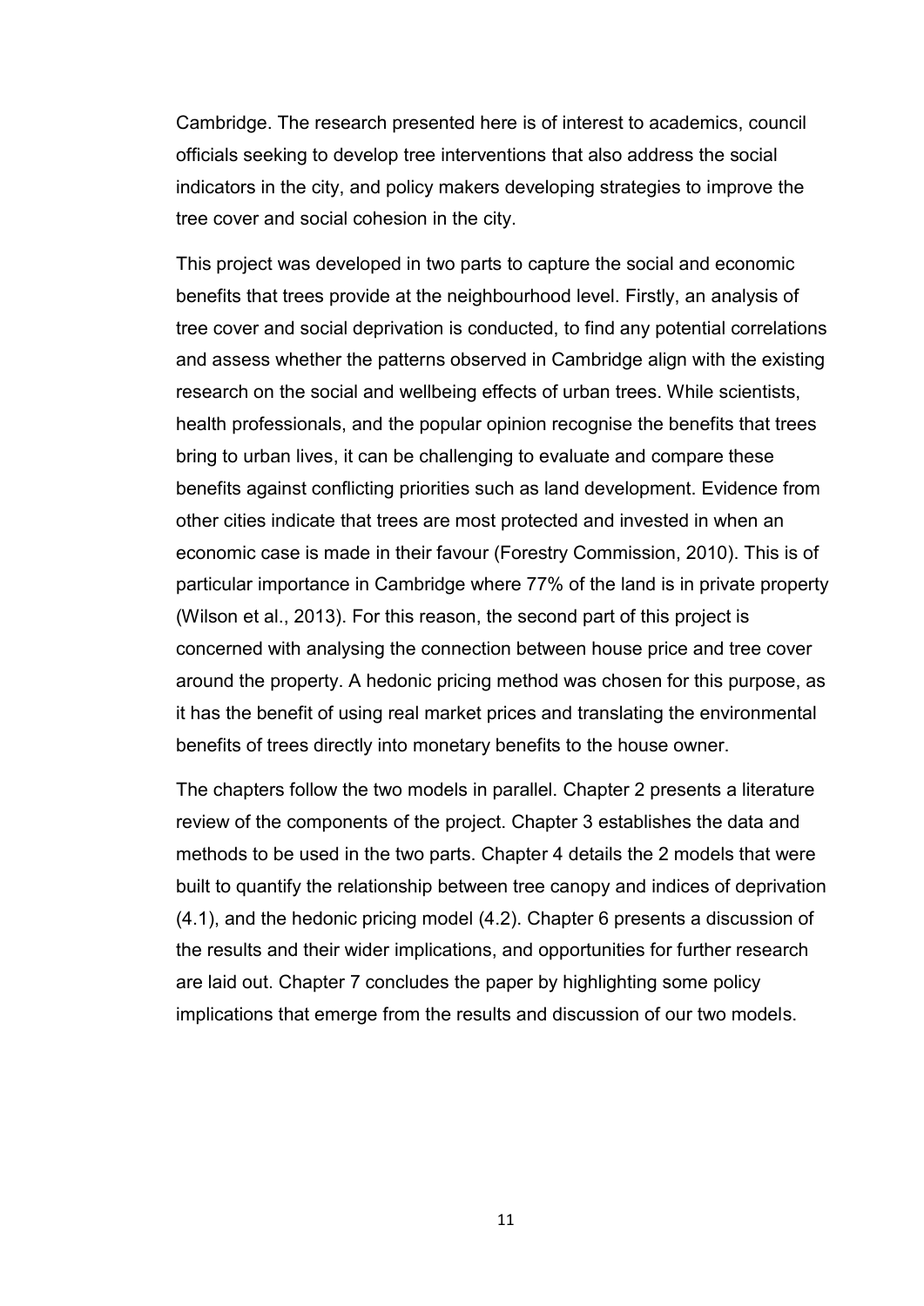Cambridge. The research presented here is of interest to academics, council officials seeking to develop tree interventions that also address the social indicators in the city, and policy makers developing strategies to improve the tree cover and social cohesion in the city.

This project was developed in two parts to capture the social and economic benefits that trees provide at the neighbourhood level. Firstly, an analysis of tree cover and social deprivation is conducted, to find any potential correlations and assess whether the patterns observed in Cambridge align with the existing research on the social and wellbeing effects of urban trees. While scientists, health professionals, and the popular opinion recognise the benefits that trees bring to urban lives, it can be challenging to evaluate and compare these benefits against conflicting priorities such as land development. Evidence from other cities indicate that trees are most protected and invested in when an economic case is made in their favour (Forestry Commission, 2010). This is of particular importance in Cambridge where 77% of the land is in private property (Wilson et al., 2013). For this reason, the second part of this project is concerned with analysing the connection between house price and tree cover around the property. A hedonic pricing method was chosen for this purpose, as it has the benefit of using real market prices and translating the environmental benefits of trees directly into monetary benefits to the house owner.

The chapters follow the two models in parallel. Chapter 2 presents a literature review of the components of the project. Chapter 3 establishes the data and methods to be used in the two parts. Chapter 4 details the 2 models that were built to quantify the relationship between tree canopy and indices of deprivation (4.1), and the hedonic pricing model (4.2). Chapter 6 presents a discussion of the results and their wider implications, and opportunities for further research are laid out. Chapter 7 concludes the paper by highlighting some policy implications that emerge from the results and discussion of our two models.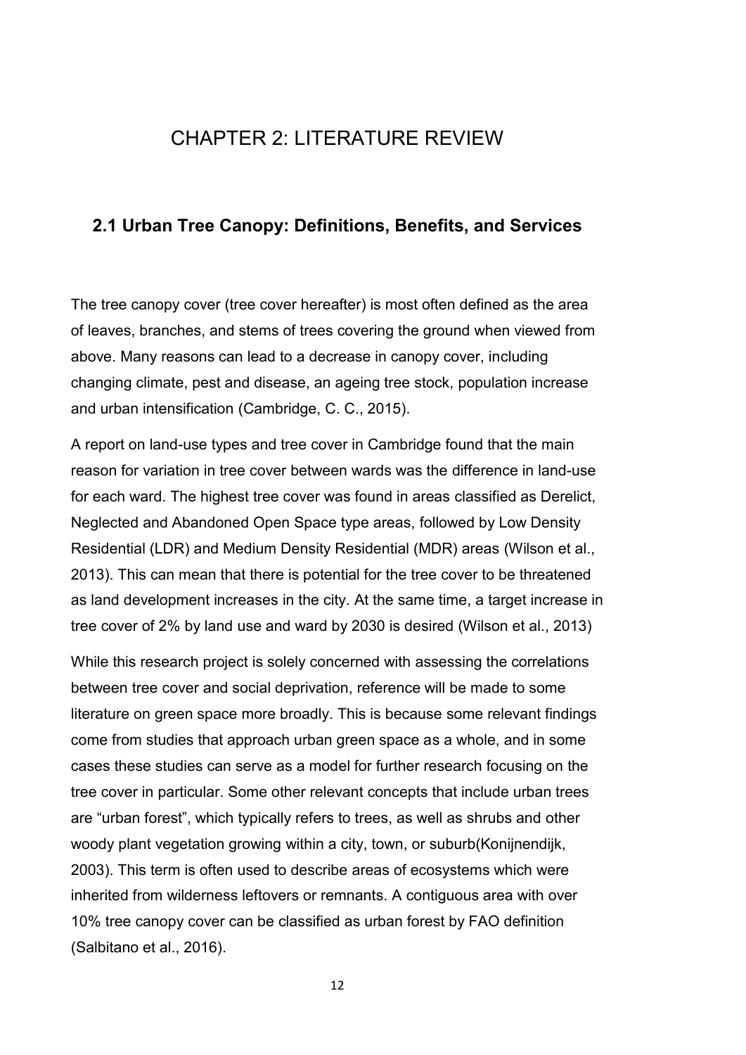# CHAPTER 2: LITERATURE REVIEW

## 2.1 Urban Tree Canopy: Definitions, Benefits, and Services

The tree canopy cover (tree cover hereafter) is most often defined as the area of leaves, branches, and stems of trees covering the ground when viewed from above. Many reasons can lead to a decrease in canopy cover, including changing climate, pest and disease, an ageing tree stock, population increase and urban intensification (Cambridge, C. C., 2015).

A report on land-use types and tree cover in Cambridge found that the main reason for variation in tree cover between wards was the difference in land-use for each ward. The highest tree cover was found in areas classified as Derelict, Neglected and Abandoned Open Space type areas, followed by Low Density Residential (LDR) and Medium Density Residential (MDR) areas (Wilson et al., 2013). This can mean that there is potential for the tree cover to be threatened as land development increases in the city. At the same time, a target increase in tree cover of 2% by land use and ward by 2030 is desired (Wilson et al., 2013)

While this research project is solely concerned with assessing the correlations between tree cover and social deprivation, reference will be made to some literature on green space more broadly. This is because some relevant findings come from studies that approach urban green space as a whole, and in some cases these studies can serve as a model for further research focusing on the tree cover in particular. Some other relevant concepts that include urban trees are "urban forest", which typically refers to trees, as well as shrubs and other woody plant vegetation growing within a city, town, or suburb(Konijnendijk, 2003). This term is often used to describe areas of ecosystems which were inherited from wilderness leftovers or remnants. A contiguous area with over 10% tree canopy cover can be classified as urban forest by FAO definition (Salbitano et al., 2016).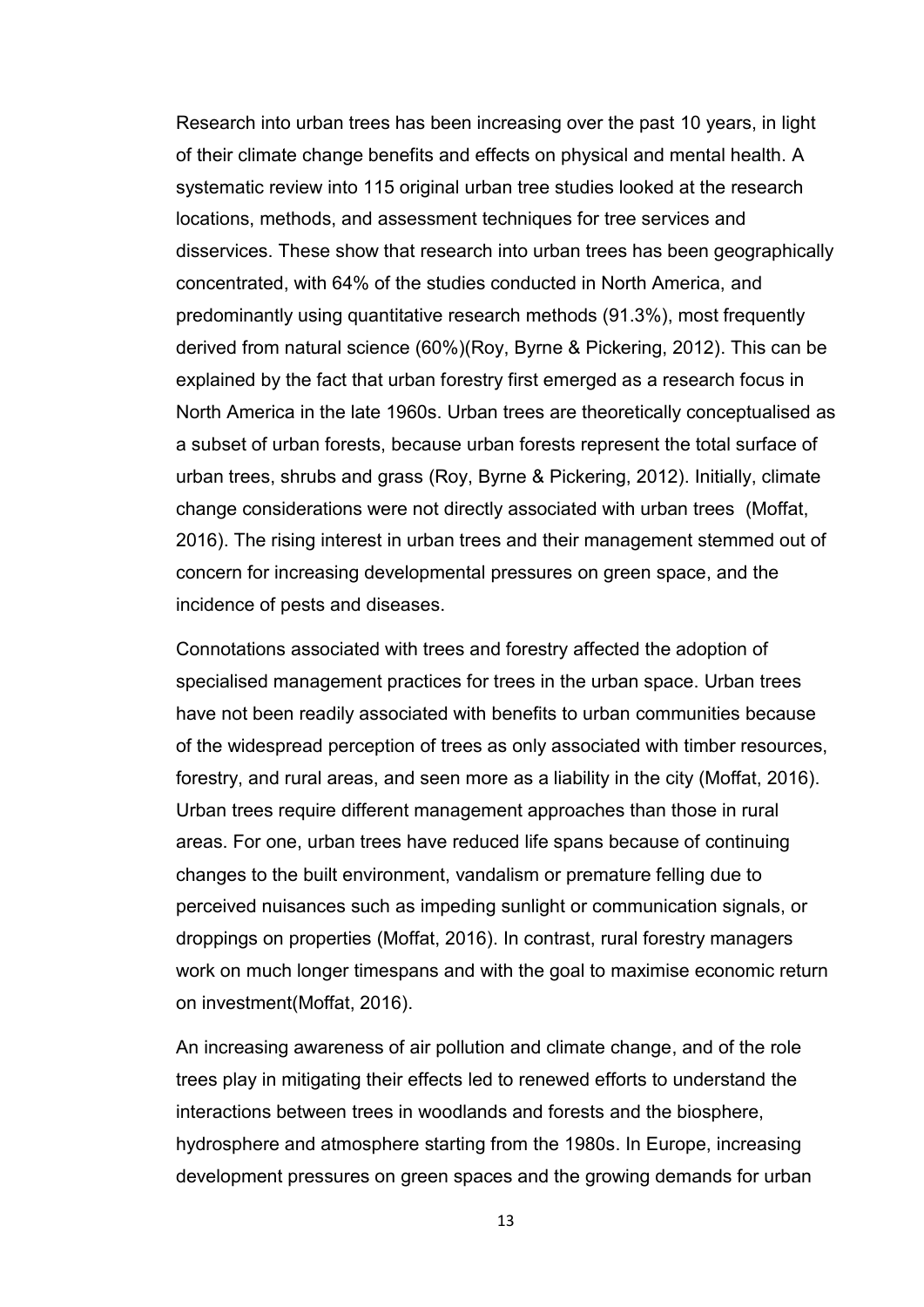Research into urban trees has been increasing over the past 10 years, in light of their climate change benefits and effects on physical and mental health. A systematic review into 115 original urban tree studies looked at the research locations, methods, and assessment techniques for tree services and disservices. These show that research into urban trees has been geographically concentrated, with 64% of the studies conducted in North America, and predominantly using quantitative research methods (91.3%), most frequently derived from natural science (60%)(Roy, Byrne & Pickering, 2012). This can be explained by the fact that urban forestry first emerged as a research focus in North America in the late 1960s. Urban trees are theoretically conceptualised as a subset of urban forests, because urban forests represent the total surface of urban trees, shrubs and grass (Roy, Byrne & Pickering, 2012). Initially, climate change considerations were not directly associated with urban trees (Moffat, 2016). The rising interest in urban trees and their management stemmed out of concern for increasing developmental pressures on green space, and the incidence of pests and diseases.

Connotations associated with trees and forestry affected the adoption of specialised management practices for trees in the urban space. Urban trees have not been readily associated with benefits to urban communities because of the widespread perception of trees as only associated with timber resources, forestry, and rural areas, and seen more as a liability in the city (Moffat, 2016). Urban trees require different management approaches than those in rural areas. For one, urban trees have reduced life spans because of continuing changes to the built environment, vandalism or premature felling due to perceived nuisances such as impeding sunlight or communication signals, or droppings on properties (Moffat, 2016). In contrast, rural forestry managers work on much longer timespans and with the goal to maximise economic return on investment(Moffat, 2016).

An increasing awareness of air pollution and climate change, and of the role trees play in mitigating their effects led to renewed efforts to understand the interactions between trees in woodlands and forests and the biosphere, hydrosphere and atmosphere starting from the 1980s. In Europe, increasing development pressures on green spaces and the growing demands for urban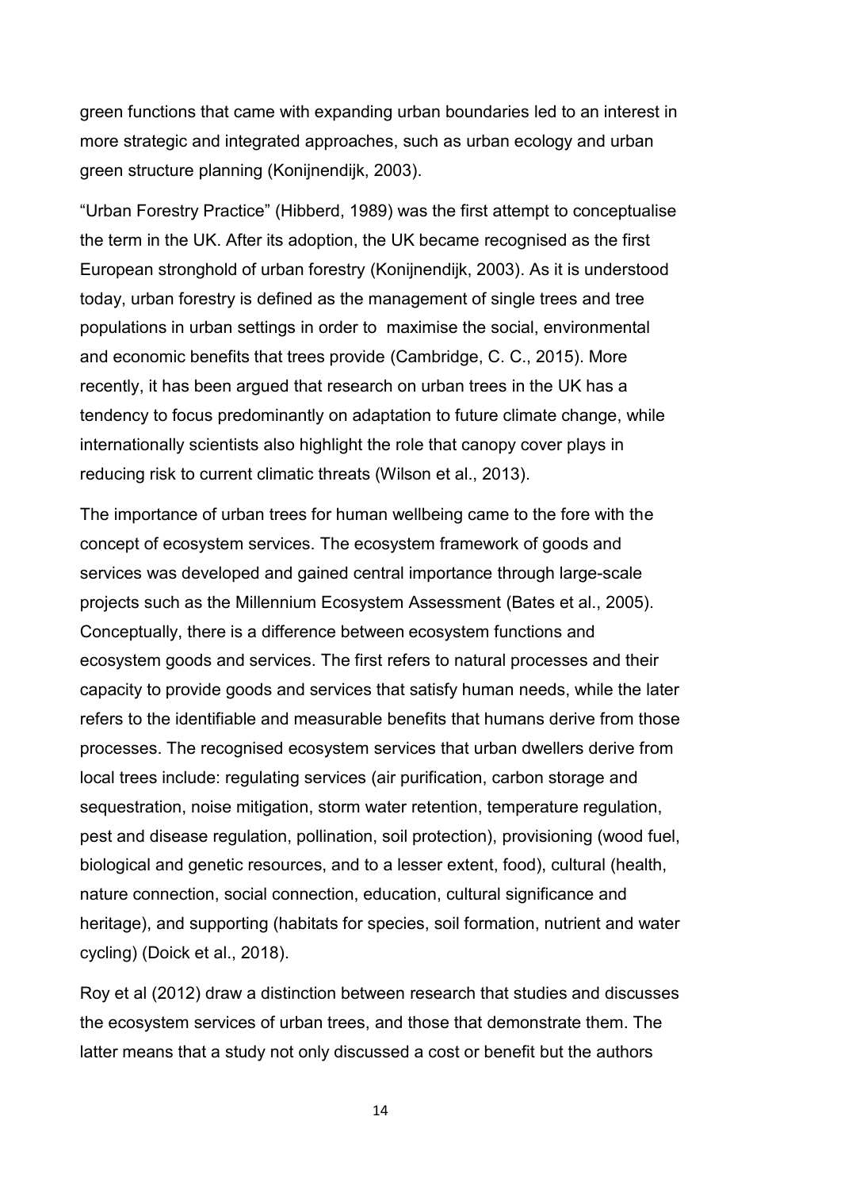green functions that came with expanding urban boundaries led to an interest in more strategic and integrated approaches, such as urban ecology and urban green structure planning (Konijnendijk, 2003).

"Urban Forestry Practice" (Hibberd, 1989) was the first attempt to conceptualise the term in the UK. After its adoption, the UK became recognised as the first European stronghold of urban forestry (Konijnendijk, 2003). As it is understood today, urban forestry is defined as the management of single trees and tree populations in urban settings in order to maximise the social, environmental and economic benefits that trees provide (Cambridge, C. C., 2015). More recently, it has been argued that research on urban trees in the UK has a tendency to focus predominantly on adaptation to future climate change, while internationally scientists also highlight the role that canopy cover plays in reducing risk to current climatic threats (Wilson et al., 2013).

The importance of urban trees for human wellbeing came to the fore with the concept of ecosystem services. The ecosystem framework of goods and services was developed and gained central importance through large-scale projects such as the Millennium Ecosystem Assessment (Bates et al., 2005). Conceptually, there is a difference between ecosystem functions and ecosystem goods and services. The first refers to natural processes and their capacity to provide goods and services that satisfy human needs, while the later refers to the identifiable and measurable benefits that humans derive from those processes. The recognised ecosystem services that urban dwellers derive from local trees include: regulating services (air purification, carbon storage and sequestration, noise mitigation, storm water retention, temperature regulation, pest and disease regulation, pollination, soil protection), provisioning (wood fuel, biological and genetic resources, and to a lesser extent, food), cultural (health, nature connection, social connection, education, cultural significance and heritage), and supporting (habitats for species, soil formation, nutrient and water cycling) (Doick et al., 2018).

Roy et al (2012) draw a distinction between research that studies and discusses the ecosystem services of urban trees, and those that demonstrate them. The latter means that a study not only discussed a cost or benefit but the authors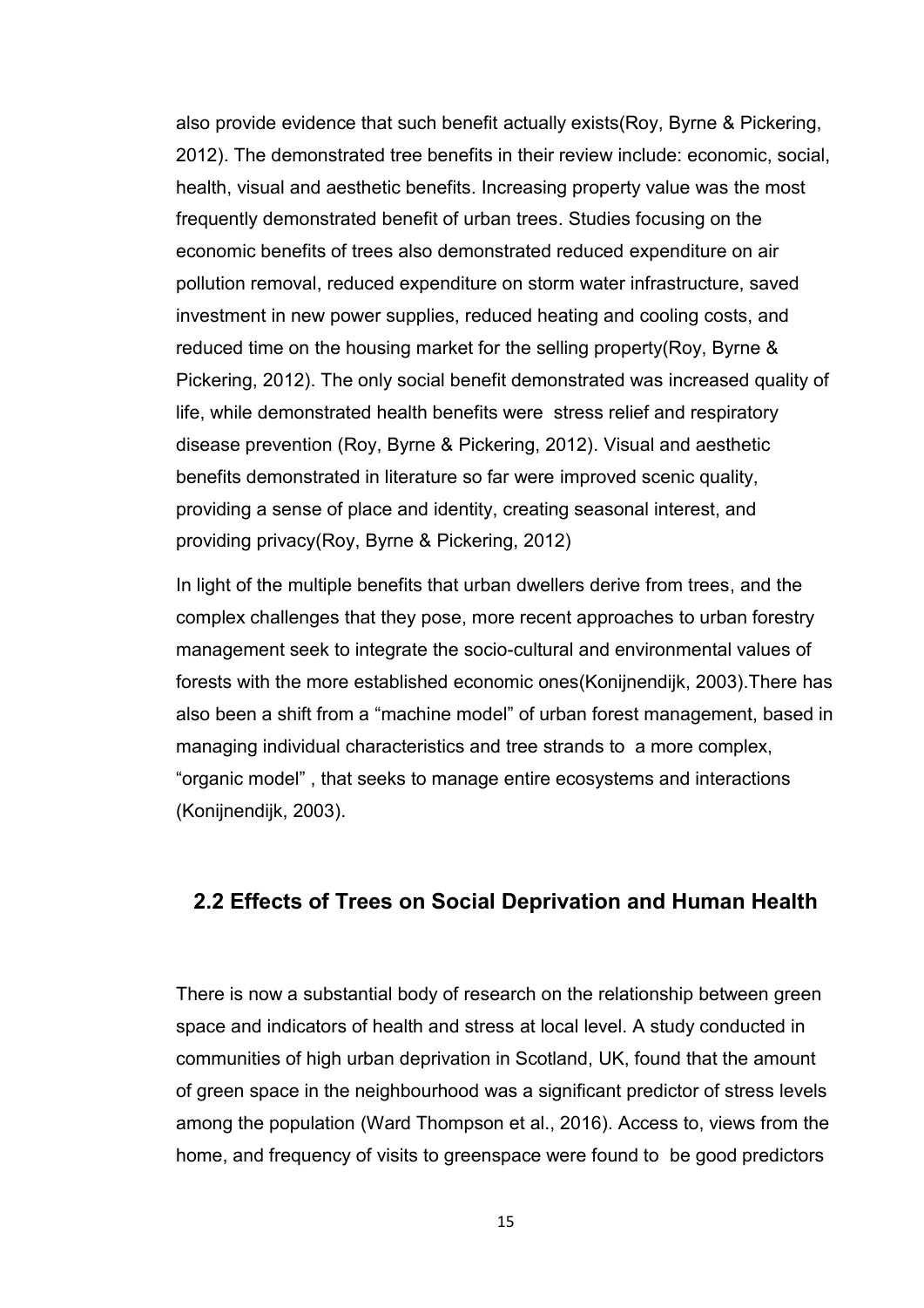also provide evidence that such benefit actually exists(Roy, Byrne & Pickering, 2012). The demonstrated tree benefits in their review include: economic, social, health, visual and aesthetic benefits. Increasing property value was the most frequently demonstrated benefit of urban trees. Studies focusing on the economic benefits of trees also demonstrated reduced expenditure on air pollution removal, reduced expenditure on storm water infrastructure, saved investment in new power supplies, reduced heating and cooling costs, and reduced time on the housing market for the selling property(Roy, Byrne & Pickering, 2012). The only social benefit demonstrated was increased quality of life, while demonstrated health benefits were stress relief and respiratory disease prevention (Roy, Byrne & Pickering, 2012). Visual and aesthetic benefits demonstrated in literature so far were improved scenic quality, providing a sense of place and identity, creating seasonal interest, and providing privacy(Roy, Byrne & Pickering, 2012)

In light of the multiple benefits that urban dwellers derive from trees, and the complex challenges that they pose, more recent approaches to urban forestry management seek to integrate the socio-cultural and environmental values of forests with the more established economic ones(Konijnendijk, 2003).There has also been a shift from a "machine model" of urban forest management, based in managing individual characteristics and tree strands to a more complex, "organic model" , that seeks to manage entire ecosystems and interactions (Konijnendijk, 2003).

## 2.2 Effects of Trees on Social Deprivation and Human Health

There is now a substantial body of research on the relationship between green space and indicators of health and stress at local level. A study conducted in communities of high urban deprivation in Scotland, UK, found that the amount of green space in the neighbourhood was a significant predictor of stress levels among the population (Ward Thompson et al., 2016). Access to, views from the home, and frequency of visits to greenspace were found to be good predictors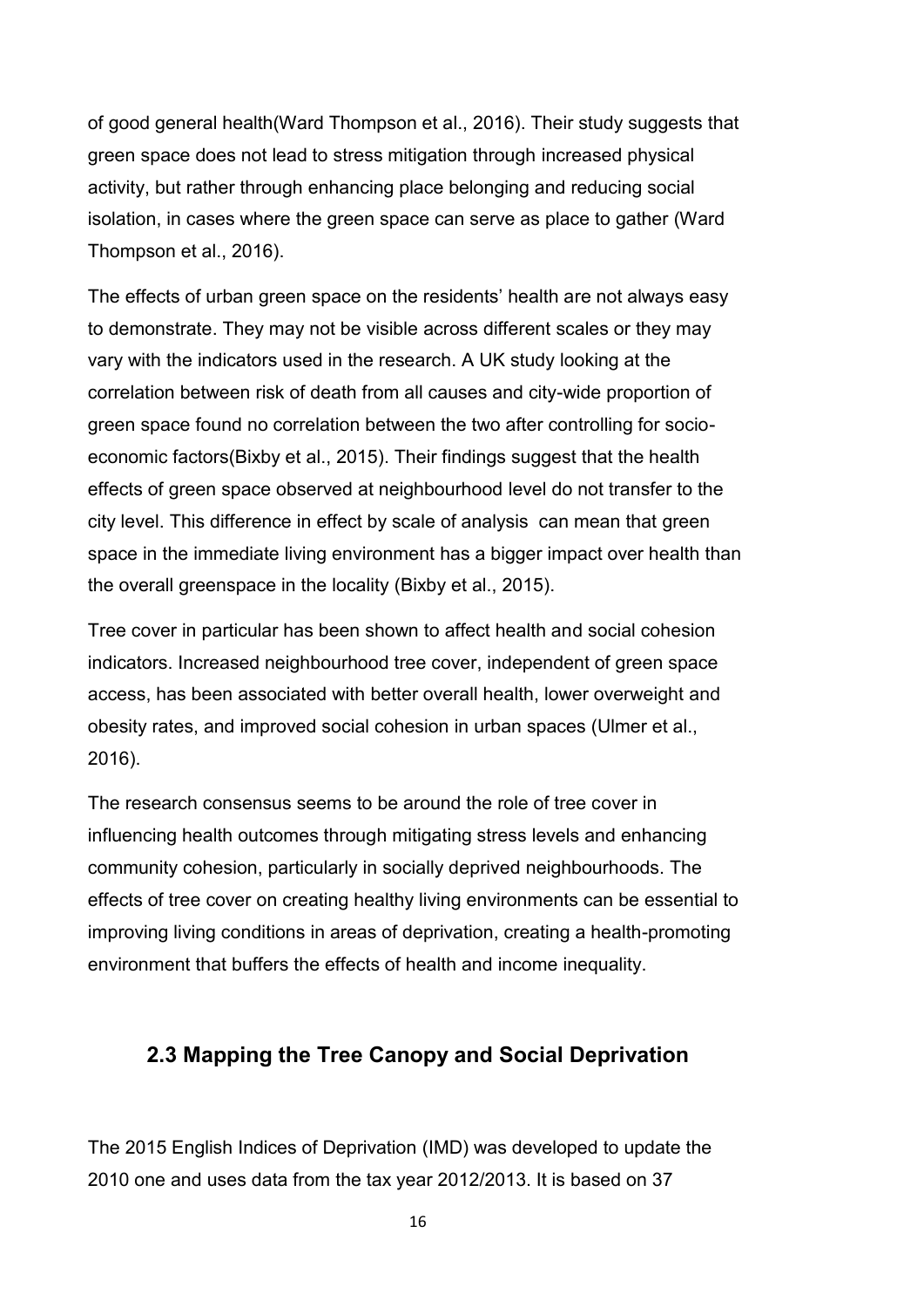of good general health(Ward Thompson et al., 2016). Their study suggests that green space does not lead to stress mitigation through increased physical activity, but rather through enhancing place belonging and reducing social isolation, in cases where the green space can serve as place to gather (Ward Thompson et al., 2016).

The effects of urban green space on the residents' health are not always easy to demonstrate. They may not be visible across different scales or they may vary with the indicators used in the research. A UK study looking at the correlation between risk of death from all causes and city-wide proportion of green space found no correlation between the two after controlling for socio-economic factors(Bixby et al., 2015). Their findings suggest that the health effects of green space observed at neighbourhood level do not transfer to the city level. This difference in effect by scale of analysis can mean that green space in the immediate living environment has a bigger impact over health than the overall greenspace in the locality (Bixby et al., 2015).

Tree cover in particular has been shown to affect health and social cohesion indicators. Increased neighbourhood tree cover, independent of green space access, has been associated with better overall health, lower overweight and obesity rates, and improved social cohesion in urban spaces (Ulmer et al., 2016).

The research consensus seems to be around the role of tree cover in influencing health outcomes through mitigating stress levels and enhancing community cohesion, particularly in socially deprived neighbourhoods. The effects of tree cover on creating healthy living environments can be essential to improving living conditions in areas of deprivation, creating a health-promoting environment that buffers the effects of health and income inequality.

## 2.3 Mapping the Tree Canopy and Social Deprivation

The 2015 English Indices of Deprivation (IMD) was developed to update the 2010 one and uses data from the tax year 2012/2013. It is based on 37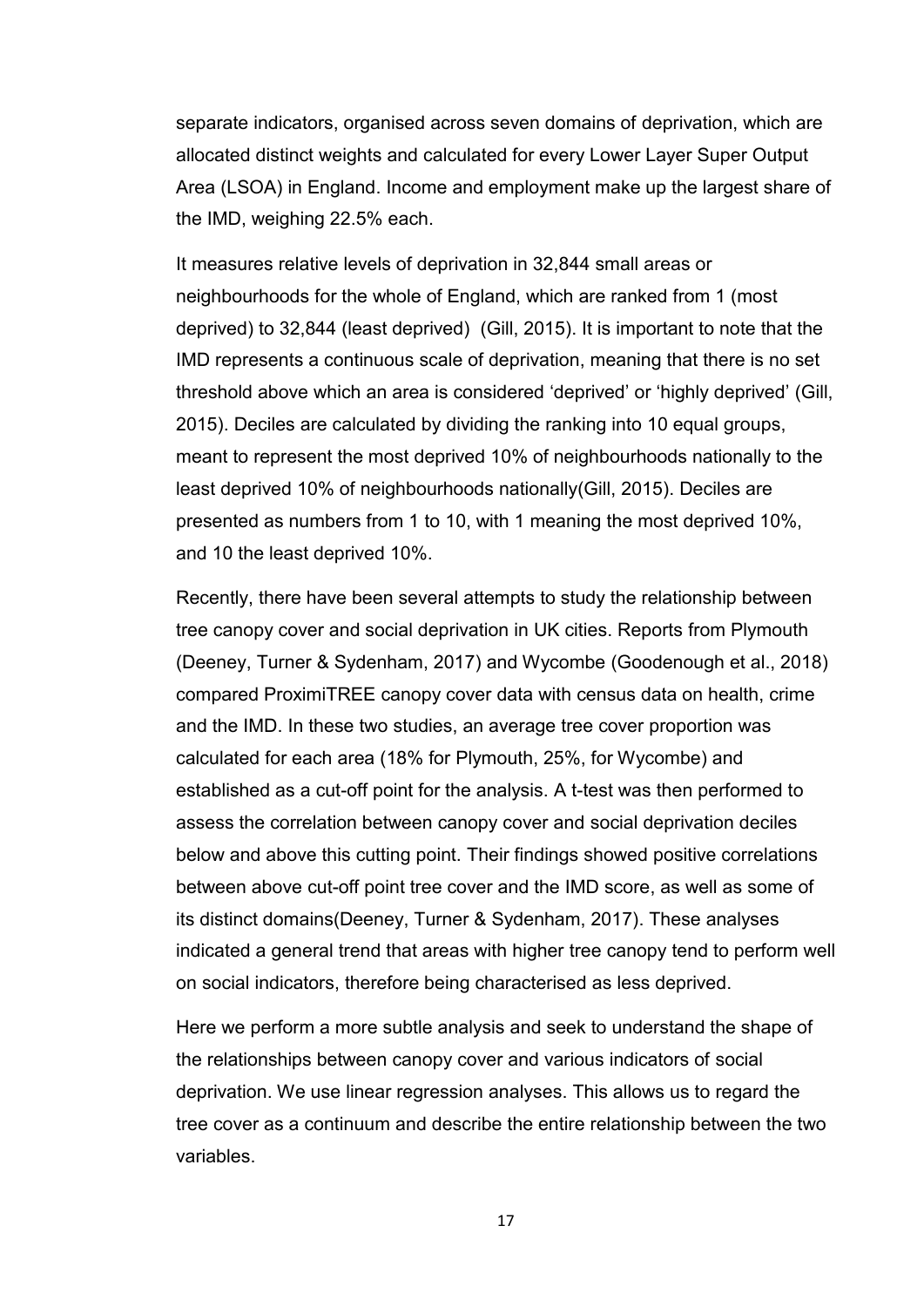separate indicators, organised across seven domains of deprivation, which are allocated distinct weights and calculated for every Lower Layer Super Output Area (LSOA) in England. Income and employment make up the largest share of the IMD, weighing 22.5% each.

It measures relative levels of deprivation in 32,844 small areas or neighbourhoods for the whole of England, which are ranked from 1 (most deprived) to 32,844 (least deprived) (Gill, 2015). It is important to note that the IMD represents a continuous scale of deprivation, meaning that there is no set threshold above which an area is considered 'deprived' or 'highly deprived' (Gill, 2015). Deciles are calculated by dividing the ranking into 10 equal groups, meant to represent the most deprived 10% of neighbourhoods nationally to the least deprived 10% of neighbourhoods nationally(Gill, 2015). Deciles are presented as numbers from 1 to 10, with 1 meaning the most deprived 10%, and 10 the least deprived 10%.

Recently, there have been several attempts to study the relationship between tree canopy cover and social deprivation in UK cities. Reports from Plymouth (Deeney, Turner & Sydenham, 2017) and Wycombe (Goodenough et al., 2018) compared ProximiTREE canopy cover data with census data on health, crime and the IMD. In these two studies, an average tree cover proportion was calculated for each area (18% for Plymouth, 25%, for Wycombe) and established as a cut-off point for the analysis. A t-test was then performed to assess the correlation between canopy cover and social deprivation deciles below and above this cutting point. Their findings showed positive correlations between above cut-off point tree cover and the IMD score, as well as some of its distinct domains(Deeney, Turner & Sydenham, 2017). These analyses indicated a general trend that areas with higher tree canopy tend to perform well on social indicators, therefore being characterised as less deprived.

Here we perform a more subtle analysis and seek to understand the shape of the relationships between canopy cover and various indicators of social deprivation. We use linear regression analyses. This allows us to regard the tree cover as a continuum and describe the entire relationship between the two variables.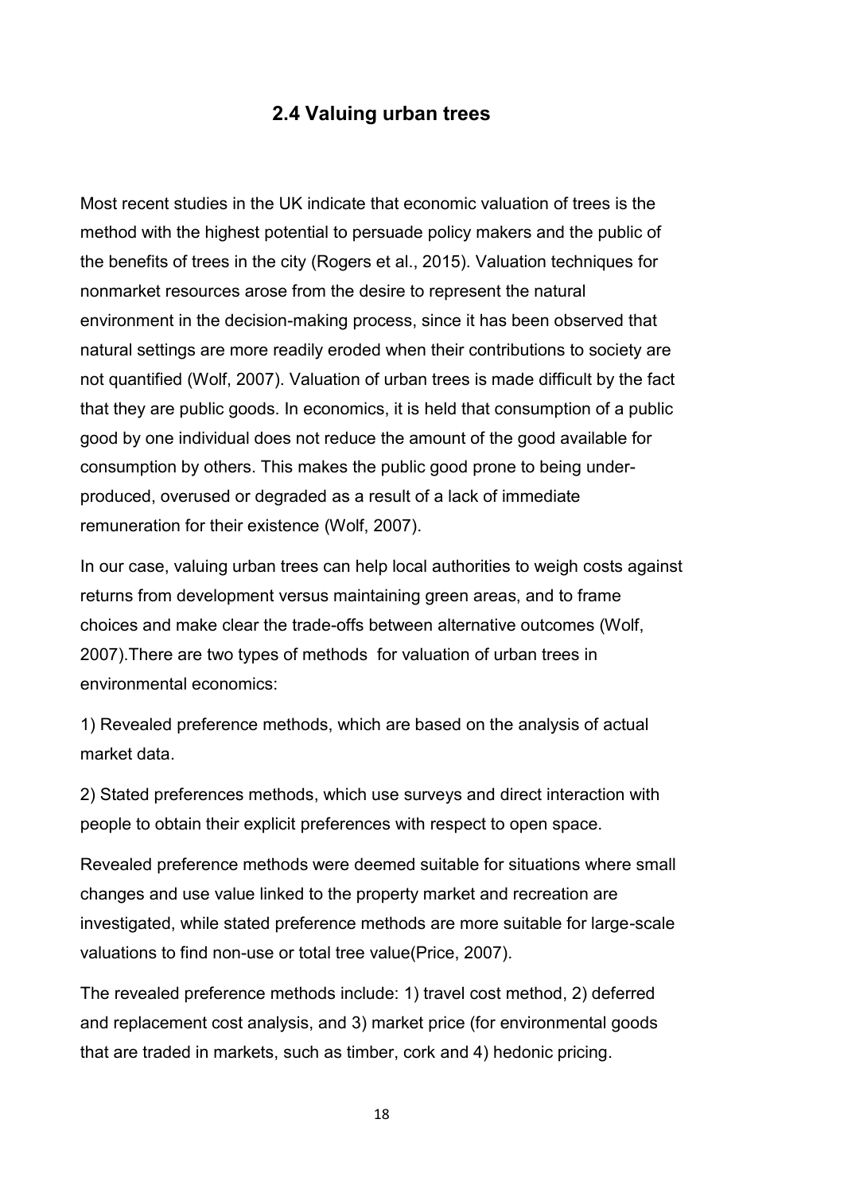## 2.4 Valuing urban trees

Most recent studies in the UK indicate that economic valuation of trees is the method with the highest potential to persuade policy makers and the public of the benefits of trees in the city (Rogers et al., 2015). Valuation techniques for nonmarket resources arose from the desire to represent the natural environment in the decision-making process, since it has been observed that natural settings are more readily eroded when their contributions to society are not quantified (Wolf, 2007). Valuation of urban trees is made difficult by the fact that they are public goods. In economics, it is held that consumption of a public good by one individual does not reduce the amount of the good available for consumption by others. This makes the public good prone to being under-produced, overused or degraded as a result of a lack of immediate remuneration for their existence (Wolf, 2007).

In our case, valuing urban trees can help local authorities to weigh costs against returns from development versus maintaining green areas, and to frame choices and make clear the trade-offs between alternative outcomes (Wolf, 2007).There are two types of methods for valuation of urban trees in environmental economics:

1) Revealed preference methods, which are based on the analysis of actual market data.

2) Stated preferences methods, which use surveys and direct interaction with people to obtain their explicit preferences with respect to open space.

Revealed preference methods were deemed suitable for situations where small changes and use value linked to the property market and recreation are investigated, while stated preference methods are more suitable for large-scale valuations to find non-use or total tree value(Price, 2007).

The revealed preference methods include: 1) travel cost method, 2) deferred and replacement cost analysis, and 3) market price (for environmental goods that are traded in markets, such as timber, cork and 4) hedonic pricing.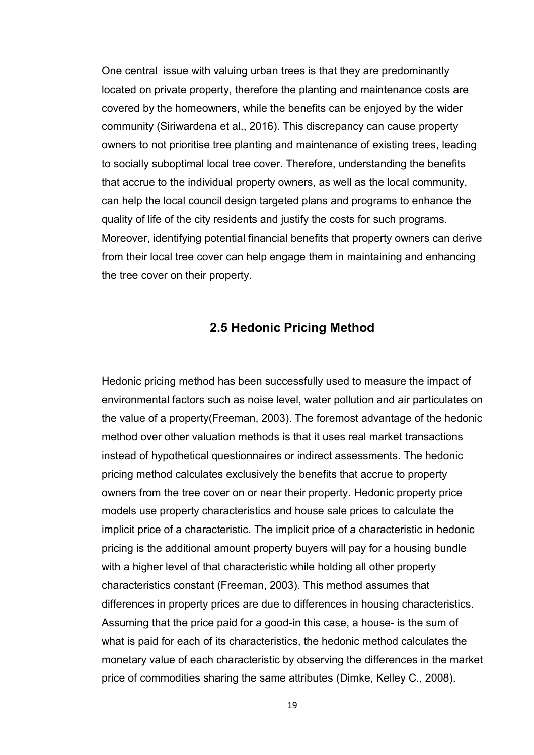One central issue with valuing urban trees is that they are predominantly located on private property, therefore the planting and maintenance costs are covered by the homeowners, while the benefits can be enjoyed by the wider community (Siriwardena et al., 2016). This discrepancy can cause property owners to not prioritise tree planting and maintenance of existing trees, leading to socially suboptimal local tree cover. Therefore, understanding the benefits that accrue to the individual property owners, as well as the local community, can help the local council design targeted plans and programs to enhance the quality of life of the city residents and justify the costs for such programs. Moreover, identifying potential financial benefits that property owners can derive from their local tree cover can help engage them in maintaining and enhancing the tree cover on their property.

## 2.5 Hedonic Pricing Method

Hedonic pricing method has been successfully used to measure the impact of environmental factors such as noise level, water pollution and air particulates on the value of a property(Freeman, 2003). The foremost advantage of the hedonic method over other valuation methods is that it uses real market transactions instead of hypothetical questionnaires or indirect assessments. The hedonic pricing method calculates exclusively the benefits that accrue to property owners from the tree cover on or near their property. Hedonic property price models use property characteristics and house sale prices to calculate the implicit price of a characteristic. The implicit price of a characteristic in hedonic pricing is the additional amount property buyers will pay for a housing bundle with a higher level of that characteristic while holding all other property characteristics constant (Freeman, 2003). This method assumes that differences in property prices are due to differences in housing characteristics. Assuming that the price paid for a good-in this case, a house- is the sum of what is paid for each of its characteristics, the hedonic method calculates the monetary value of each characteristic by observing the differences in the market price of commodities sharing the same attributes (Dimke, Kelley C., 2008).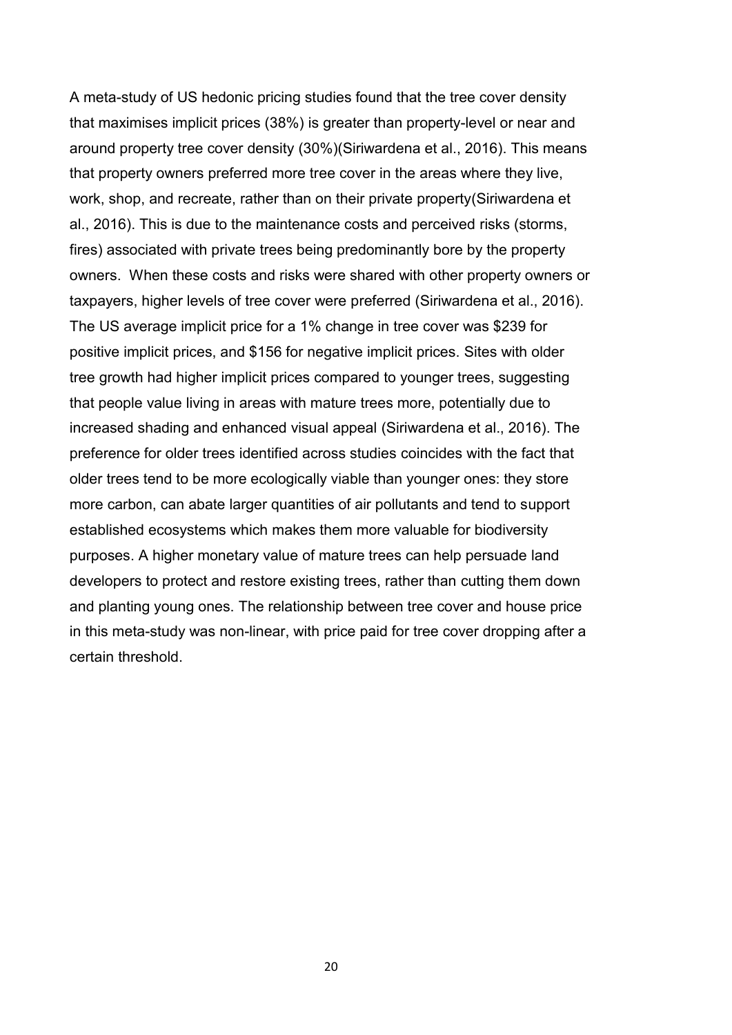A meta-study of US hedonic pricing studies found that the tree cover density that maximises implicit prices (38%) is greater than property-level or near and around property tree cover density (30%)(Siriwardena et al., 2016). This means that property owners preferred more tree cover in the areas where they live, work, shop, and recreate, rather than on their private property(Siriwardena et al., 2016). This is due to the maintenance costs and perceived risks (storms, fires) associated with private trees being predominantly bore by the property owners. When these costs and risks were shared with other property owners or taxpayers, higher levels of tree cover were preferred (Siriwardena et al., 2016). The US average implicit price for a 1% change in tree cover was $239 for positive implicit prices, and $156 for negative implicit prices. Sites with older tree growth had higher implicit prices compared to younger trees, suggesting that people value living in areas with mature trees more, potentially due to increased shading and enhanced visual appeal (Siriwardena et al., 2016). The preference for older trees identified across studies coincides with the fact that older trees tend to be more ecologically viable than younger ones: they store more carbon, can abate larger quantities of air pollutants and tend to support established ecosystems which makes them more valuable for biodiversity purposes. A higher monetary value of mature trees can help persuade land developers to protect and restore existing trees, rather than cutting them down and planting young ones. The relationship between tree cover and house price in this meta-study was non-linear, with price paid for tree cover dropping after a certain threshold.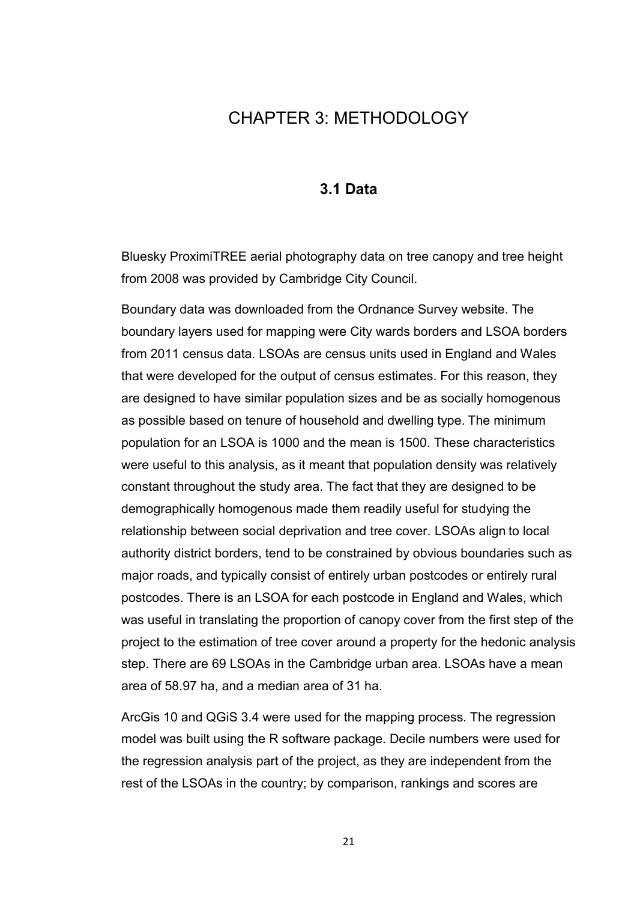# CHAPTER 3: METHODOLOGY

## 3.1 Data

Bluesky ProximiTREE aerial photography data on tree canopy and tree height from 2008 was provided by Cambridge City Council.

Boundary data was downloaded from the Ordnance Survey website. The boundary layers used for mapping were City wards borders and LSOA borders from 2011 census data. LSOAs are census units used in England and Wales that were developed for the output of census estimates. For this reason, they are designed to have similar population sizes and be as socially homogenous as possible based on tenure of household and dwelling type. The minimum population for an LSOA is 1000 and the mean is 1500. These characteristics were useful to this analysis, as it meant that population density was relatively constant throughout the study area. The fact that they are designed to be demographically homogenous made them readily useful for studying the relationship between social deprivation and tree cover. LSOAs align to local authority district borders, tend to be constrained by obvious boundaries such as major roads, and typically consist of entirely urban postcodes or entirely rural postcodes. There is an LSOA for each postcode in England and Wales, which was useful in translating the proportion of canopy cover from the first step of the project to the estimation of tree cover around a property for the hedonic analysis step. There are 69 LSOAs in the Cambridge urban area. LSOAs have a mean area of 58.97 ha, and a median area of 31 ha.

ArcGis 10 and QGiS 3.4 were used for the mapping process. The regression model was built using the R software package. Decile numbers were used for the regression analysis part of the project, as they are independent from the rest of the LSOAs in the country; by comparison, rankings and scores are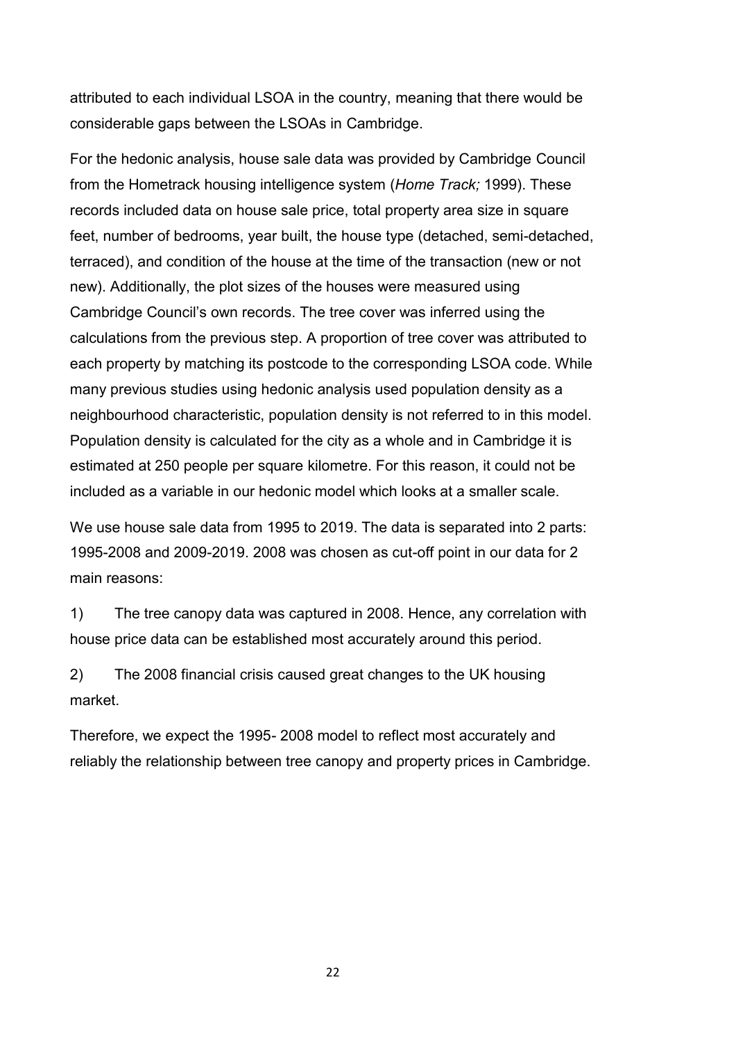attributed to each individual LSOA in the country, meaning that there would be considerable gaps between the LSOAs in Cambridge.

For the hedonic analysis, house sale data was provided by Cambridge Council from the Hometrack housing intelligence system (*Home Track;* 1999). These records included data on house sale price, total property area size in square feet, number of bedrooms, year built, the house type (detached, semi-detached, terraced), and condition of the house at the time of the transaction (new or not new). Additionally, the plot sizes of the houses were measured using Cambridge Council's own records. The tree cover was inferred using the calculations from the previous step. A proportion of tree cover was attributed to each property by matching its postcode to the corresponding LSOA code. While many previous studies using hedonic analysis used population density as a neighbourhood characteristic, population density is not referred to in this model. Population density is calculated for the city as a whole and in Cambridge it is estimated at 250 people per square kilometre. For this reason, it could not be included as a variable in our hedonic model which looks at a smaller scale.

We use house sale data from 1995 to 2019. The data is separated into 2 parts: 1995-2008 and 2009-2019. 2008 was chosen as cut-off point in our data for 2 main reasons:

1) The tree canopy data was captured in 2008. Hence, any correlation with house price data can be established most accurately around this period.

2) The 2008 financial crisis caused great changes to the UK housing market.

Therefore, we expect the 1995- 2008 model to reflect most accurately and reliably the relationship between tree canopy and property prices in Cambridge.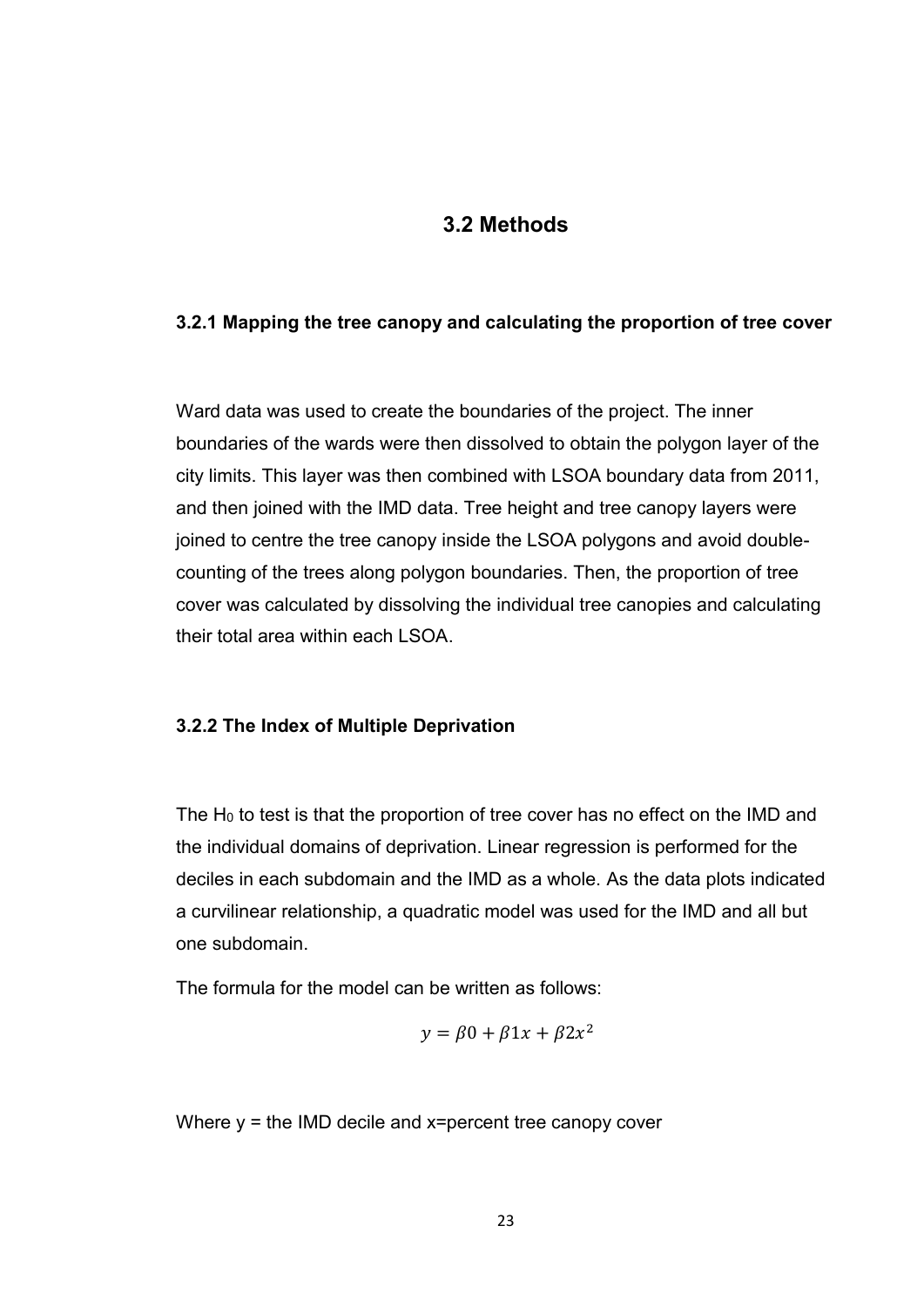## 3.2 Methods

### 3.2.1 Mapping the tree canopy and calculating the proportion of tree cover

Ward data was used to create the boundaries of the project. The inner boundaries of the wards were then dissolved to obtain the polygon layer of the city limits. This layer was then combined with LSOA boundary data from 2011, and then joined with the IMD data. Tree height and tree canopy layers were joined to centre the tree canopy inside the LSOA polygons and avoid double-counting of the trees along polygon boundaries. Then, the proportion of tree cover was calculated by dissolving the individual tree canopies and calculating their total area within each LSOA.

### 3.2.2 The Index of Multiple Deprivation

The $H_0$ to test is that the proportion of tree cover has no effect on the IMD and the individual domains of deprivation. Linear regression is performed for the deciles in each subdomain and the IMD as a whole. As the data plots indicated a curvilinear relationship, a quadratic model was used for the IMD and all but one subdomain.

The formula for the model can be written as follows:

$$y = \beta 0 + \beta 1x + \beta 2x^2$$

Where y = the IMD decile and x=percent tree canopy cover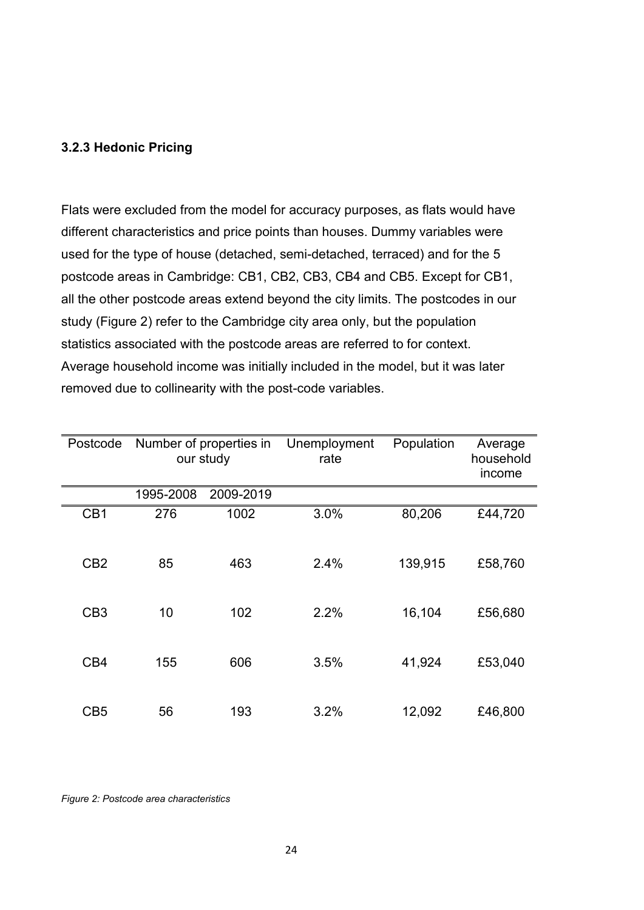### 3.2.3 Hedonic Pricing

Flats were excluded from the model for accuracy purposes, as flats would have different characteristics and price points than houses. Dummy variables were used for the type of house (detached, semi-detached, terraced) and for the 5 postcode areas in Cambridge: CB1, CB2, CB3, CB4 and CB5. Except for CB1, all the other postcode areas extend beyond the city limits. The postcodes in our study (Figure 2) refer to the Cambridge city area only, but the population statistics associated with the postcode areas are referred to for context. Average household income was initially included in the model, but it was later removed due to collinearity with the post-code variables.

| Postcode | Number of properties in our study | | Unemployment rate | Population | Average household income |
|---|---|---|---|---|---|
| | 1995-2008 | 2009-2019 | | | |
| CB1 | 276 | 1002 | 3.0% | 80,206 | £44,720 |
| CB2 | 85 | 463 | 2.4% | 139,915 | £58,760 |
| CB3 | 10 | 102 | 2.2% | 16,104 | £56,680 |
| CB4 | 155 | 606 | 3.5% | 41,924 | £53,040 |
| CB5 | 56 | 193 | 3.2% | 12,092 | £46,800 |

*Figure 2: Postcode area characteristics*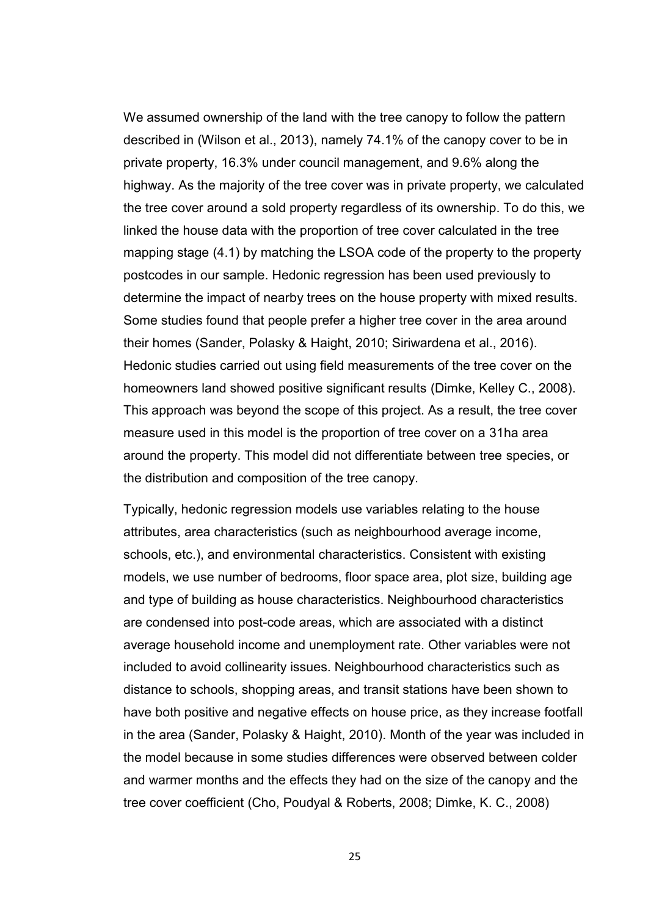We assumed ownership of the land with the tree canopy to follow the pattern described in (Wilson et al., 2013), namely 74.1% of the canopy cover to be in private property, 16.3% under council management, and 9.6% along the highway. As the majority of the tree cover was in private property, we calculated the tree cover around a sold property regardless of its ownership. To do this, we linked the house data with the proportion of tree cover calculated in the tree mapping stage (4.1) by matching the LSOA code of the property to the property postcodes in our sample. Hedonic regression has been used previously to determine the impact of nearby trees on the house property with mixed results. Some studies found that people prefer a higher tree cover in the area around their homes (Sander, Polasky & Haight, 2010; Siriwardena et al., 2016). Hedonic studies carried out using field measurements of the tree cover on the homeowners land showed positive significant results (Dimke, Kelley C., 2008). This approach was beyond the scope of this project. As a result, the tree cover measure used in this model is the proportion of tree cover on a 31ha area around the property. This model did not differentiate between tree species, or the distribution and composition of the tree canopy.

Typically, hedonic regression models use variables relating to the house attributes, area characteristics (such as neighbourhood average income, schools, etc.), and environmental characteristics. Consistent with existing models, we use number of bedrooms, floor space area, plot size, building age and type of building as house characteristics. Neighbourhood characteristics are condensed into post-code areas, which are associated with a distinct average household income and unemployment rate. Other variables were not included to avoid collinearity issues. Neighbourhood characteristics such as distance to schools, shopping areas, and transit stations have been shown to have both positive and negative effects on house price, as they increase footfall in the area (Sander, Polasky & Haight, 2010). Month of the year was included in the model because in some studies differences were observed between colder and warmer months and the effects they had on the size of the canopy and the tree cover coefficient (Cho, Poudyal & Roberts, 2008; Dimke, K. C., 2008)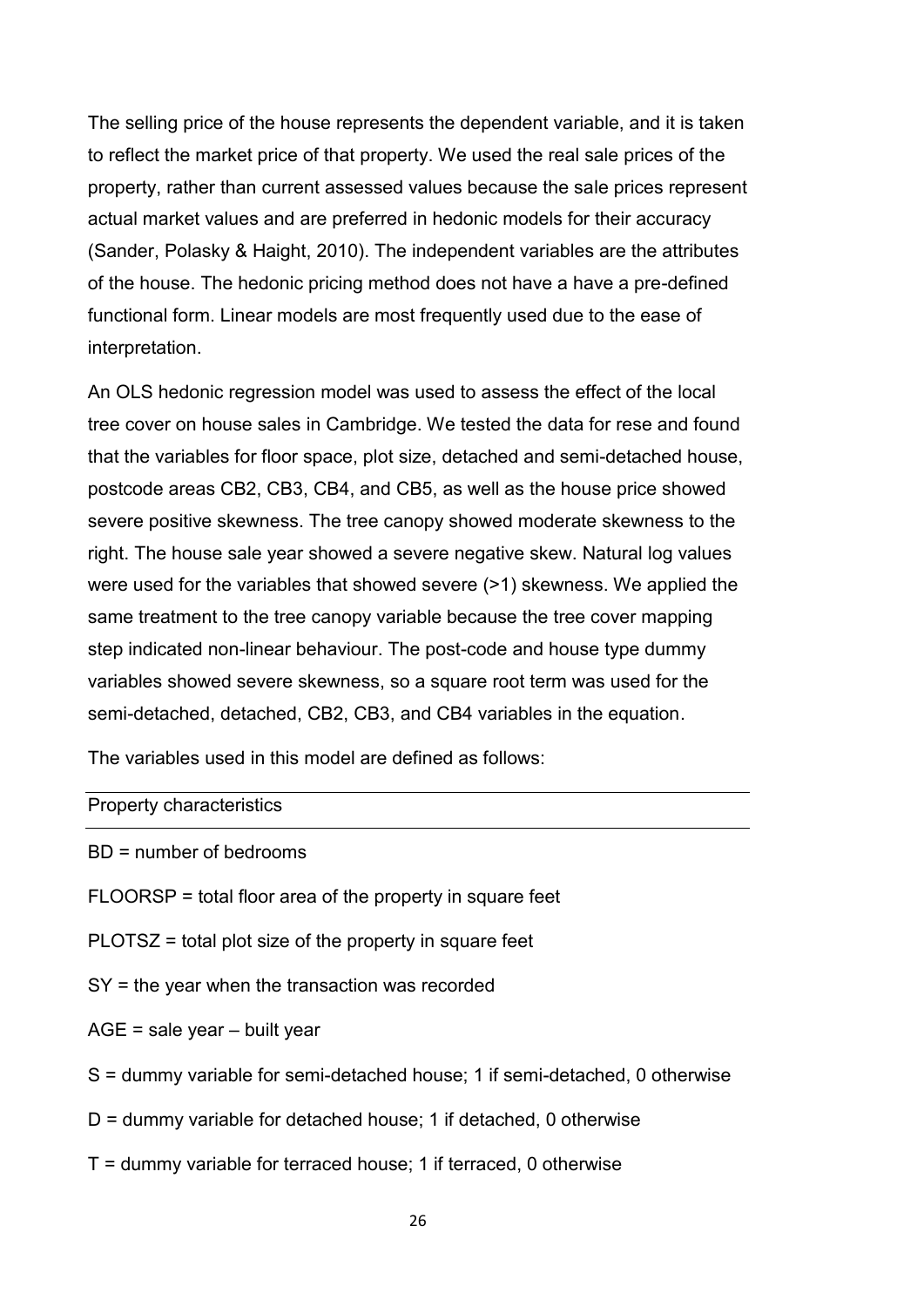The selling price of the house represents the dependent variable, and it is taken to reflect the market price of that property. We used the real sale prices of the property, rather than current assessed values because the sale prices represent actual market values and are preferred in hedonic models for their accuracy (Sander, Polasky & Haight, 2010). The independent variables are the attributes of the house. The hedonic pricing method does not have a have a pre-defined functional form. Linear models are most frequently used due to the ease of interpretation.

An OLS hedonic regression model was used to assess the effect of the local tree cover on house sales in Cambridge. We tested the data for rese and found that the variables for floor space, plot size, detached and semi-detached house, postcode areas CB2, CB3, CB4, and CB5, as well as the house price showed severe positive skewness. The tree canopy showed moderate skewness to the right. The house sale year showed a severe negative skew. Natural log values were used for the variables that showed severe (>1) skewness. We applied the same treatment to the tree canopy variable because the tree cover mapping step indicated non-linear behaviour. The post-code and house type dummy variables showed severe skewness, so a square root term was used for the semi-detached, detached, CB2, CB3, and CB4 variables in the equation.

The variables used in this model are defined as follows:

| Property characteristics |
|---|
| BD = number of bedrooms |
| FLOORSP = total floor area of the property in square feet |
| PLOTSZ = total plot size of the property in square feet |
| SY = the year when the transaction was recorded |
| AGE = sale year – built year |
| S = dummy variable for semi-detached house; 1 if semi-detached, 0 otherwise |
| D = dummy variable for detached house; 1 if detached, 0 otherwise |
| T = dummy variable for terraced house; 1 if terraced, 0 otherwise |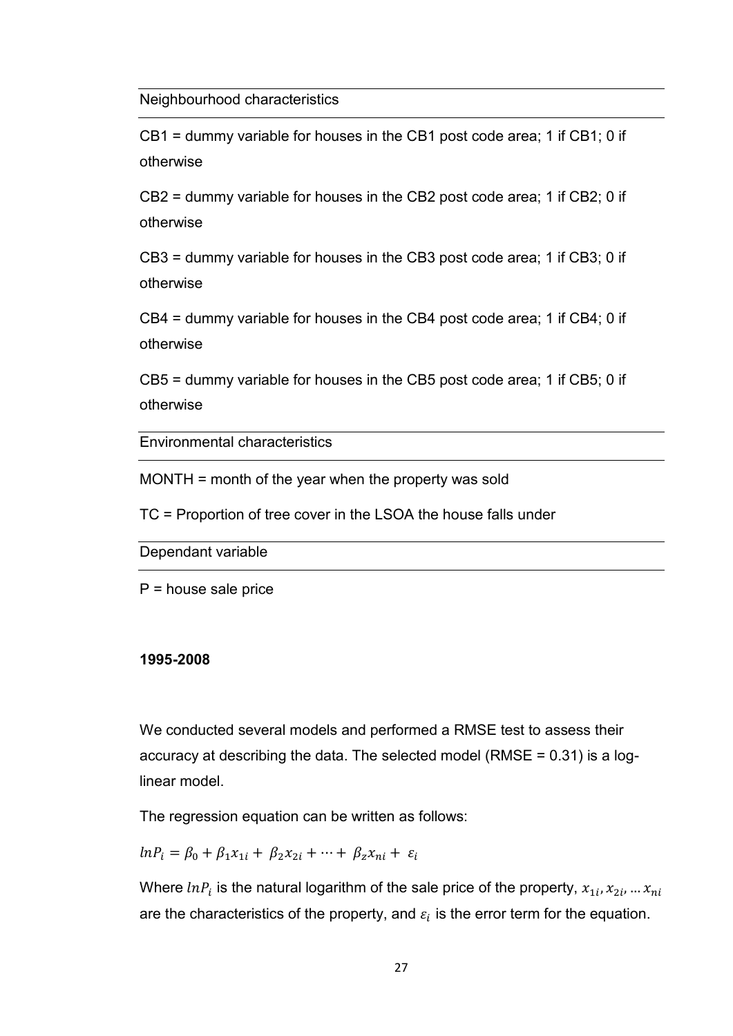| Neighbourhood characteristics |
| --- |
| CB1 = dummy variable for houses in the CB1 post code area; 1 if CB1; 0 if otherwise |
| CB2 = dummy variable for houses in the CB2 post code area; 1 if CB2; 0 if otherwise |
| CB3 = dummy variable for houses in the CB3 post code area; 1 if CB3; 0 if otherwise |
| CB4 = dummy variable for houses in the CB4 post code area; 1 if CB4; 0 if otherwise |
| CB5 = dummy variable for houses in the CB5 post code area; 1 if CB5; 0 if otherwise |
| **Environmental characteristics** |
| MONTH = month of the year when the property was sold |
| TC = Proportion of tree cover in the LSOA the house falls under |
| **Dependant variable** |
| P = house sale price |

**1995-2008**

We conducted several models and performed a RMSE test to assess their accuracy at describing the data. The selected model (RMSE = 0.31) is a log-linear model.

The regression equation can be written as follows:

$$lnP_i = \beta_0 + \beta_1 x_{1i} + \beta_2 x_{2i} + \cdots + \beta_z x_{ni} + \varepsilon_i$$

Where $lnP_i$ is the natural logarithm of the sale price of the property, $x_{1i}, x_{2i}, \ldots x_{ni}$ are the characteristics of the property, and $\varepsilon_i$ is the error term for the equation.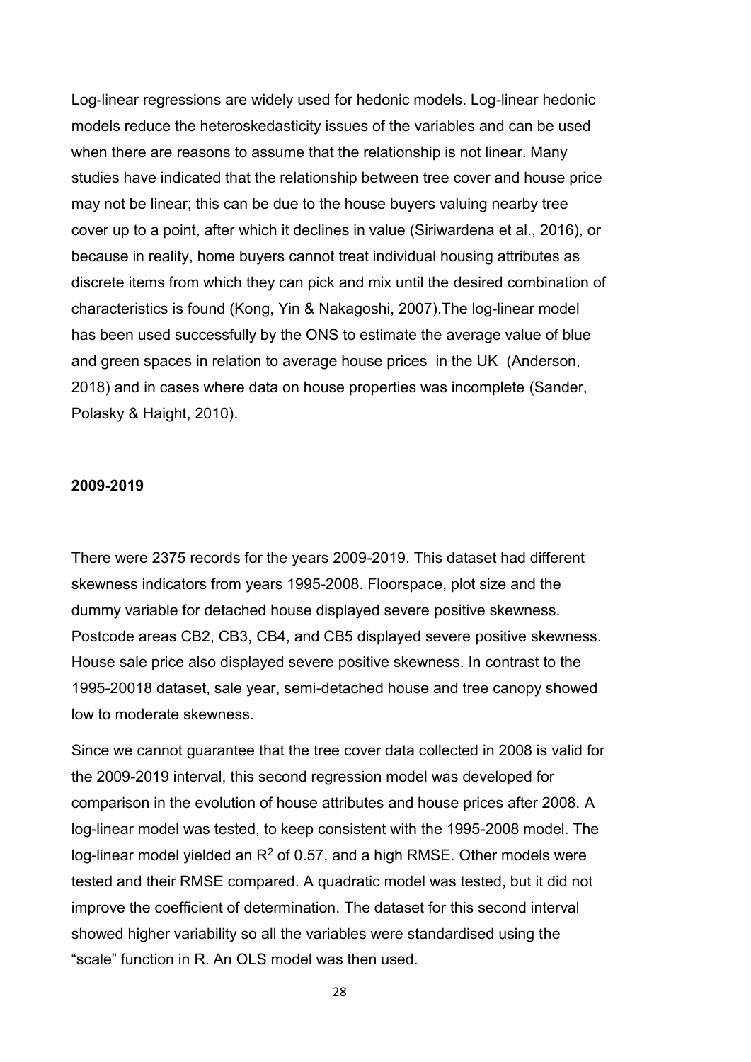Log-linear regressions are widely used for hedonic models. Log-linear hedonic models reduce the heteroskedasticity issues of the variables and can be used when there are reasons to assume that the relationship is not linear. Many studies have indicated that the relationship between tree cover and house price may not be linear; this can be due to the house buyers valuing nearby tree cover up to a point, after which it declines in value (Siriwardena et al., 2016), or because in reality, home buyers cannot treat individual housing attributes as discrete items from which they can pick and mix until the desired combination of characteristics is found (Kong, Yin & Nakagoshi, 2007).The log-linear model has been used successfully by the ONS to estimate the average value of blue and green spaces in relation to average house prices in the UK (Anderson, 2018) and in cases where data on house properties was incomplete (Sander, Polasky & Haight, 2010).

**2009-2019**

There were 2375 records for the years 2009-2019. This dataset had different skewness indicators from years 1995-2008. Floorspace, plot size and the dummy variable for detached house displayed severe positive skewness. Postcode areas CB2, CB3, CB4, and CB5 displayed severe positive skewness. House sale price also displayed severe positive skewness. In contrast to the 1995-20018 dataset, sale year, semi-detached house and tree canopy showed low to moderate skewness.

Since we cannot guarantee that the tree cover data collected in 2008 is valid for the 2009-2019 interval, this second regression model was developed for comparison in the evolution of house attributes and house prices after 2008. A log-linear model was tested, to keep consistent with the 1995-2008 model. The log-linear model yielded an $R^2$ of 0.57, and a high RMSE. Other models were tested and their RMSE compared. A quadratic model was tested, but it did not improve the coefficient of determination. The dataset for this second interval showed higher variability so all the variables were standardised using the "scale" function in R. An OLS model was then used.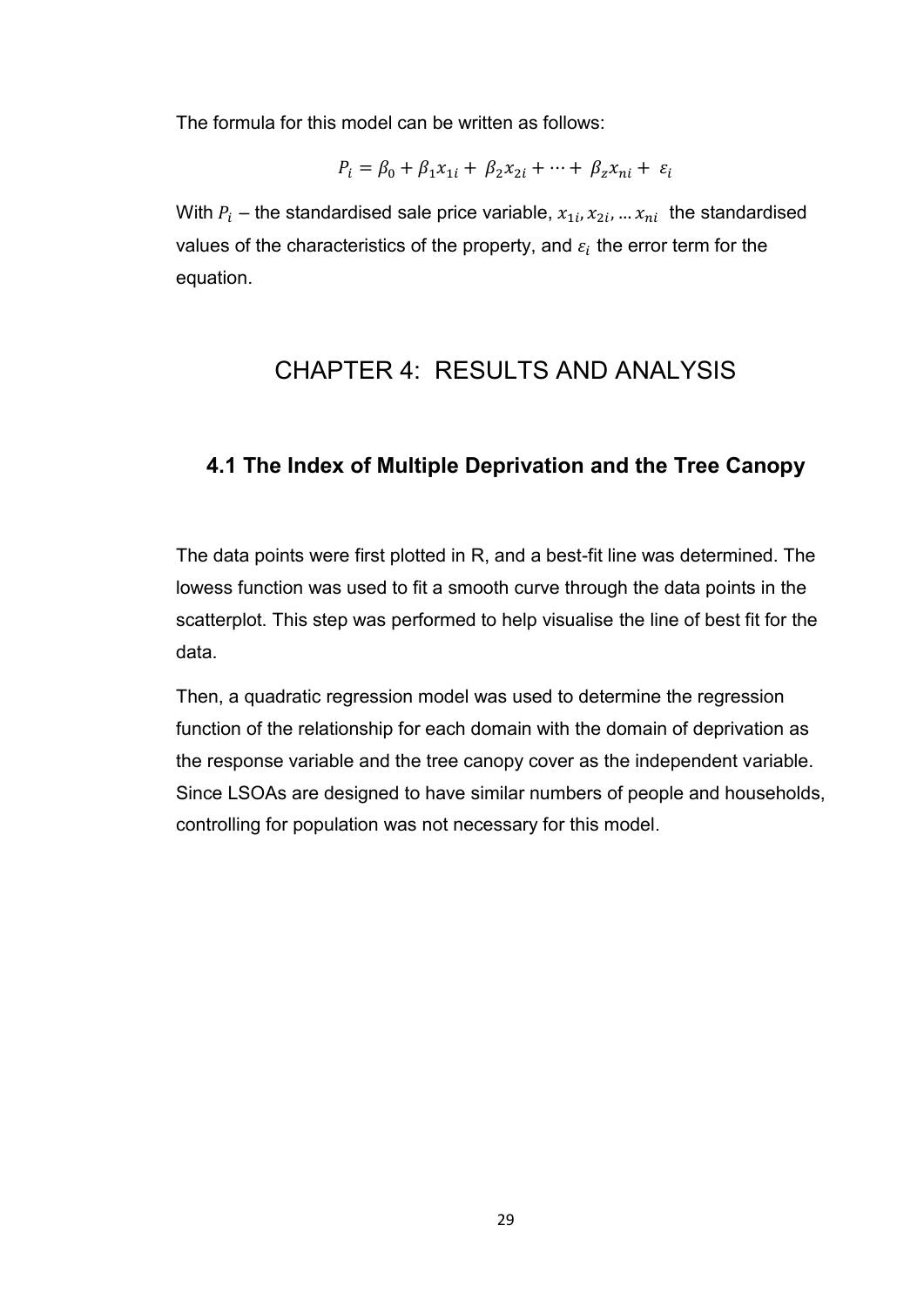The formula for this model can be written as follows:

$$P_i = \beta_0 + \beta_1 x_{1i} + \beta_2 x_{2i} + \cdots + \beta_z x_{ni} + \varepsilon_i$$

With $P_i$ – the standardised sale price variable, $x_{1i}, x_{2i}, \ldots x_{ni}$ the standardised values of the characteristics of the property, and $\varepsilon_i$ the error term for the equation.

# CHAPTER 4: RESULTS AND ANALYSIS

## 4.1 The Index of Multiple Deprivation and the Tree Canopy

The data points were first plotted in R, and a best-fit line was determined. The lowess function was used to fit a smooth curve through the data points in the scatterplot. This step was performed to help visualise the line of best fit for the data.

Then, a quadratic regression model was used to determine the regression function of the relationship for each domain with the domain of deprivation as the response variable and the tree canopy cover as the independent variable. Since LSOAs are designed to have similar numbers of people and households, controlling for population was not necessary for this model.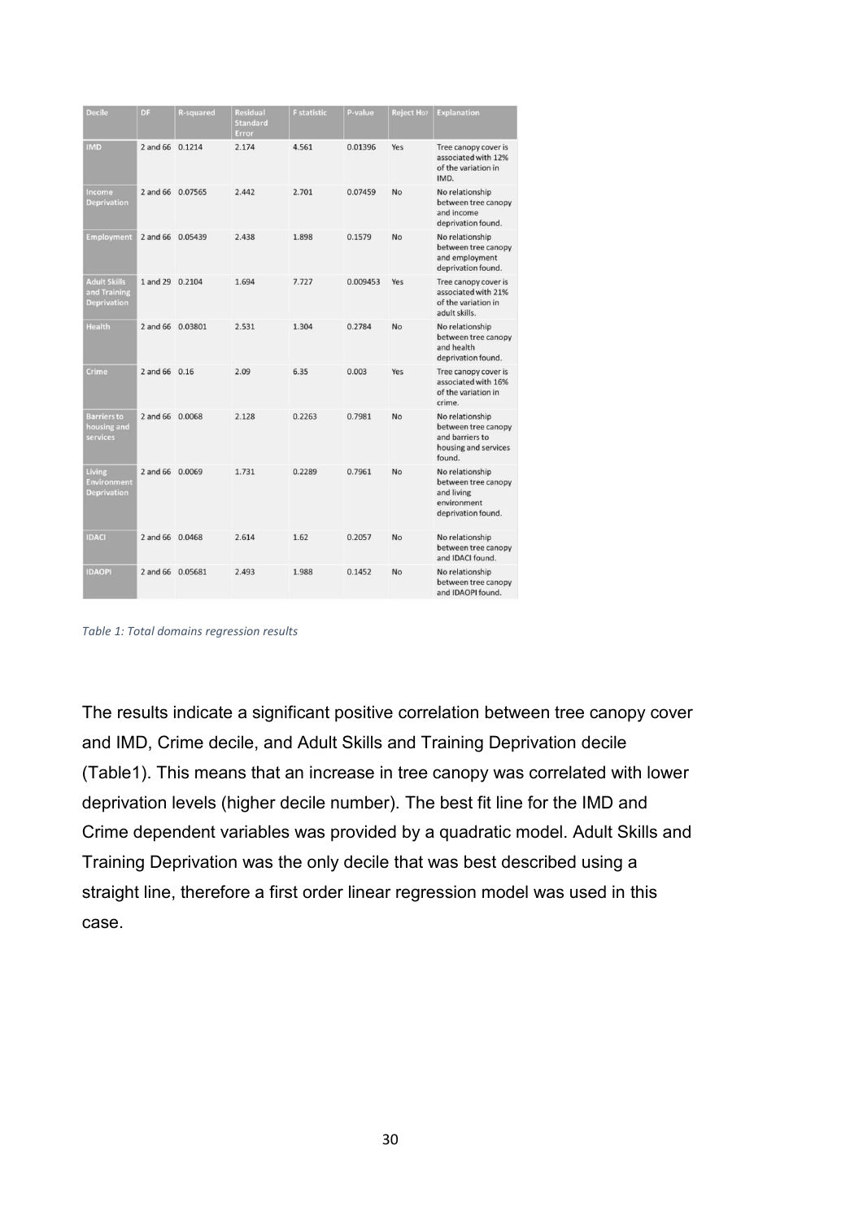| Decile | DF | R-squared | Residual Standard Error | F statistic | P-value | Reject Ho? | Explanation |
|---|---|---|---|---|---|---|---|
| IMD | 2 and 66 | 0.1214 | 2.174 | 4.561 | 0.01396 | Yes | Tree canopy cover is associated with 12% of the variation in IMD. |
| Income Deprivation | 2 and 66 | 0.07565 | 2.442 | 2.701 | 0.07459 | No | No relationship between tree canopy and income deprivation found. |
| Employment | 2 and 66 | 0.05439 | 2.438 | 1.898 | 0.1579 | No | No relationship between tree canopy and employment deprivation found. |
| Adult Skills and Training Deprivation | 1 and 29 | 0.2104 | 1.694 | 7.727 | 0.009453 | Yes | Tree canopy cover is associated with 21% of the variation in adult skills. |
| Health | 2 and 66 | 0.03801 | 2.531 | 1.304 | 0.2784 | No | No relationship between tree canopy and health deprivation found. |
| Crime | 2 and 66 | 0.16 | 2.09 | 6.35 | 0.003 | Yes | Tree canopy cover is associated with 16% of the variation in crime. |
| Barriers to housing and services | 2 and 66 | 0.0068 | 2.128 | 0.2263 | 0.7981 | No | No relationship between tree canopy and barriers to housing and services found. |
| Living Environment Deprivation | 2 and 66 | 0.0069 | 1.731 | 0.2289 | 0.7961 | No | No relationship between tree canopy and living environment deprivation found. |
| IDACI | 2 and 66 | 0.0468 | 2.614 | 1.62 | 0.2057 | No | No relationship between tree canopy and IDACI found. |
| IDAOPI | 2 and 66 | 0.05681 | 2.493 | 1.988 | 0.1452 | No | No relationship between tree canopy and IDAOPI found. |

*Table 1: Total domains regression results*

The results indicate a significant positive correlation between tree canopy cover and IMD, Crime decile, and Adult Skills and Training Deprivation decile (Table1). This means that an increase in tree canopy was correlated with lower deprivation levels (higher decile number). The best fit line for the IMD and Crime dependent variables was provided by a quadratic model. Adult Skills and Training Deprivation was the only decile that was best described using a straight line, therefore a first order linear regression model was used in this case.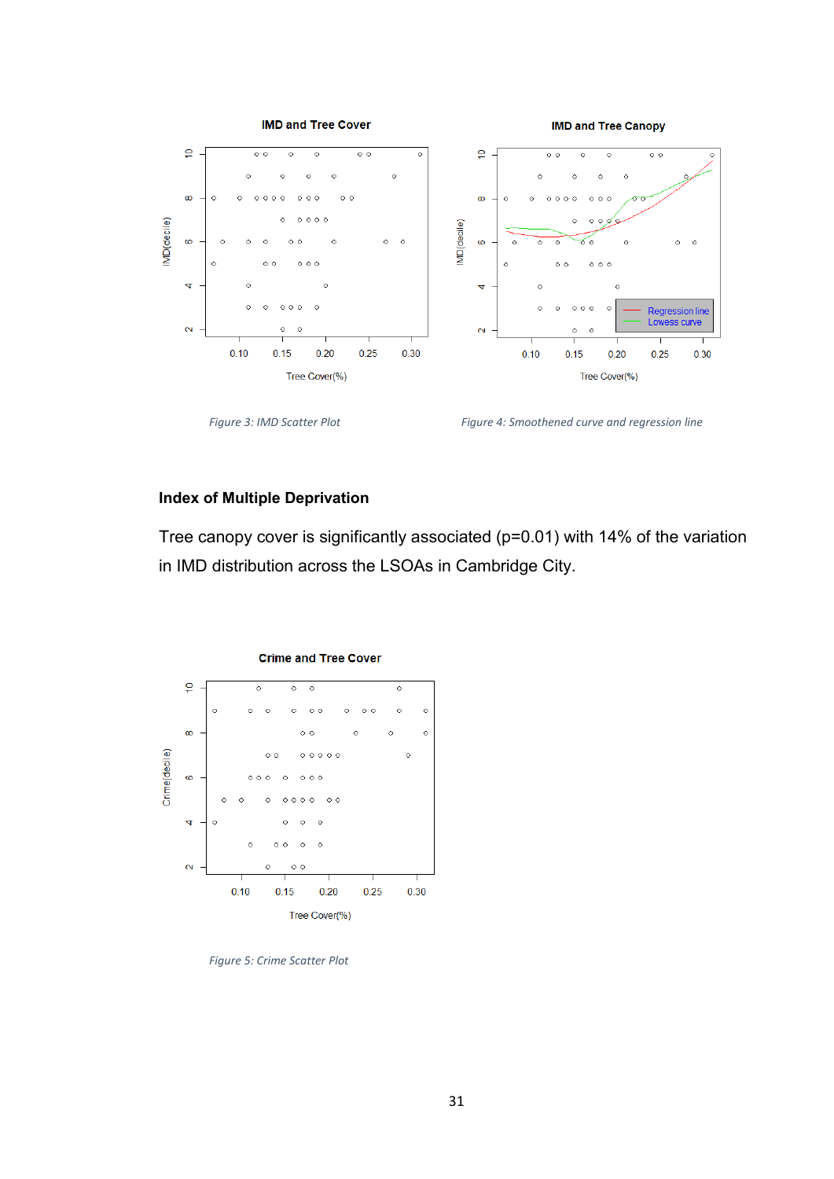*Figure 3: IMD Scatter Plot*

*Figure 4: Smoothened curve and regression line*

### Index of Multiple Deprivation

Tree canopy cover is significantly associated (p=0.01) with 14% of the variation in IMD distribution across the LSOAs in Cambridge City.

*Figure 5: Crime Scatter Plot*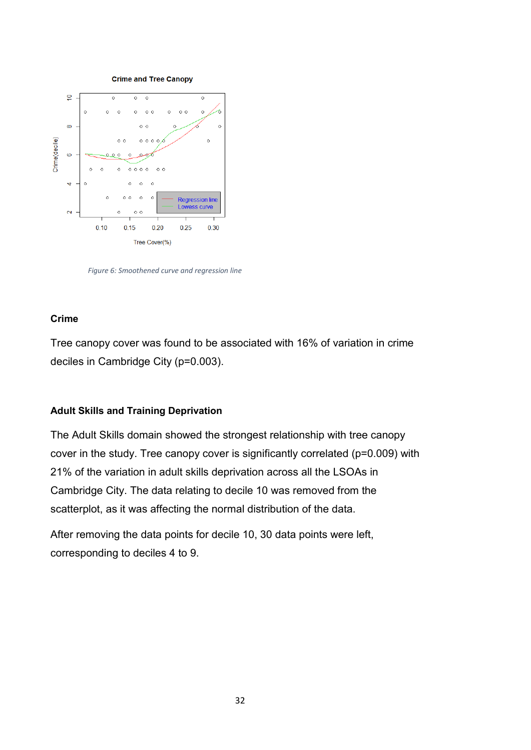*Figure 6: Smoothened curve and regression line*

### Crime

Tree canopy cover was found to be associated with 16% of variation in crime deciles in Cambridge City (p=0.003).

### Adult Skills and Training Deprivation

The Adult Skills domain showed the strongest relationship with tree canopy cover in the study. Tree canopy cover is significantly correlated (p=0.009) with 21% of the variation in adult skills deprivation across all the LSOAs in Cambridge City. The data relating to decile 10 was removed from the scatterplot, as it was affecting the normal distribution of the data.

After removing the data points for decile 10, 30 data points were left, corresponding to deciles 4 to 9.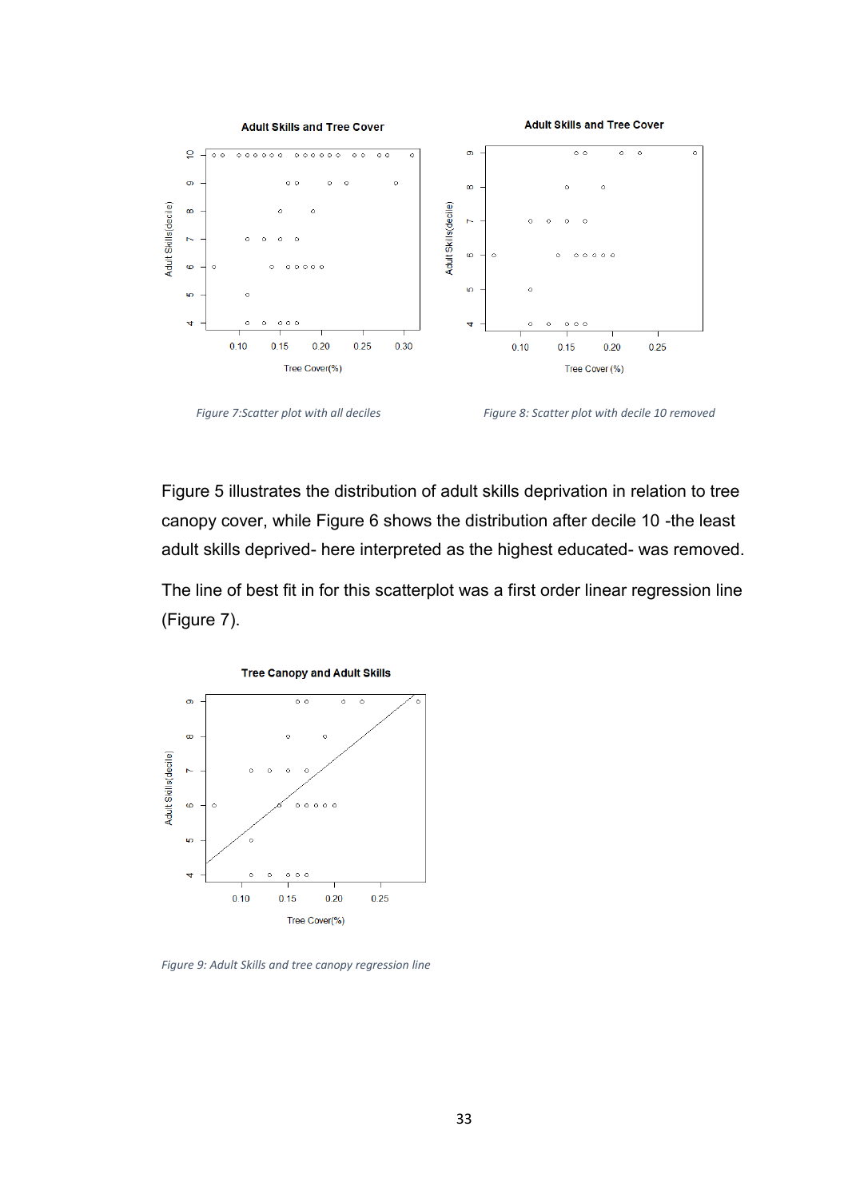*Figure 7:Scatter plot with all deciles*

*Figure 8: Scatter plot with decile 10 removed*

Figure 5 illustrates the distribution of adult skills deprivation in relation to tree canopy cover, while Figure 6 shows the distribution after decile 10 -the least adult skills deprived- here interpreted as the highest educated- was removed.

The line of best fit in for this scatterplot was a first order linear regression line (Figure 7).

*Figure 9: Adult Skills and tree canopy regression line*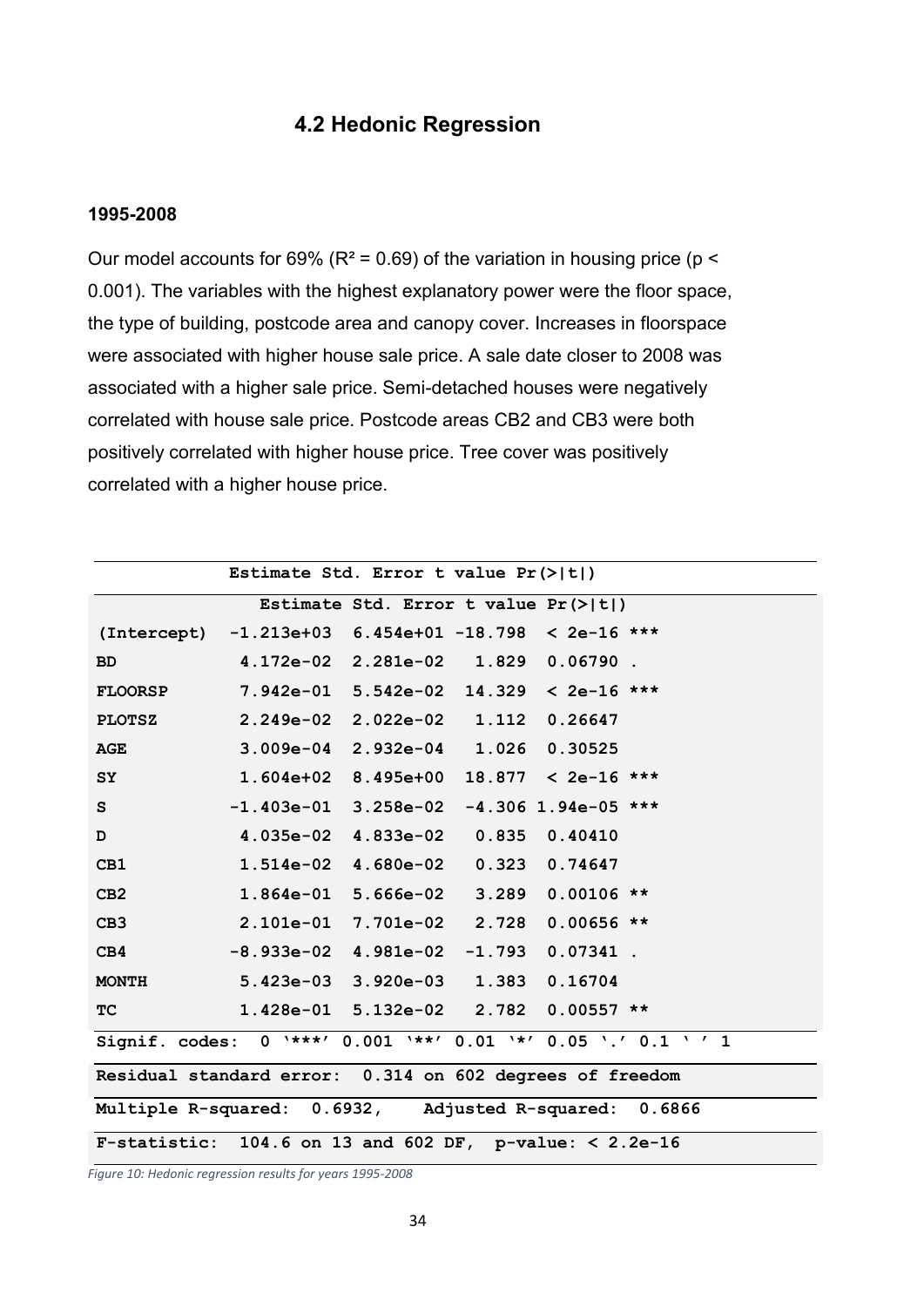## 4.2 Hedonic Regression

**1995-2008**

Our model accounts for 69% ($R^2 = 0.69$) of the variation in housing price ($p < 0.001$). The variables with the highest explanatory power were the floor space, the type of building, postcode area and canopy cover. Increases in floorspace were associated with higher house sale price. A sale date closer to 2008 was associated with a higher sale price. Semi-detached houses were negatively correlated with house sale price. Postcode areas CB2 and CB3 were both positively correlated with higher house price. Tree cover was positively correlated with a higher house price.

| | Estimate | Std. Error | t value | Pr(>\|t\|) | |
|---|---|---|---|---|---|
| (Intercept) | -1.213e+03 | 6.454e+01 | -18.798 | < 2e-16 | *** |
| BD | 4.172e-02 | 2.281e-02 | 1.829 | 0.06790 | . |
| FLOORSP | 7.942e-01 | 5.542e-02 | 14.329 | < 2e-16 | *** |
| PLOTSZ | 2.249e-02 | 2.022e-02 | 1.112 | 0.26647 | |
| AGE | 3.009e-04 | 2.932e-04 | 1.026 | 0.30525 | |
| SY | 1.604e+02 | 8.495e+00 | 18.877 | < 2e-16 | *** |
| S | -1.403e-01 | 3.258e-02 | -4.306 | 1.94e-05 | *** |
| D | 4.035e-02 | 4.833e-02 | 0.835 | 0.40410 | |
| CB1 | 1.514e-02 | 4.680e-02 | 0.323 | 0.74647 | |
| CB2 | 1.864e-01 | 5.666e-02 | 3.289 | 0.00106 | ** |
| CB3 | 2.101e-01 | 7.701e-02 | 2.728 | 0.00656 | ** |
| CB4 | -8.933e-02 | 4.981e-02 | -1.793 | 0.07341 | . |
| MONTH | 5.423e-03 | 3.920e-03 | 1.383 | 0.16704 | |
| TC | 1.428e-01 | 5.132e-02 | 2.782 | 0.00557 | ** |

Signif. codes: 0 '***' 0.001 '**' 0.01 '*' 0.05 '.' 0.1 ' ' 1

Residual standard error: 0.314 on 602 degrees of freedom

Multiple R-squared: 0.6932, Adjusted R-squared: 0.6866

F-statistic: 104.6 on 13 and 602 DF, p-value: < 2.2e-16

*Figure 10: Hedonic regression results for years 1995-2008*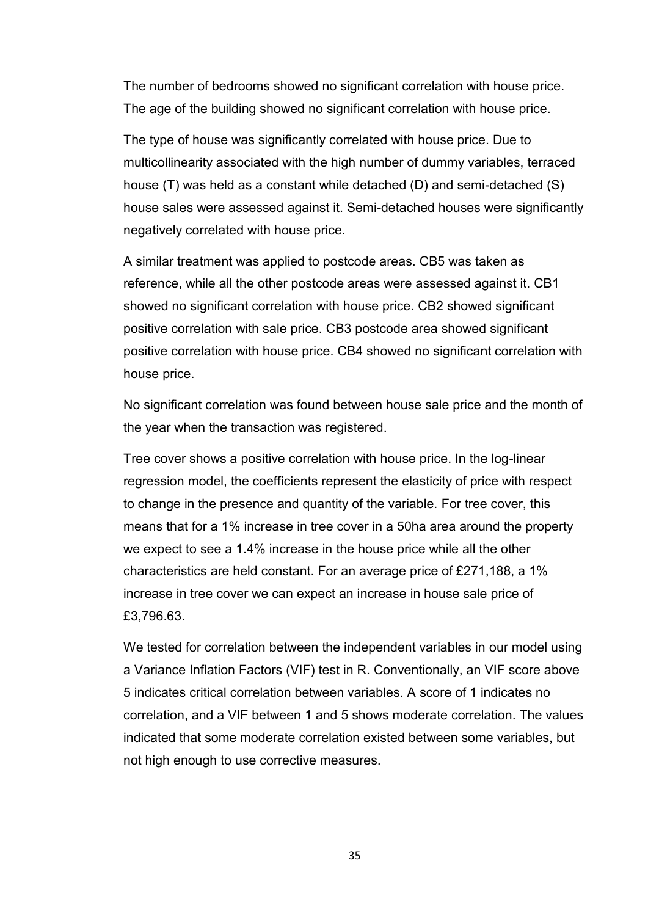The number of bedrooms showed no significant correlation with house price. The age of the building showed no significant correlation with house price.

The type of house was significantly correlated with house price. Due to multicollinearity associated with the high number of dummy variables, terraced house (T) was held as a constant while detached (D) and semi-detached (S) house sales were assessed against it. Semi-detached houses were significantly negatively correlated with house price.

A similar treatment was applied to postcode areas. CB5 was taken as reference, while all the other postcode areas were assessed against it. CB1 showed no significant correlation with house price. CB2 showed significant positive correlation with sale price. CB3 postcode area showed significant positive correlation with house price. CB4 showed no significant correlation with house price.

No significant correlation was found between house sale price and the month of the year when the transaction was registered.

Tree cover shows a positive correlation with house price. In the log-linear regression model, the coefficients represent the elasticity of price with respect to change in the presence and quantity of the variable. For tree cover, this means that for a 1% increase in tree cover in a 50ha area around the property we expect to see a 1.4% increase in the house price while all the other characteristics are held constant. For an average price of £271,188, a 1% increase in tree cover we can expect an increase in house sale price of £3,796.63.

We tested for correlation between the independent variables in our model using a Variance Inflation Factors (VIF) test in R. Conventionally, an VIF score above 5 indicates critical correlation between variables. A score of 1 indicates no correlation, and a VIF between 1 and 5 shows moderate correlation. The values indicated that some moderate correlation existed between some variables, but not high enough to use corrective measures.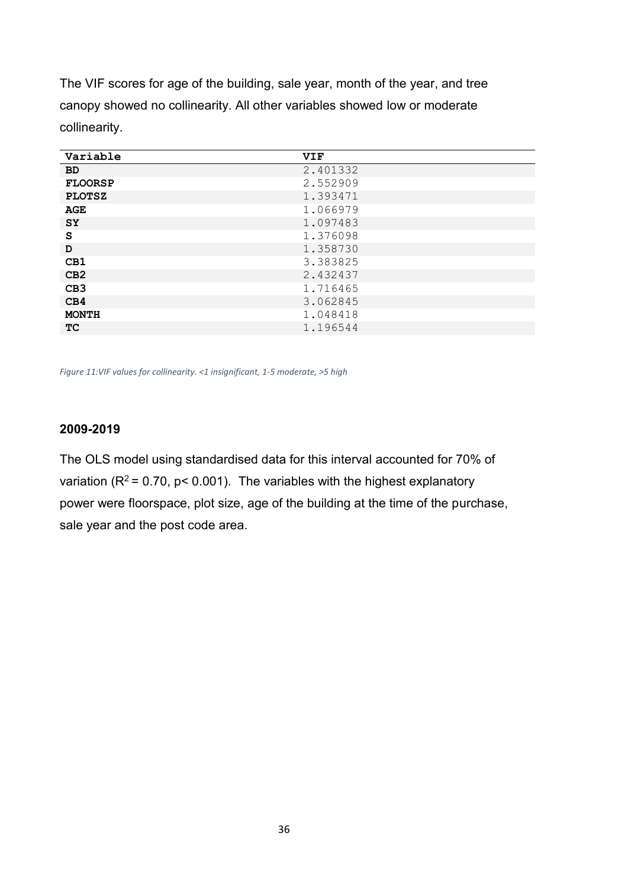The VIF scores for age of the building, sale year, month of the year, and tree canopy showed no collinearity. All other variables showed low or moderate collinearity.

| Variable | VIF |
|---|---|
| **BD** | 2.401332 |
| **FLOORSP** | 2.552909 |
| **PLOTSZ** | 1.393471 |
| **AGE** | 1.066979 |
| **SY** | 1.097483 |
| **S** | 1.376098 |
| **D** | 1.358730 |
| **CB1** | 3.383825 |
| **CB2** | 2.432437 |
| **CB3** | 1.716465 |
| **CB4** | 3.062845 |
| **MONTH** | 1.048418 |
| **TC** | 1.196544 |

*Figure 11:VIF values for collinearity. <1 insignificant, 1-5 moderate, >5 high*

#### 2009-2019

The OLS model using standardised data for this interval accounted for 70% of variation ($R^2 = 0.70$, $p < 0.001$). The variables with the highest explanatory power were floorspace, plot size, age of the building at the time of the purchase, sale year and the post code area.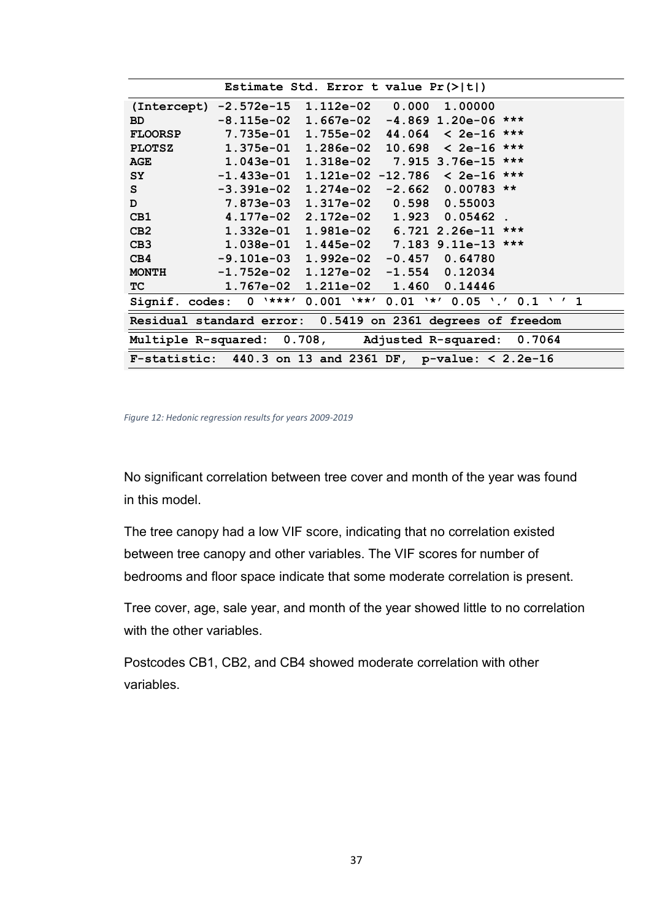| | Estimate | Std. Error | t value | Pr(>\|t\|) | |
|---|---|---|---|---|---|
| (Intercept) | -2.572e-15 | 1.112e-02 | 0.000 | 1.00000 | |
| BD | -8.115e-02 | 1.667e-02 | -4.869 | 1.20e-06 | *** |
| FLOORSP | 7.735e-01 | 1.755e-02 | 44.064 | < 2e-16 | *** |
| PLOTSZ | 1.375e-01 | 1.286e-02 | 10.698 | < 2e-16 | *** |
| AGE | 1.043e-01 | 1.318e-02 | 7.915 | 3.76e-15 | *** |
| SY | -1.433e-01 | 1.121e-02 | -12.786 | < 2e-16 | *** |
| S | -3.391e-02 | 1.274e-02 | -2.662 | 0.00783 | ** |
| D | 7.873e-03 | 1.317e-02 | 0.598 | 0.55003 | |
| CB1 | 4.177e-02 | 2.172e-02 | 1.923 | 0.05462 | . |
| CB2 | 1.332e-01 | 1.981e-02 | 6.721 | 2.26e-11 | *** |
| CB3 | 1.038e-01 | 1.445e-02 | 7.183 | 9.11e-13 | *** |
| CB4 | -9.101e-03 | 1.992e-02 | -0.457 | 0.64780 | |
| MONTH | -1.752e-02 | 1.127e-02 | -1.554 | 0.12034 | |
| TC | 1.767e-02 | 1.211e-02 | 1.460 | 0.14446 | |
| Signif. codes: 0 '***' 0.001 '**' 0.01 '*' 0.05 '.' 0.1 ' ' 1 | | | | | |
| Residual standard error: 0.5419 on 2361 degrees of freedom | | | | | |
| Multiple R-squared: 0.708, Adjusted R-squared: 0.7064 | | | | | |
| F-statistic: 440.3 on 13 and 2361 DF, p-value: < 2.2e-16 | | | | | |

*Figure 12: Hedonic regression results for years 2009-2019*

No significant correlation between tree cover and month of the year was found in this model.

The tree canopy had a low VIF score, indicating that no correlation existed between tree canopy and other variables. The VIF scores for number of bedrooms and floor space indicate that some moderate correlation is present.

Tree cover, age, sale year, and month of the year showed little to no correlation with the other variables.

Postcodes CB1, CB2, and CB4 showed moderate correlation with other variables.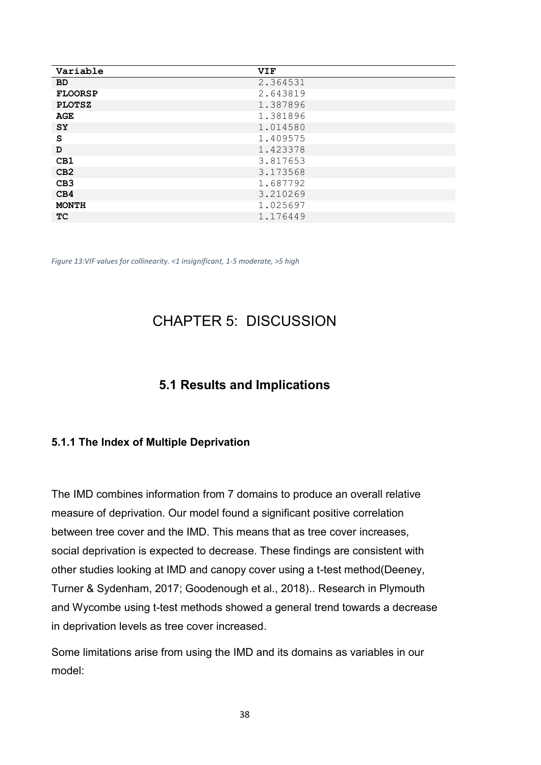| Variable | VIF |
| --- | --- |
| BD | 2.364531 |
| FLOORSP | 2.643819 |
| PLOTSZ | 1.387896 |
| AGE | 1.381896 |
| SY | 1.014580 |
| S | 1.409575 |
| D | 1.423378 |
| CB1 | 3.817653 |
| CB2 | 3.173568 |
| CB3 | 1.687792 |
| CB4 | 3.210269 |
| MONTH | 1.025697 |
| TC | 1.176449 |

*Figure 13:VIF values for collinearity. <1 insignificant, 1-5 moderate, >5 high*

# CHAPTER 5: DISCUSSION

## 5.1 Results and Implications

### 5.1.1 The Index of Multiple Deprivation

The IMD combines information from 7 domains to produce an overall relative measure of deprivation. Our model found a significant positive correlation between tree cover and the IMD. This means that as tree cover increases, social deprivation is expected to decrease. These findings are consistent with other studies looking at IMD and canopy cover using a t-test method(Deeney, Turner & Sydenham, 2017; Goodenough et al., 2018).. Research in Plymouth and Wycombe using t-test methods showed a general trend towards a decrease in deprivation levels as tree cover increased.

Some limitations arise from using the IMD and its domains as variables in our model: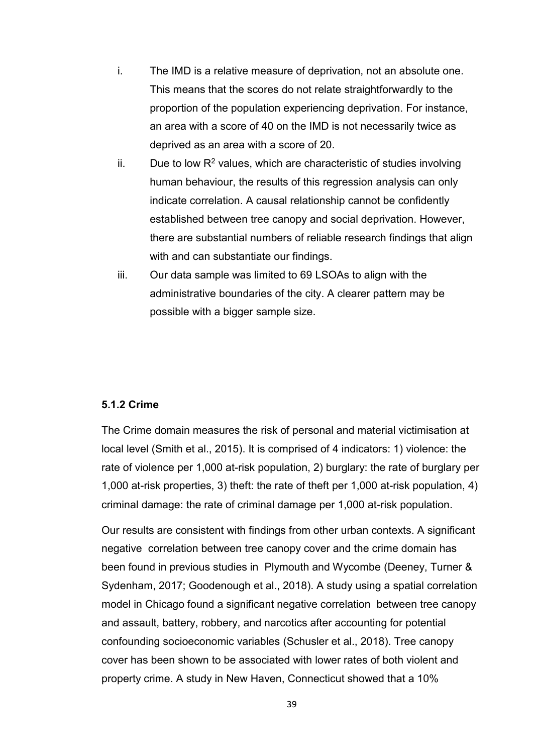i. The IMD is a relative measure of deprivation, not an absolute one. This means that the scores do not relate straightforwardly to the proportion of the population experiencing deprivation. For instance, an area with a score of 40 on the IMD is not necessarily twice as deprived as an area with a score of 20.

ii. Due to low $R^2$ values, which are characteristic of studies involving human behaviour, the results of this regression analysis can only indicate correlation. A causal relationship cannot be confidently established between tree canopy and social deprivation. However, there are substantial numbers of reliable research findings that align with and can substantiate our findings.

iii. Our data sample was limited to 69 LSOAs to align with the administrative boundaries of the city. A clearer pattern may be possible with a bigger sample size.

#### 5.1.2 Crime

The Crime domain measures the risk of personal and material victimisation at local level (Smith et al., 2015). It is comprised of 4 indicators: 1) violence: the rate of violence per 1,000 at-risk population, 2) burglary: the rate of burglary per 1,000 at-risk properties, 3) theft: the rate of theft per 1,000 at-risk population, 4) criminal damage: the rate of criminal damage per 1,000 at-risk population.

Our results are consistent with findings from other urban contexts. A significant negative correlation between tree canopy cover and the crime domain has been found in previous studies in Plymouth and Wycombe (Deeney, Turner & Sydenham, 2017; Goodenough et al., 2018). A study using a spatial correlation model in Chicago found a significant negative correlation between tree canopy and assault, battery, robbery, and narcotics after accounting for potential confounding socioeconomic variables (Schusler et al., 2018). Tree canopy cover has been shown to be associated with lower rates of both violent and property crime. A study in New Haven, Connecticut showed that a 10%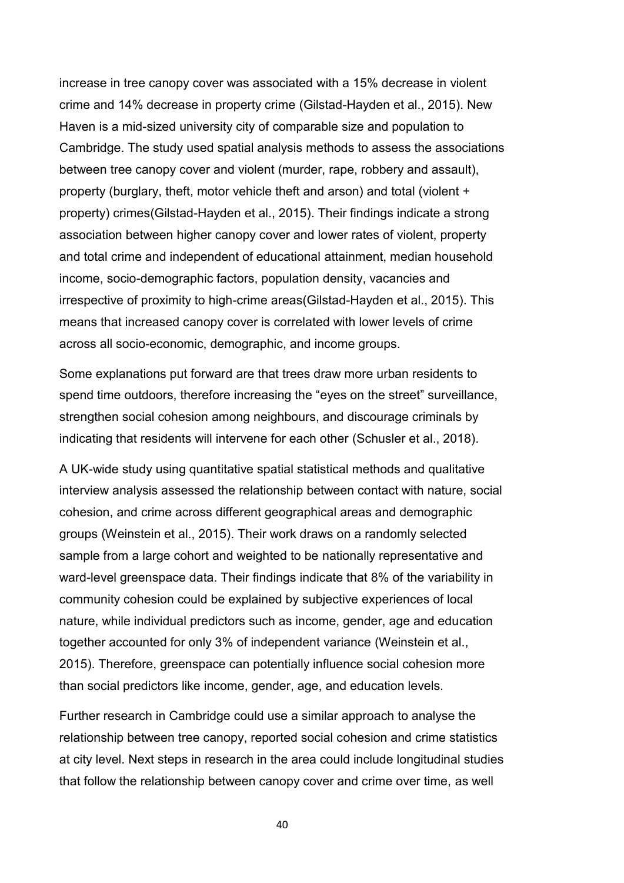increase in tree canopy cover was associated with a 15% decrease in violent crime and 14% decrease in property crime (Gilstad-Hayden et al., 2015). New Haven is a mid-sized university city of comparable size and population to Cambridge. The study used spatial analysis methods to assess the associations between tree canopy cover and violent (murder, rape, robbery and assault), property (burglary, theft, motor vehicle theft and arson) and total (violent + property) crimes(Gilstad-Hayden et al., 2015). Their findings indicate a strong association between higher canopy cover and lower rates of violent, property and total crime and independent of educational attainment, median household income, socio-demographic factors, population density, vacancies and irrespective of proximity to high-crime areas(Gilstad-Hayden et al., 2015). This means that increased canopy cover is correlated with lower levels of crime across all socio-economic, demographic, and income groups.

Some explanations put forward are that trees draw more urban residents to spend time outdoors, therefore increasing the "eyes on the street" surveillance, strengthen social cohesion among neighbours, and discourage criminals by indicating that residents will intervene for each other (Schusler et al., 2018).

A UK-wide study using quantitative spatial statistical methods and qualitative interview analysis assessed the relationship between contact with nature, social cohesion, and crime across different geographical areas and demographic groups (Weinstein et al., 2015). Their work draws on a randomly selected sample from a large cohort and weighted to be nationally representative and ward-level greenspace data. Their findings indicate that 8% of the variability in community cohesion could be explained by subjective experiences of local nature, while individual predictors such as income, gender, age and education together accounted for only 3% of independent variance (Weinstein et al., 2015). Therefore, greenspace can potentially influence social cohesion more than social predictors like income, gender, age, and education levels.

Further research in Cambridge could use a similar approach to analyse the relationship between tree canopy, reported social cohesion and crime statistics at city level. Next steps in research in the area could include longitudinal studies that follow the relationship between canopy cover and crime over time, as well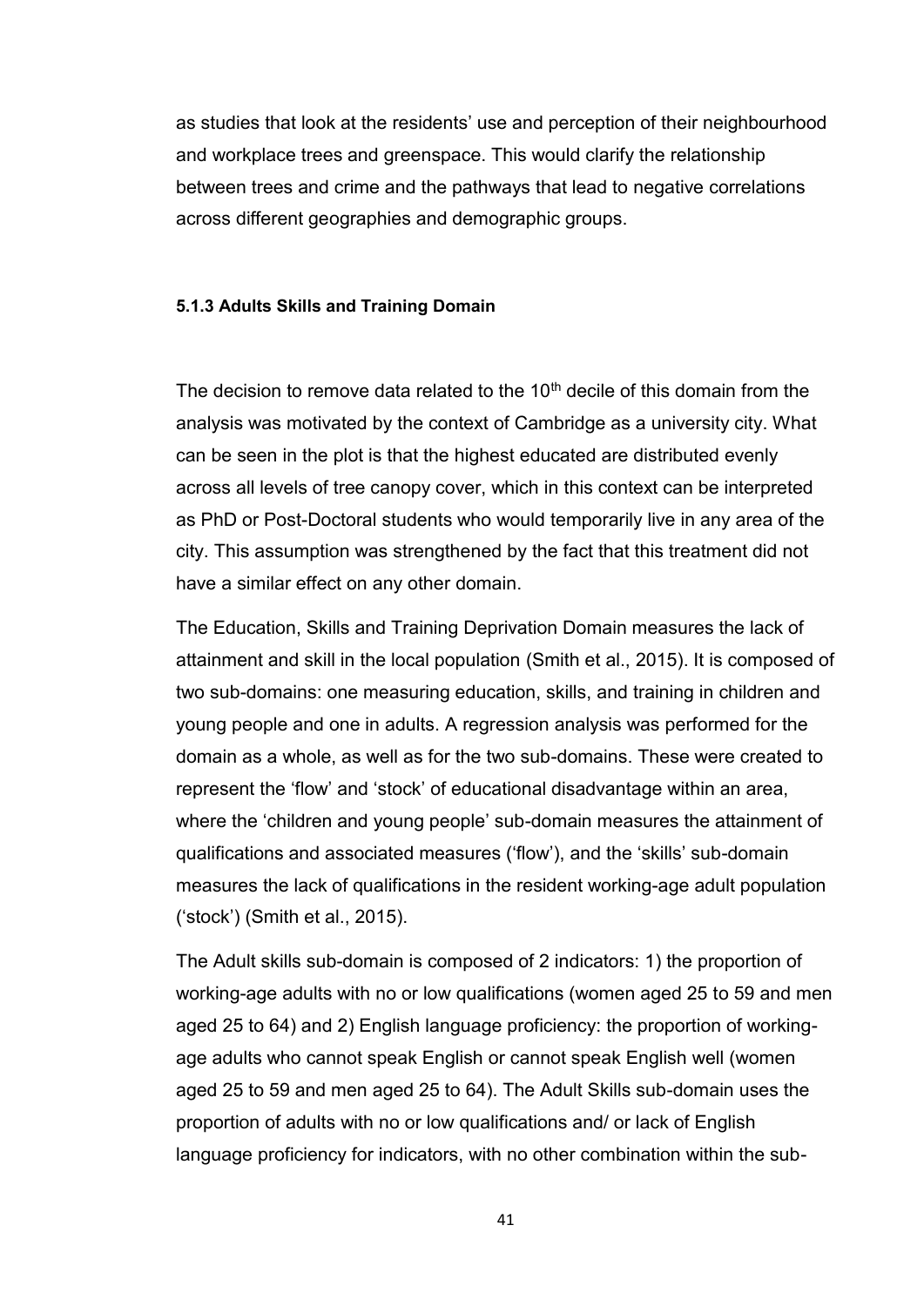as studies that look at the residents' use and perception of their neighbourhood and workplace trees and greenspace. This would clarify the relationship between trees and crime and the pathways that lead to negative correlations across different geographies and demographic groups.

#### 5.1.3 Adults Skills and Training Domain

The decision to remove data related to the 10th decile of this domain from the analysis was motivated by the context of Cambridge as a university city. What can be seen in the plot is that the highest educated are distributed evenly across all levels of tree canopy cover, which in this context can be interpreted as PhD or Post-Doctoral students who would temporarily live in any area of the city. This assumption was strengthened by the fact that this treatment did not have a similar effect on any other domain.

The Education, Skills and Training Deprivation Domain measures the lack of attainment and skill in the local population (Smith et al., 2015). It is composed of two sub-domains: one measuring education, skills, and training in children and young people and one in adults. A regression analysis was performed for the domain as a whole, as well as for the two sub-domains. These were created to represent the 'flow' and 'stock' of educational disadvantage within an area, where the 'children and young people' sub-domain measures the attainment of qualifications and associated measures ('flow'), and the 'skills' sub-domain measures the lack of qualifications in the resident working-age adult population ('stock') (Smith et al., 2015).

The Adult skills sub-domain is composed of 2 indicators: 1) the proportion of working-age adults with no or low qualifications (women aged 25 to 59 and men aged 25 to 64) and 2) English language proficiency: the proportion of working-age adults who cannot speak English or cannot speak English well (women aged 25 to 59 and men aged 25 to 64). The Adult Skills sub-domain uses the proportion of adults with no or low qualifications and/ or lack of English language proficiency for indicators, with no other combination within the sub-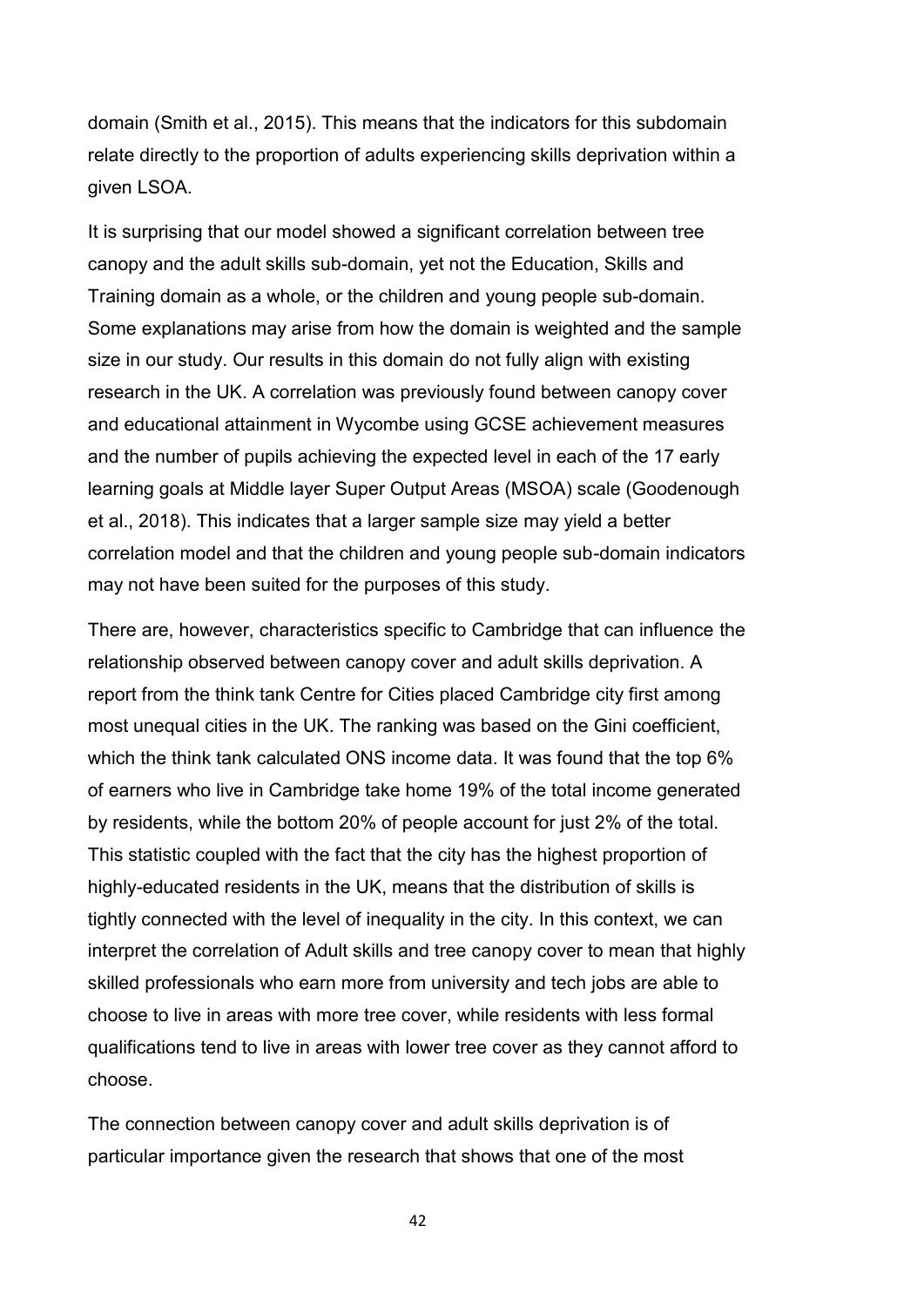domain (Smith et al., 2015). This means that the indicators for this subdomain relate directly to the proportion of adults experiencing skills deprivation within a given LSOA.

It is surprising that our model showed a significant correlation between tree canopy and the adult skills sub-domain, yet not the Education, Skills and Training domain as a whole, or the children and young people sub-domain. Some explanations may arise from how the domain is weighted and the sample size in our study. Our results in this domain do not fully align with existing research in the UK. A correlation was previously found between canopy cover and educational attainment in Wycombe using GCSE achievement measures and the number of pupils achieving the expected level in each of the 17 early learning goals at Middle layer Super Output Areas (MSOA) scale (Goodenough et al., 2018). This indicates that a larger sample size may yield a better correlation model and that the children and young people sub-domain indicators may not have been suited for the purposes of this study.

There are, however, characteristics specific to Cambridge that can influence the relationship observed between canopy cover and adult skills deprivation. A report from the think tank Centre for Cities placed Cambridge city first among most unequal cities in the UK. The ranking was based on the Gini coefficient, which the think tank calculated ONS income data. It was found that the top 6% of earners who live in Cambridge take home 19% of the total income generated by residents, while the bottom 20% of people account for just 2% of the total. This statistic coupled with the fact that the city has the highest proportion of highly-educated residents in the UK, means that the distribution of skills is tightly connected with the level of inequality in the city. In this context, we can interpret the correlation of Adult skills and tree canopy cover to mean that highly skilled professionals who earn more from university and tech jobs are able to choose to live in areas with more tree cover, while residents with less formal qualifications tend to live in areas with lower tree cover as they cannot afford to choose.

The connection between canopy cover and adult skills deprivation is of particular importance given the research that shows that one of the most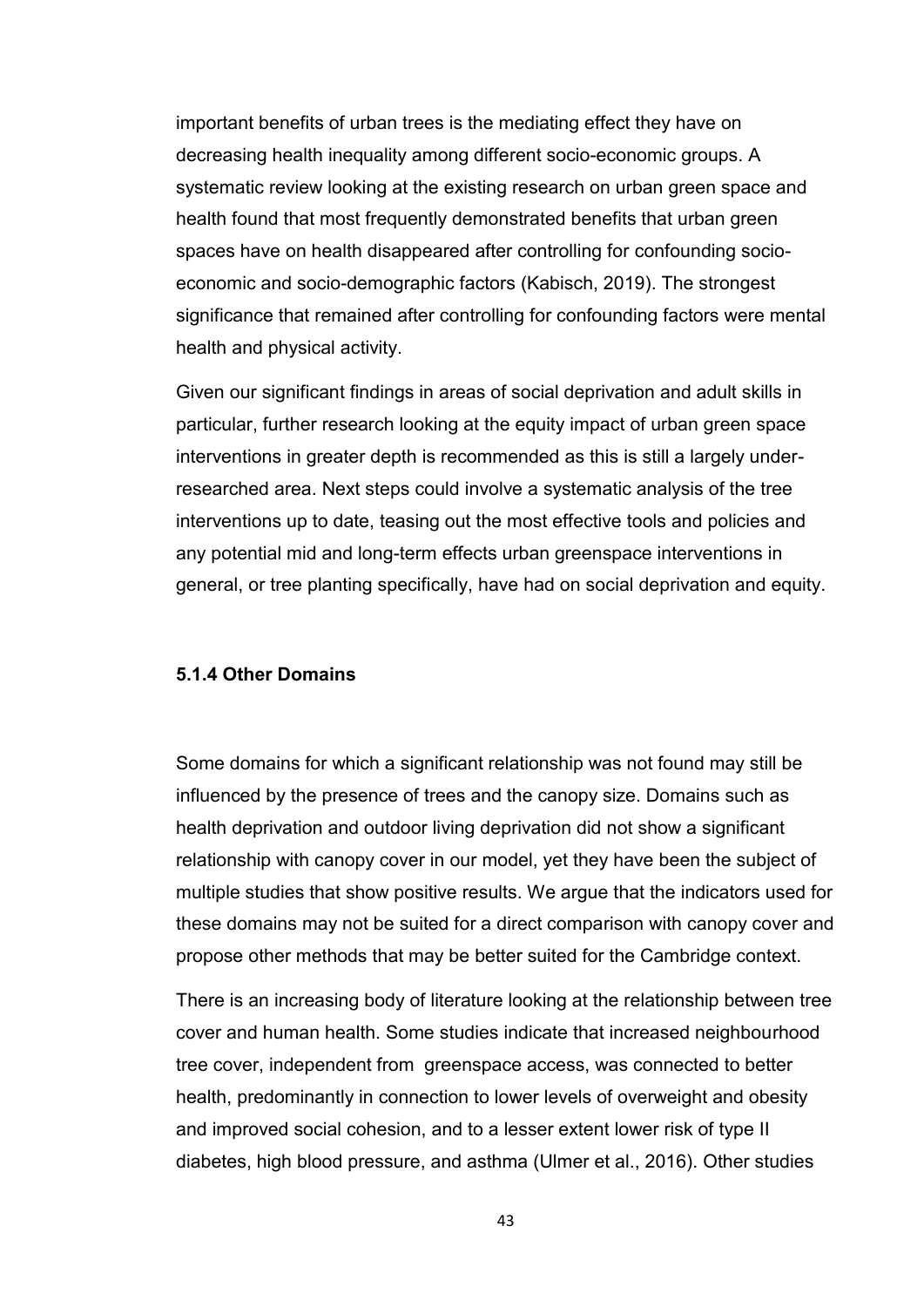important benefits of urban trees is the mediating effect they have on decreasing health inequality among different socio-economic groups. A systematic review looking at the existing research on urban green space and health found that most frequently demonstrated benefits that urban green spaces have on health disappeared after controlling for confounding socio-economic and socio-demographic factors (Kabisch, 2019). The strongest significance that remained after controlling for confounding factors were mental health and physical activity.

Given our significant findings in areas of social deprivation and adult skills in particular, further research looking at the equity impact of urban green space interventions in greater depth is recommended as this is still a largely under-researched area. Next steps could involve a systematic analysis of the tree interventions up to date, teasing out the most effective tools and policies and any potential mid and long-term effects urban greenspace interventions in general, or tree planting specifically, have had on social deprivation and equity.

#### 5.1.4 Other Domains

Some domains for which a significant relationship was not found may still be influenced by the presence of trees and the canopy size. Domains such as health deprivation and outdoor living deprivation did not show a significant relationship with canopy cover in our model, yet they have been the subject of multiple studies that show positive results. We argue that the indicators used for these domains may not be suited for a direct comparison with canopy cover and propose other methods that may be better suited for the Cambridge context.

There is an increasing body of literature looking at the relationship between tree cover and human health. Some studies indicate that increased neighbourhood tree cover, independent from greenspace access, was connected to better health, predominantly in connection to lower levels of overweight and obesity and improved social cohesion, and to a lesser extent lower risk of type II diabetes, high blood pressure, and asthma (Ulmer et al., 2016). Other studies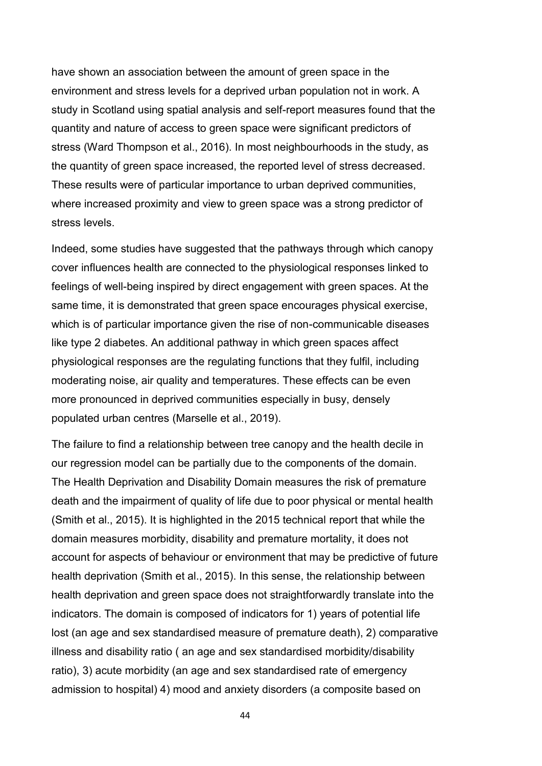have shown an association between the amount of green space in the environment and stress levels for a deprived urban population not in work. A study in Scotland using spatial analysis and self-report measures found that the quantity and nature of access to green space were significant predictors of stress (Ward Thompson et al., 2016). In most neighbourhoods in the study, as the quantity of green space increased, the reported level of stress decreased. These results were of particular importance to urban deprived communities, where increased proximity and view to green space was a strong predictor of stress levels.

Indeed, some studies have suggested that the pathways through which canopy cover influences health are connected to the physiological responses linked to feelings of well-being inspired by direct engagement with green spaces. At the same time, it is demonstrated that green space encourages physical exercise, which is of particular importance given the rise of non-communicable diseases like type 2 diabetes. An additional pathway in which green spaces affect physiological responses are the regulating functions that they fulfil, including moderating noise, air quality and temperatures. These effects can be even more pronounced in deprived communities especially in busy, densely populated urban centres (Marselle et al., 2019).

The failure to find a relationship between tree canopy and the health decile in our regression model can be partially due to the components of the domain. The Health Deprivation and Disability Domain measures the risk of premature death and the impairment of quality of life due to poor physical or mental health (Smith et al., 2015). It is highlighted in the 2015 technical report that while the domain measures morbidity, disability and premature mortality, it does not account for aspects of behaviour or environment that may be predictive of future health deprivation (Smith et al., 2015). In this sense, the relationship between health deprivation and green space does not straightforwardly translate into the indicators. The domain is composed of indicators for 1) years of potential life lost (an age and sex standardised measure of premature death), 2) comparative illness and disability ratio ( an age and sex standardised morbidity/disability ratio), 3) acute morbidity (an age and sex standardised rate of emergency admission to hospital) 4) mood and anxiety disorders (a composite based on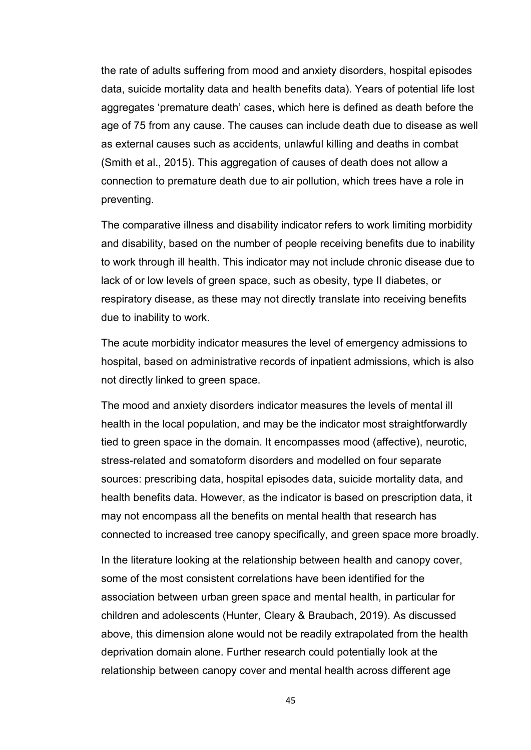the rate of adults suffering from mood and anxiety disorders, hospital episodes data, suicide mortality data and health benefits data). Years of potential life lost aggregates 'premature death' cases, which here is defined as death before the age of 75 from any cause. The causes can include death due to disease as well as external causes such as accidents, unlawful killing and deaths in combat (Smith et al., 2015). This aggregation of causes of death does not allow a connection to premature death due to air pollution, which trees have a role in preventing.

The comparative illness and disability indicator refers to work limiting morbidity and disability, based on the number of people receiving benefits due to inability to work through ill health. This indicator may not include chronic disease due to lack of or low levels of green space, such as obesity, type II diabetes, or respiratory disease, as these may not directly translate into receiving benefits due to inability to work.

The acute morbidity indicator measures the level of emergency admissions to hospital, based on administrative records of inpatient admissions, which is also not directly linked to green space.

The mood and anxiety disorders indicator measures the levels of mental ill health in the local population, and may be the indicator most straightforwardly tied to green space in the domain. It encompasses mood (affective), neurotic, stress-related and somatoform disorders and modelled on four separate sources: prescribing data, hospital episodes data, suicide mortality data, and health benefits data. However, as the indicator is based on prescription data, it may not encompass all the benefits on mental health that research has connected to increased tree canopy specifically, and green space more broadly.

In the literature looking at the relationship between health and canopy cover, some of the most consistent correlations have been identified for the association between urban green space and mental health, in particular for children and adolescents (Hunter, Cleary & Braubach, 2019). As discussed above, this dimension alone would not be readily extrapolated from the health deprivation domain alone. Further research could potentially look at the relationship between canopy cover and mental health across different age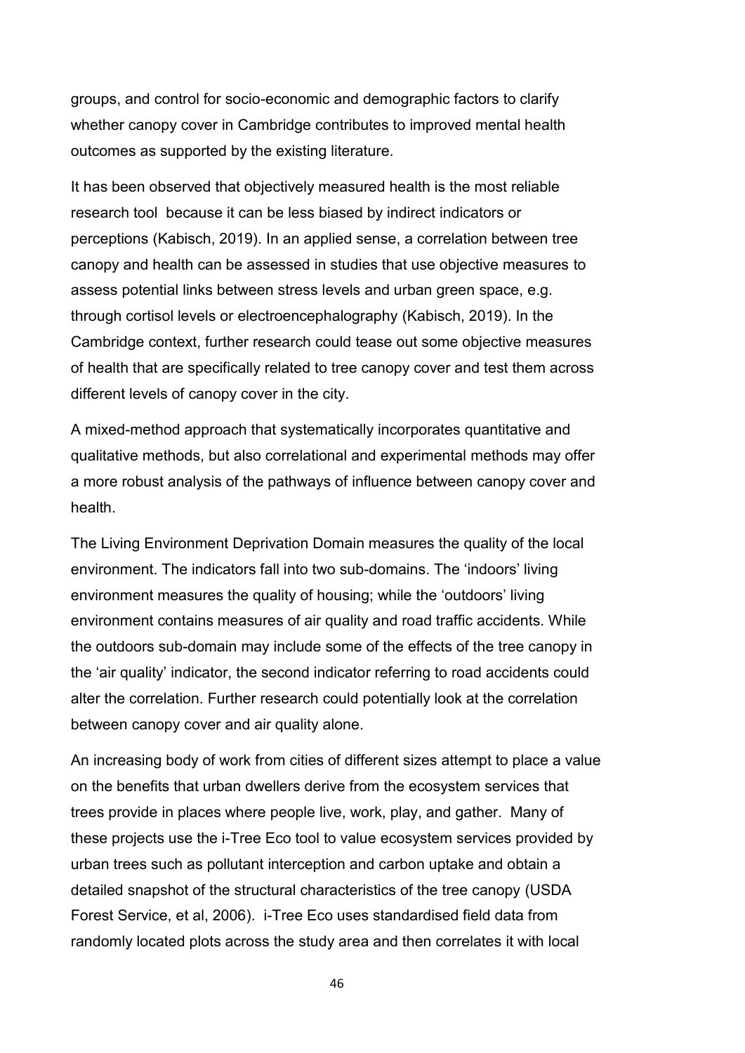groups, and control for socio-economic and demographic factors to clarify whether canopy cover in Cambridge contributes to improved mental health outcomes as supported by the existing literature.

It has been observed that objectively measured health is the most reliable research tool  because it can be less biased by indirect indicators or perceptions (Kabisch, 2019). In an applied sense, a correlation between tree canopy and health can be assessed in studies that use objective measures to assess potential links between stress levels and urban green space, e.g. through cortisol levels or electroencephalography (Kabisch, 2019). In the Cambridge context, further research could tease out some objective measures of health that are specifically related to tree canopy cover and test them across different levels of canopy cover in the city.

A mixed-method approach that systematically incorporates quantitative and qualitative methods, but also correlational and experimental methods may offer a more robust analysis of the pathways of influence between canopy cover and health.

The Living Environment Deprivation Domain measures the quality of the local environment. The indicators fall into two sub-domains. The 'indoors' living environment measures the quality of housing; while the 'outdoors' living environment contains measures of air quality and road traffic accidents. While the outdoors sub-domain may include some of the effects of the tree canopy in the 'air quality' indicator, the second indicator referring to road accidents could alter the correlation. Further research could potentially look at the correlation between canopy cover and air quality alone.

An increasing body of work from cities of different sizes attempt to place a value on the benefits that urban dwellers derive from the ecosystem services that trees provide in places where people live, work, play, and gather.  Many of these projects use the i-Tree Eco tool to value ecosystem services provided by urban trees such as pollutant interception and carbon uptake and obtain a detailed snapshot of the structural characteristics of the tree canopy (USDA Forest Service, et al, 2006).  i-Tree Eco uses standardised field data from randomly located plots across the study area and then correlates it with local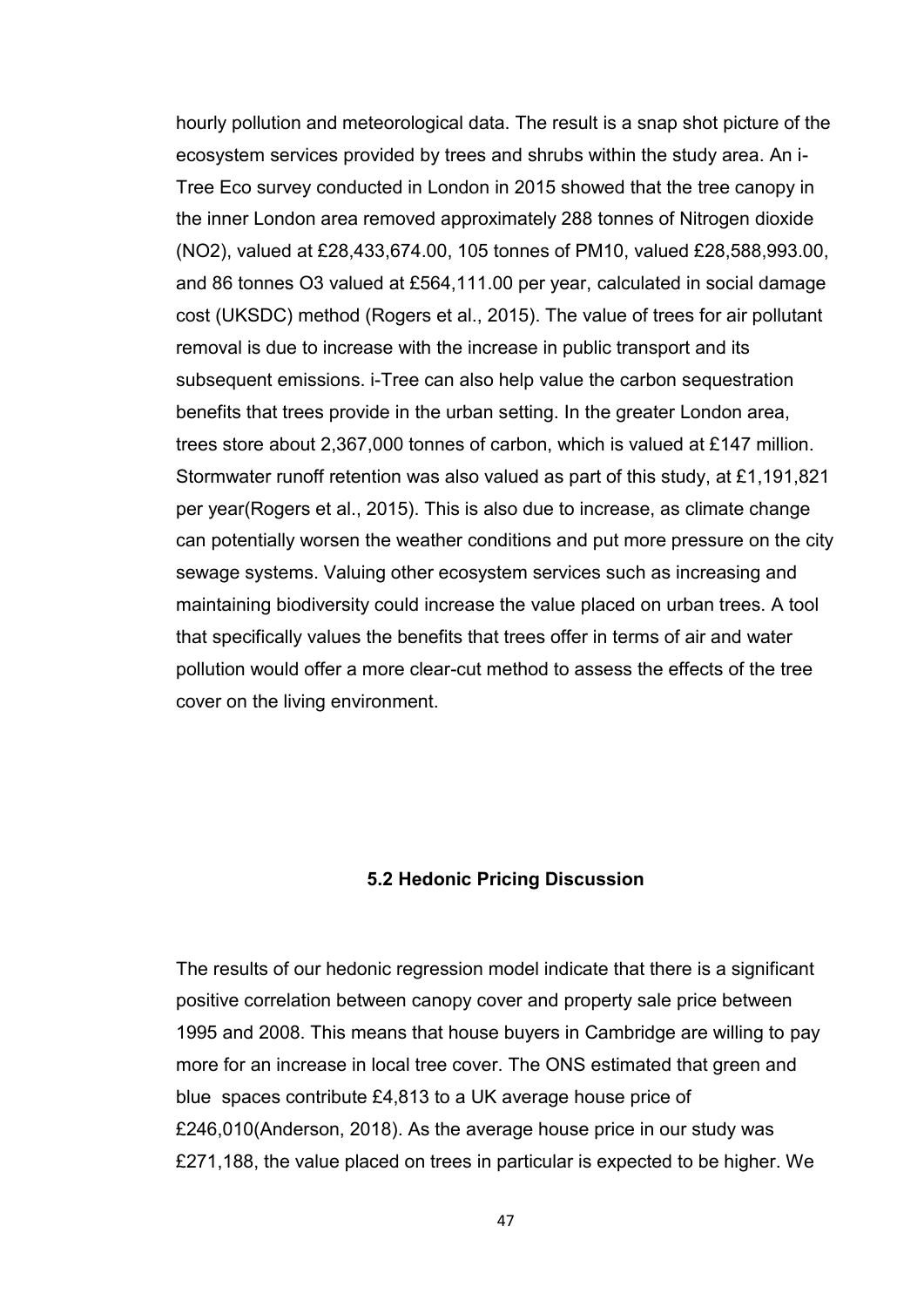hourly pollution and meteorological data. The result is a snap shot picture of the ecosystem services provided by trees and shrubs within the study area. An i-Tree Eco survey conducted in London in 2015 showed that the tree canopy in the inner London area removed approximately 288 tonnes of Nitrogen dioxide ($NO_2$), valued at £28,433,674.00, 105 tonnes of PM10, valued £28,588,993.00, and 86 tonnes $O_3$ valued at £564,111.00 per year, calculated in social damage cost (UKSDC) method (Rogers et al., 2015). The value of trees for air pollutant removal is due to increase with the increase in public transport and its subsequent emissions. i-Tree can also help value the carbon sequestration benefits that trees provide in the urban setting. In the greater London area, trees store about 2,367,000 tonnes of carbon, which is valued at £147 million. Stormwater runoff retention was also valued as part of this study, at £1,191,821 per year(Rogers et al., 2015). This is also due to increase, as climate change can potentially worsen the weather conditions and put more pressure on the city sewage systems. Valuing other ecosystem services such as increasing and maintaining biodiversity could increase the value placed on urban trees. A tool that specifically values the benefits that trees offer in terms of air and water pollution would offer a more clear-cut method to assess the effects of the tree cover on the living environment.

### 5.2 Hedonic Pricing Discussion

The results of our hedonic regression model indicate that there is a significant positive correlation between canopy cover and property sale price between 1995 and 2008. This means that house buyers in Cambridge are willing to pay more for an increase in local tree cover. The ONS estimated that green and blue spaces contribute £4,813 to a UK average house price of £246,010(Anderson, 2018). As the average house price in our study was £271,188, the value placed on trees in particular is expected to be higher. We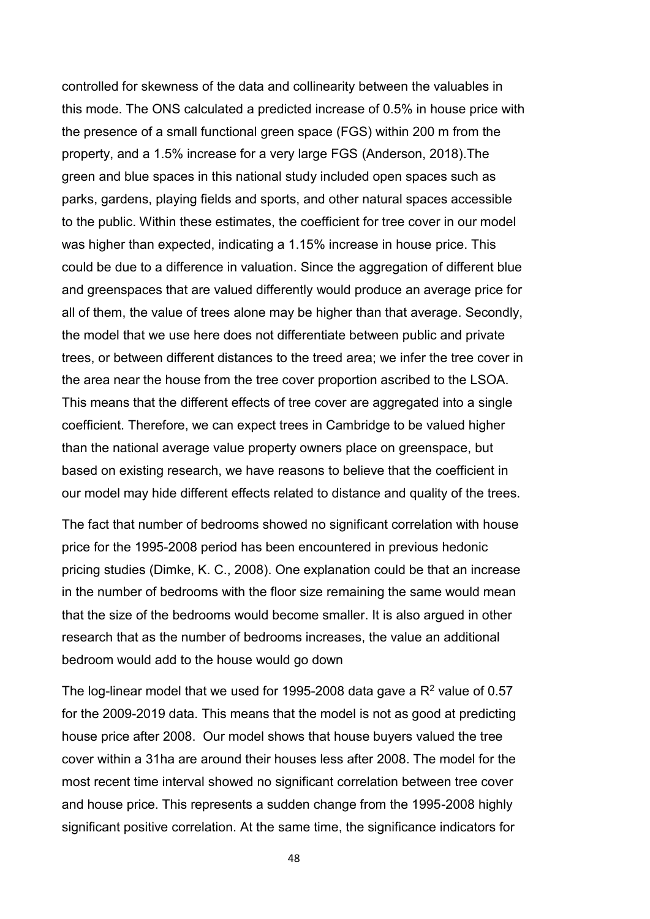controlled for skewness of the data and collinearity between the valuables in this mode. The ONS calculated a predicted increase of 0.5% in house price with the presence of a small functional green space (FGS) within 200 m from the property, and a 1.5% increase for a very large FGS (Anderson, 2018).The green and blue spaces in this national study included open spaces such as parks, gardens, playing fields and sports, and other natural spaces accessible to the public. Within these estimates, the coefficient for tree cover in our model was higher than expected, indicating a 1.15% increase in house price. This could be due to a difference in valuation. Since the aggregation of different blue and greenspaces that are valued differently would produce an average price for all of them, the value of trees alone may be higher than that average. Secondly, the model that we use here does not differentiate between public and private trees, or between different distances to the treed area; we infer the tree cover in the area near the house from the tree cover proportion ascribed to the LSOA. This means that the different effects of tree cover are aggregated into a single coefficient. Therefore, we can expect trees in Cambridge to be valued higher than the national average value property owners place on greenspace, but based on existing research, we have reasons to believe that the coefficient in our model may hide different effects related to distance and quality of the trees.

The fact that number of bedrooms showed no significant correlation with house price for the 1995-2008 period has been encountered in previous hedonic pricing studies (Dimke, K. C., 2008). One explanation could be that an increase in the number of bedrooms with the floor size remaining the same would mean that the size of the bedrooms would become smaller. It is also argued in other research that as the number of bedrooms increases, the value an additional bedroom would add to the house would go down

The log-linear model that we used for 1995-2008 data gave a $R^2$ value of 0.57 for the 2009-2019 data. This means that the model is not as good at predicting house price after 2008. Our model shows that house buyers valued the tree cover within a 31ha are around their houses less after 2008. The model for the most recent time interval showed no significant correlation between tree cover and house price. This represents a sudden change from the 1995-2008 highly significant positive correlation. At the same time, the significance indicators for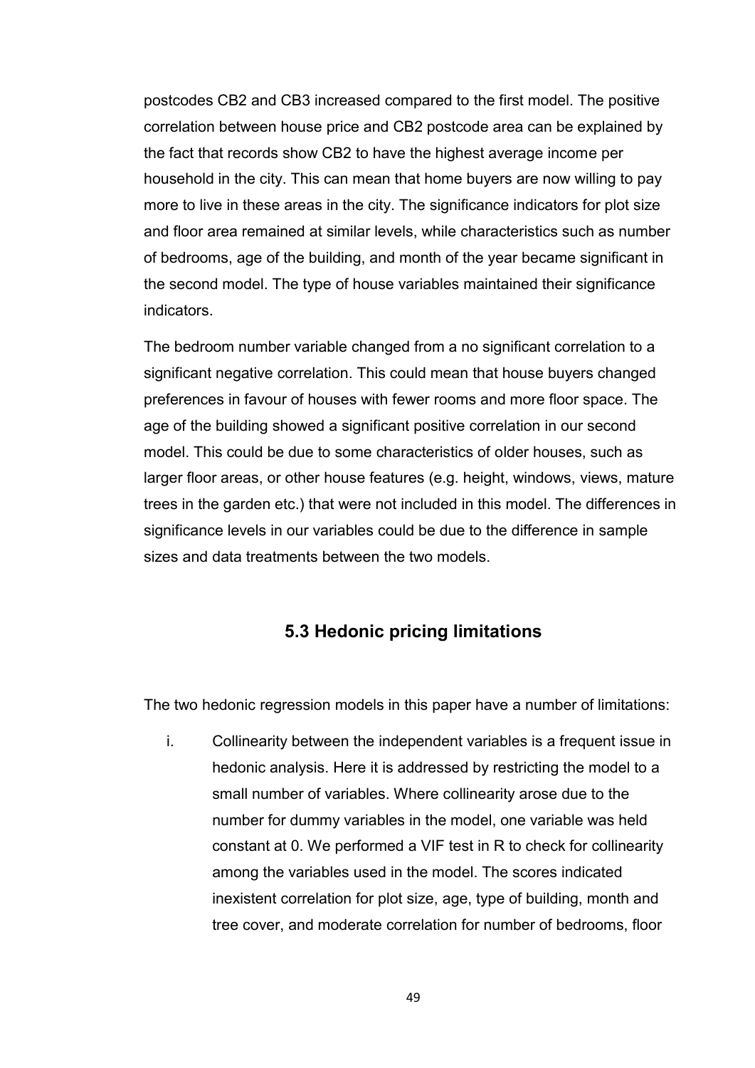postcodes CB2 and CB3 increased compared to the first model. The positive correlation between house price and CB2 postcode area can be explained by the fact that records show CB2 to have the highest average income per household in the city. This can mean that home buyers are now willing to pay more to live in these areas in the city. The significance indicators for plot size and floor area remained at similar levels, while characteristics such as number of bedrooms, age of the building, and month of the year became significant in the second model. The type of house variables maintained their significance indicators.

The bedroom number variable changed from a no significant correlation to a significant negative correlation. This could mean that house buyers changed preferences in favour of houses with fewer rooms and more floor space. The age of the building showed a significant positive correlation in our second model. This could be due to some characteristics of older houses, such as larger floor areas, or other house features (e.g. height, windows, views, mature trees in the garden etc.) that were not included in this model. The differences in significance levels in our variables could be due to the difference in sample sizes and data treatments between the two models.

### 5.3 Hedonic pricing limitations

The two hedonic regression models in this paper have a number of limitations:

i. Collinearity between the independent variables is a frequent issue in hedonic analysis. Here it is addressed by restricting the model to a small number of variables. Where collinearity arose due to the number for dummy variables in the model, one variable was held constant at 0. We performed a VIF test in R to check for collinearity among the variables used in the model. The scores indicated inexistent correlation for plot size, age, type of building, month and tree cover, and moderate correlation for number of bedrooms, floor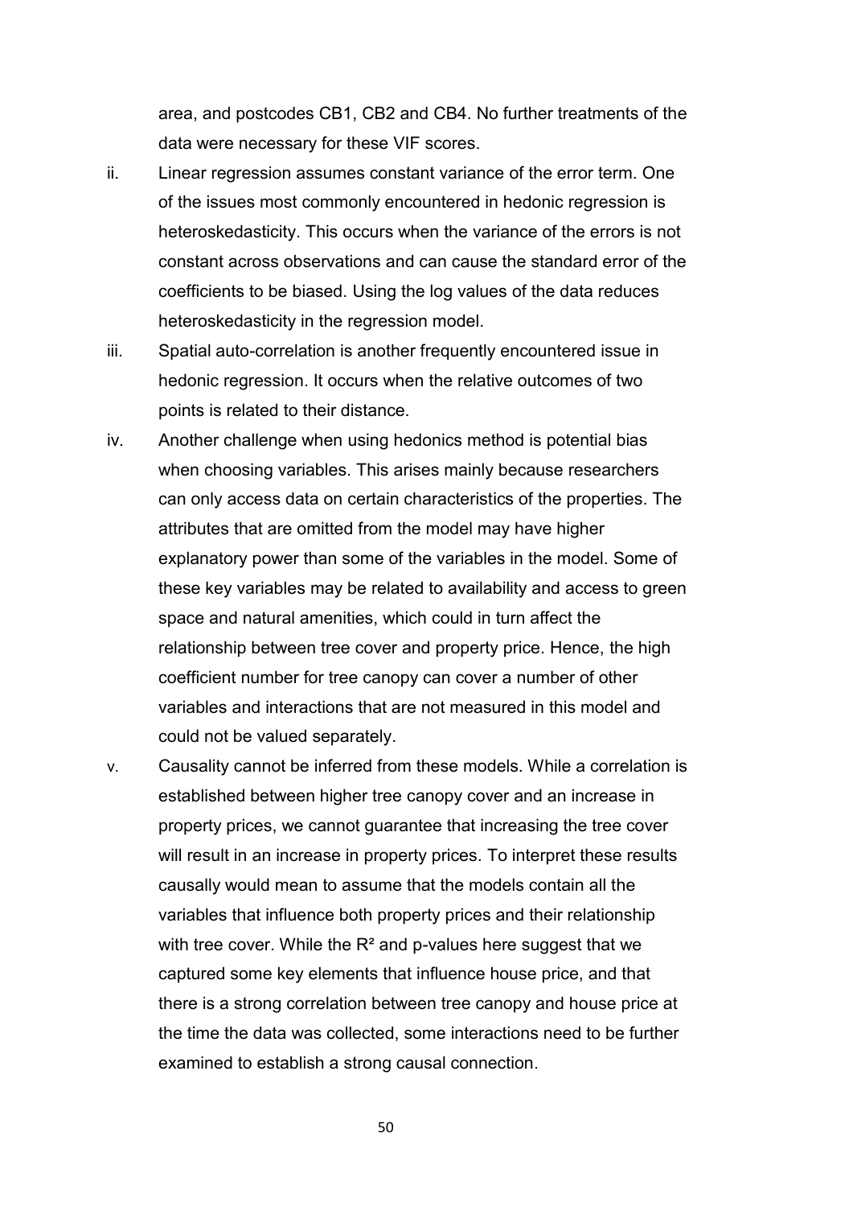area, and postcodes CB1, CB2 and CB4. No further treatments of the data were necessary for these VIF scores.

ii. Linear regression assumes constant variance of the error term. One of the issues most commonly encountered in hedonic regression is heteroskedasticity. This occurs when the variance of the errors is not constant across observations and can cause the standard error of the coefficients to be biased. Using the log values of the data reduces heteroskedasticity in the regression model.

iii. Spatial auto-correlation is another frequently encountered issue in hedonic regression. It occurs when the relative outcomes of two points is related to their distance.

iv. Another challenge when using hedonics method is potential bias when choosing variables. This arises mainly because researchers can only access data on certain characteristics of the properties. The attributes that are omitted from the model may have higher explanatory power than some of the variables in the model. Some of these key variables may be related to availability and access to green space and natural amenities, which could in turn affect the relationship between tree cover and property price. Hence, the high coefficient number for tree canopy can cover a number of other variables and interactions that are not measured in this model and could not be valued separately.

v. Causality cannot be inferred from these models. While a correlation is established between higher tree canopy cover and an increase in property prices, we cannot guarantee that increasing the tree cover will result in an increase in property prices. To interpret these results causally would mean to assume that the models contain all the variables that influence both property prices and their relationship with tree cover. While the $R^2$ and p-values here suggest that we captured some key elements that influence house price, and that there is a strong correlation between tree canopy and house price at the time the data was collected, some interactions need to be further examined to establish a strong causal connection.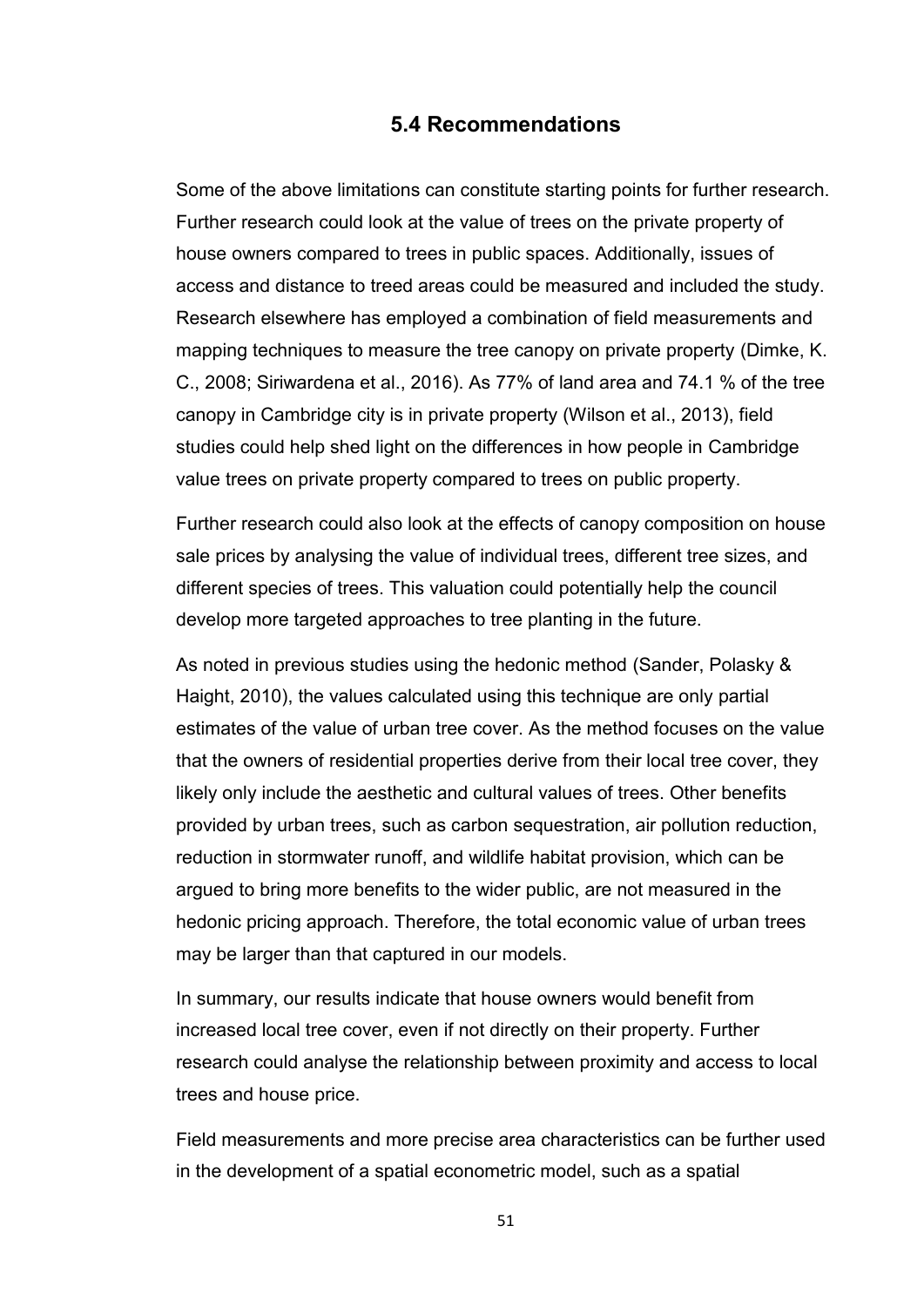## 5.4 Recommendations

Some of the above limitations can constitute starting points for further research. Further research could look at the value of trees on the private property of house owners compared to trees in public spaces. Additionally, issues of access and distance to treed areas could be measured and included the study. Research elsewhere has employed a combination of field measurements and mapping techniques to measure the tree canopy on private property (Dimke, K. C., 2008; Siriwardena et al., 2016). As 77% of land area and 74.1 % of the tree canopy in Cambridge city is in private property (Wilson et al., 2013), field studies could help shed light on the differences in how people in Cambridge value trees on private property compared to trees on public property.

Further research could also look at the effects of canopy composition on house sale prices by analysing the value of individual trees, different tree sizes, and different species of trees. This valuation could potentially help the council develop more targeted approaches to tree planting in the future.

As noted in previous studies using the hedonic method (Sander, Polasky & Haight, 2010), the values calculated using this technique are only partial estimates of the value of urban tree cover. As the method focuses on the value that the owners of residential properties derive from their local tree cover, they likely only include the aesthetic and cultural values of trees. Other benefits provided by urban trees, such as carbon sequestration, air pollution reduction, reduction in stormwater runoff, and wildlife habitat provision, which can be argued to bring more benefits to the wider public, are not measured in the hedonic pricing approach. Therefore, the total economic value of urban trees may be larger than that captured in our models.

In summary, our results indicate that house owners would benefit from increased local tree cover, even if not directly on their property. Further research could analyse the relationship between proximity and access to local trees and house price.

Field measurements and more precise area characteristics can be further used in the development of a spatial econometric model, such as a spatial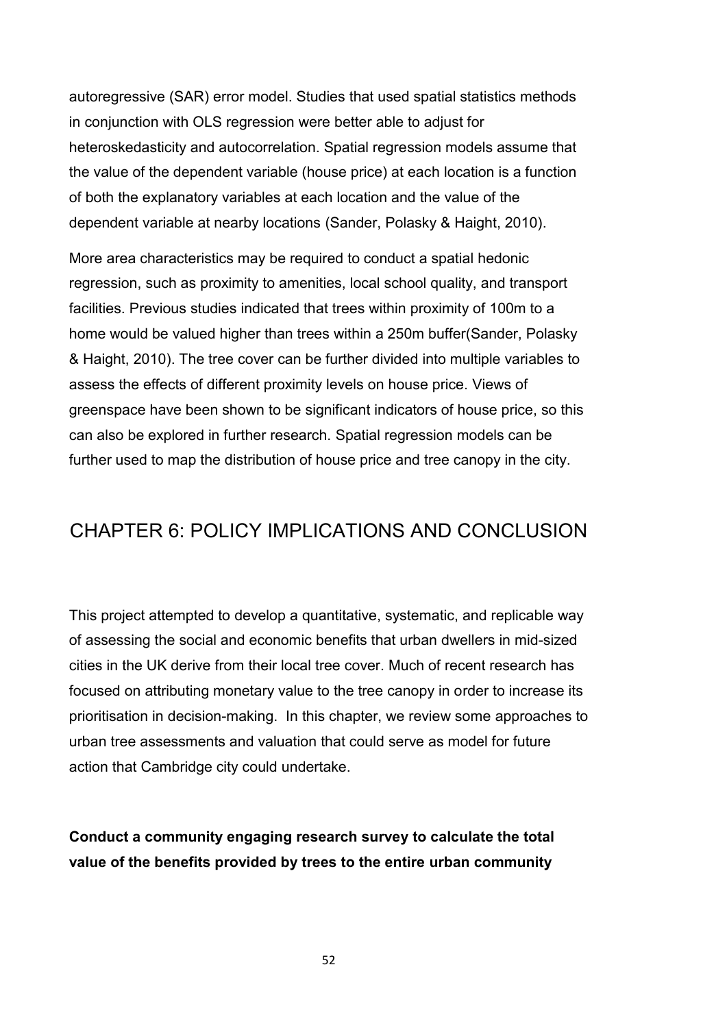autoregressive (SAR) error model. Studies that used spatial statistics methods in conjunction with OLS regression were better able to adjust for heteroskedasticity and autocorrelation. Spatial regression models assume that the value of the dependent variable (house price) at each location is a function of both the explanatory variables at each location and the value of the dependent variable at nearby locations (Sander, Polasky & Haight, 2010).

More area characteristics may be required to conduct a spatial hedonic regression, such as proximity to amenities, local school quality, and transport facilities. Previous studies indicated that trees within proximity of 100m to a home would be valued higher than trees within a 250m buffer(Sander, Polasky & Haight, 2010). The tree cover can be further divided into multiple variables to assess the effects of different proximity levels on house price. Views of greenspace have been shown to be significant indicators of house price, so this can also be explored in further research. Spatial regression models can be further used to map the distribution of house price and tree canopy in the city.

# CHAPTER 6: POLICY IMPLICATIONS AND CONCLUSION

This project attempted to develop a quantitative, systematic, and replicable way of assessing the social and economic benefits that urban dwellers in mid-sized cities in the UK derive from their local tree cover. Much of recent research has focused on attributing monetary value to the tree canopy in order to increase its prioritisation in decision-making. In this chapter, we review some approaches to urban tree assessments and valuation that could serve as model for future action that Cambridge city could undertake.

**Conduct a community engaging research survey to calculate the total value of the benefits provided by trees to the entire urban community**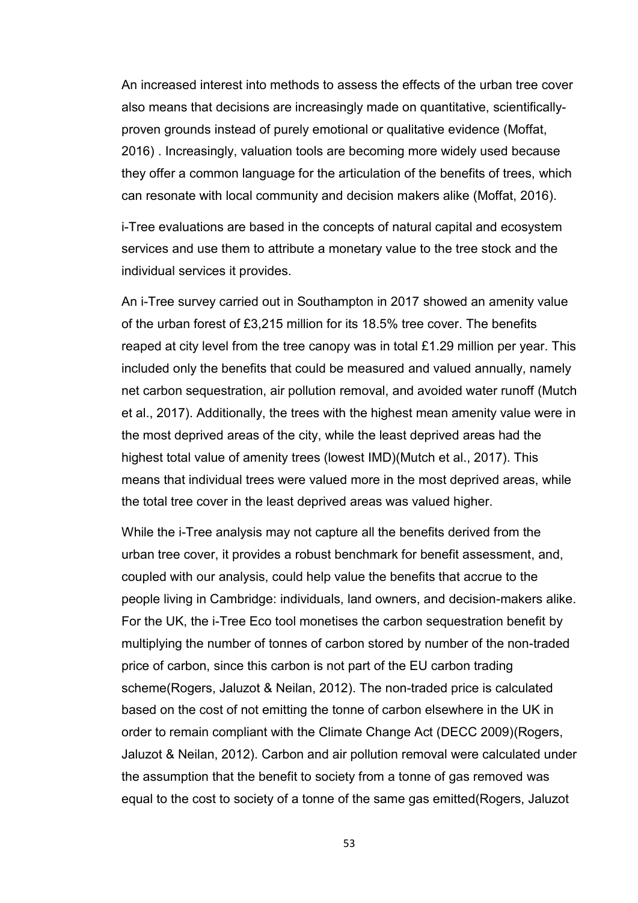An increased interest into methods to assess the effects of the urban tree cover also means that decisions are increasingly made on quantitative, scientifically-proven grounds instead of purely emotional or qualitative evidence (Moffat, 2016) . Increasingly, valuation tools are becoming more widely used because they offer a common language for the articulation of the benefits of trees, which can resonate with local community and decision makers alike (Moffat, 2016).

i-Tree evaluations are based in the concepts of natural capital and ecosystem services and use them to attribute a monetary value to the tree stock and the individual services it provides.

An i-Tree survey carried out in Southampton in 2017 showed an amenity value of the urban forest of £3,215 million for its 18.5% tree cover. The benefits reaped at city level from the tree canopy was in total £1.29 million per year. This included only the benefits that could be measured and valued annually, namely net carbon sequestration, air pollution removal, and avoided water runoff (Mutch et al., 2017). Additionally, the trees with the highest mean amenity value were in the most deprived areas of the city, while the least deprived areas had the highest total value of amenity trees (lowest IMD)(Mutch et al., 2017). This means that individual trees were valued more in the most deprived areas, while the total tree cover in the least deprived areas was valued higher.

While the i-Tree analysis may not capture all the benefits derived from the urban tree cover, it provides a robust benchmark for benefit assessment, and, coupled with our analysis, could help value the benefits that accrue to the people living in Cambridge: individuals, land owners, and decision-makers alike. For the UK, the i-Tree Eco tool monetises the carbon sequestration benefit by multiplying the number of tonnes of carbon stored by number of the non-traded price of carbon, since this carbon is not part of the EU carbon trading scheme(Rogers, Jaluzot & Neilan, 2012). The non-traded price is calculated based on the cost of not emitting the tonne of carbon elsewhere in the UK in order to remain compliant with the Climate Change Act (DECC 2009)(Rogers, Jaluzot & Neilan, 2012). Carbon and air pollution removal were calculated under the assumption that the benefit to society from a tonne of gas removed was equal to the cost to society of a tonne of the same gas emitted(Rogers, Jaluzot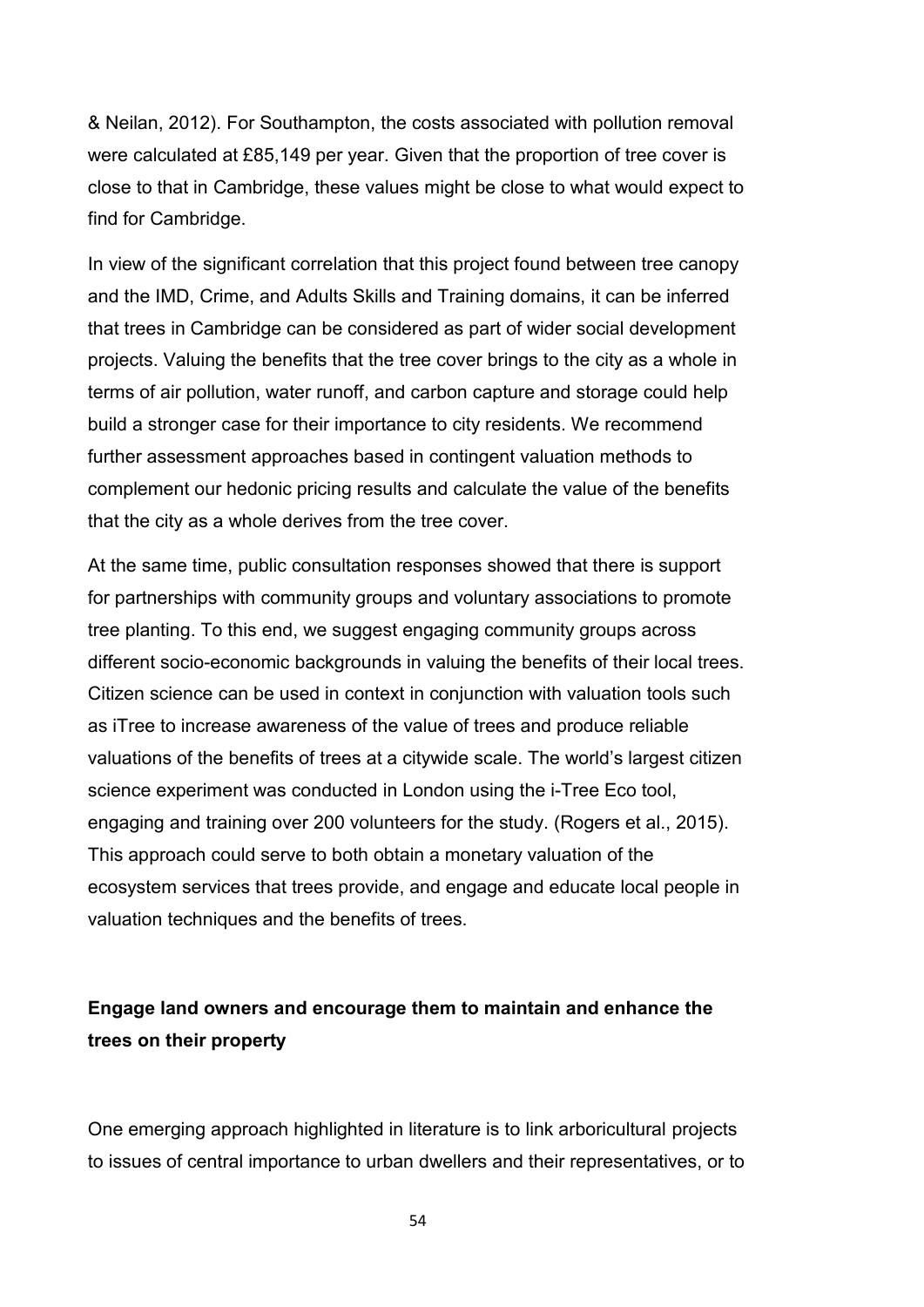& Neilan, 2012). For Southampton, the costs associated with pollution removal were calculated at £85,149 per year. Given that the proportion of tree cover is close to that in Cambridge, these values might be close to what would expect to find for Cambridge.

In view of the significant correlation that this project found between tree canopy and the IMD, Crime, and Adults Skills and Training domains, it can be inferred that trees in Cambridge can be considered as part of wider social development projects. Valuing the benefits that the tree cover brings to the city as a whole in terms of air pollution, water runoff, and carbon capture and storage could help build a stronger case for their importance to city residents. We recommend further assessment approaches based in contingent valuation methods to complement our hedonic pricing results and calculate the value of the benefits that the city as a whole derives from the tree cover.

At the same time, public consultation responses showed that there is support for partnerships with community groups and voluntary associations to promote tree planting. To this end, we suggest engaging community groups across different socio-economic backgrounds in valuing the benefits of their local trees. Citizen science can be used in context in conjunction with valuation tools such as iTree to increase awareness of the value of trees and produce reliable valuations of the benefits of trees at a citywide scale. The world's largest citizen science experiment was conducted in London using the i-Tree Eco tool, engaging and training over 200 volunteers for the study. (Rogers et al., 2015). This approach could serve to both obtain a monetary valuation of the ecosystem services that trees provide, and engage and educate local people in valuation techniques and the benefits of trees.

**Engage land owners and encourage them to maintain and enhance the trees on their property**

One emerging approach highlighted in literature is to link arboricultural projects to issues of central importance to urban dwellers and their representatives, or to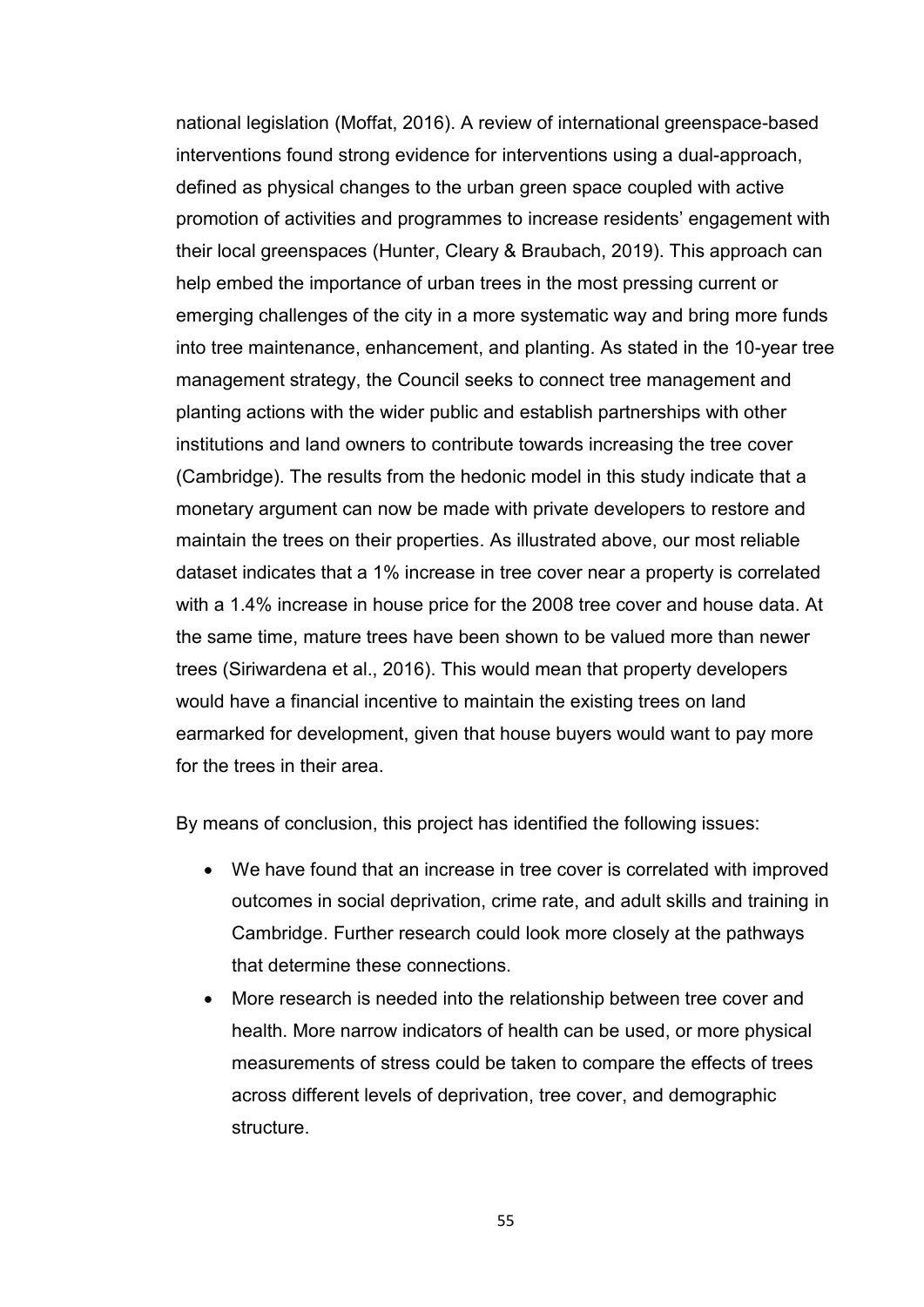national legislation (Moffat, 2016). A review of international greenspace-based interventions found strong evidence for interventions using a dual-approach, defined as physical changes to the urban green space coupled with active promotion of activities and programmes to increase residents' engagement with their local greenspaces (Hunter, Cleary & Braubach, 2019). This approach can help embed the importance of urban trees in the most pressing current or emerging challenges of the city in a more systematic way and bring more funds into tree maintenance, enhancement, and planting. As stated in the 10-year tree management strategy, the Council seeks to connect tree management and planting actions with the wider public and establish partnerships with other institutions and land owners to contribute towards increasing the tree cover (Cambridge). The results from the hedonic model in this study indicate that a monetary argument can now be made with private developers to restore and maintain the trees on their properties. As illustrated above, our most reliable dataset indicates that a 1% increase in tree cover near a property is correlated with a 1.4% increase in house price for the 2008 tree cover and house data. At the same time, mature trees have been shown to be valued more than newer trees (Siriwardena et al., 2016). This would mean that property developers would have a financial incentive to maintain the existing trees on land earmarked for development, given that house buyers would want to pay more for the trees in their area.

By means of conclusion, this project has identified the following issues:

- We have found that an increase in tree cover is correlated with improved outcomes in social deprivation, crime rate, and adult skills and training in Cambridge. Further research could look more closely at the pathways that determine these connections.
- More research is needed into the relationship between tree cover and health. More narrow indicators of health can be used, or more physical measurements of stress could be taken to compare the effects of trees across different levels of deprivation, tree cover, and demographic structure.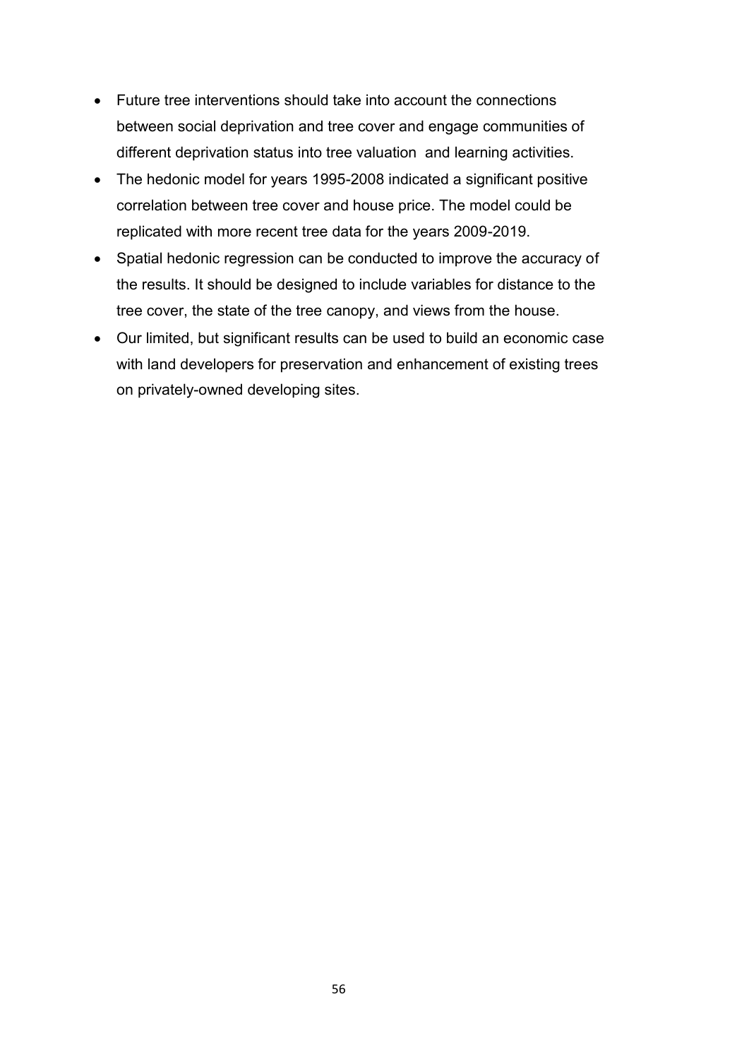- Future tree interventions should take into account the connections between social deprivation and tree cover and engage communities of different deprivation status into tree valuation  and learning activities.
- The hedonic model for years 1995-2008 indicated a significant positive correlation between tree cover and house price. The model could be replicated with more recent tree data for the years 2009-2019.
- Spatial hedonic regression can be conducted to improve the accuracy of the results. It should be designed to include variables for distance to the tree cover, the state of the tree canopy, and views from the house.
- Our limited, but significant results can be used to build an economic case with land developers for preservation and enhancement of existing trees on privately-owned developing sites.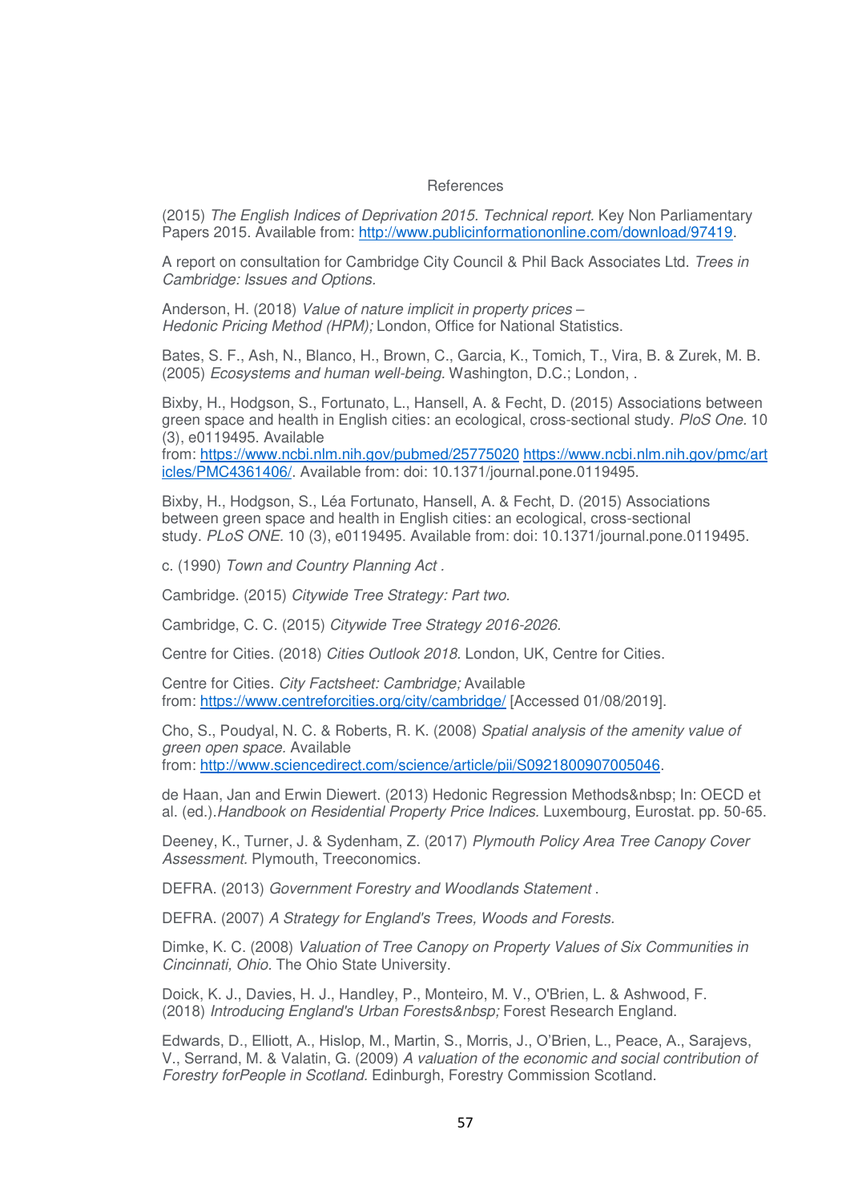# References

(2015) *The English Indices of Deprivation 2015. Technical report*. Key Non Parliamentary Papers 2015. Available from: http://www.publicinformationonline.com/download/97419.

A report on consultation for Cambridge City Council & Phil Back Associates Ltd. *Trees in Cambridge: Issues and Options.*

Anderson, H. (2018) *Value of nature implicit in property prices – Hedonic Pricing Method (HPM);* London, Office for National Statistics.

Bates, S. F., Ash, N., Blanco, H., Brown, C., Garcia, K., Tomich, T., Vira, B. & Zurek, M. B. (2005) *Ecosystems and human well-being.* Washington, D.C.; London, .

Bixby, H., Hodgson, S., Fortunato, L., Hansell, A. & Fecht, D. (2015) Associations between green space and health in English cities: an ecological, cross-sectional study. *PloS One.* 10 (3), e0119495. Available from: https://www.ncbi.nlm.nih.gov/pubmed/25775020 https://www.ncbi.nlm.nih.gov/pmc/articles/PMC4361406/. Available from: doi: 10.1371/journal.pone.0119495.

Bixby, H., Hodgson, S., Léa Fortunato, Hansell, A. & Fecht, D. (2015) Associations between green space and health in English cities: an ecological, cross-sectional study. *PLoS ONE.* 10 (3), e0119495. Available from: doi: 10.1371/journal.pone.0119495.

c. (1990) *Town and Country Planning Act .*

Cambridge. (2015) *Citywide Tree Strategy: Part two.*

Cambridge, C. C. (2015) *Citywide Tree Strategy 2016-2026.*

Centre for Cities. (2018) *Cities Outlook 2018.* London, UK, Centre for Cities.

Centre for Cities. *City Factsheet: Cambridge;* Available from: https://www.centreforcities.org/city/cambridge/ [Accessed 01/08/2019].

Cho, S., Poudyal, N. C. & Roberts, R. K. (2008) *Spatial analysis of the amenity value of green open space.* Available from: http://www.sciencedirect.com/science/article/pii/S0921800907005046.

de Haan, Jan and Erwin Diewert. (2013) Hedonic Regression Methods&nbsp; In: OECD et al. (ed.).*Handbook on Residential Property Price Indices.* Luxembourg, Eurostat. pp. 50-65.

Deeney, K., Turner, J. & Sydenham, Z. (2017) *Plymouth Policy Area Tree Canopy Cover Assessment.* Plymouth, Treeconomics.

DEFRA. (2013) *Government Forestry and Woodlands Statement .*

DEFRA. (2007) *A Strategy for England's Trees, Woods and Forests.*

Dimke, K. C. (2008) *Valuation of Tree Canopy on Property Values of Six Communities in Cincinnati, Ohio.* The Ohio State University.

Doick, K. J., Davies, H. J., Handley, P., Monteiro, M. V., O'Brien, L. & Ashwood, F. (2018) *Introducing England's Urban Forests&nbsp;* Forest Research England.

Edwards, D., Elliott, A., Hislop, M., Martin, S., Morris, J., O'Brien, L., Peace, A., Sarajevs, V., Serrand, M. & Valatin, G. (2009) *A valuation of the economic and social contribution of Forestry forPeople in Scotland.* Edinburgh, Forestry Commission Scotland.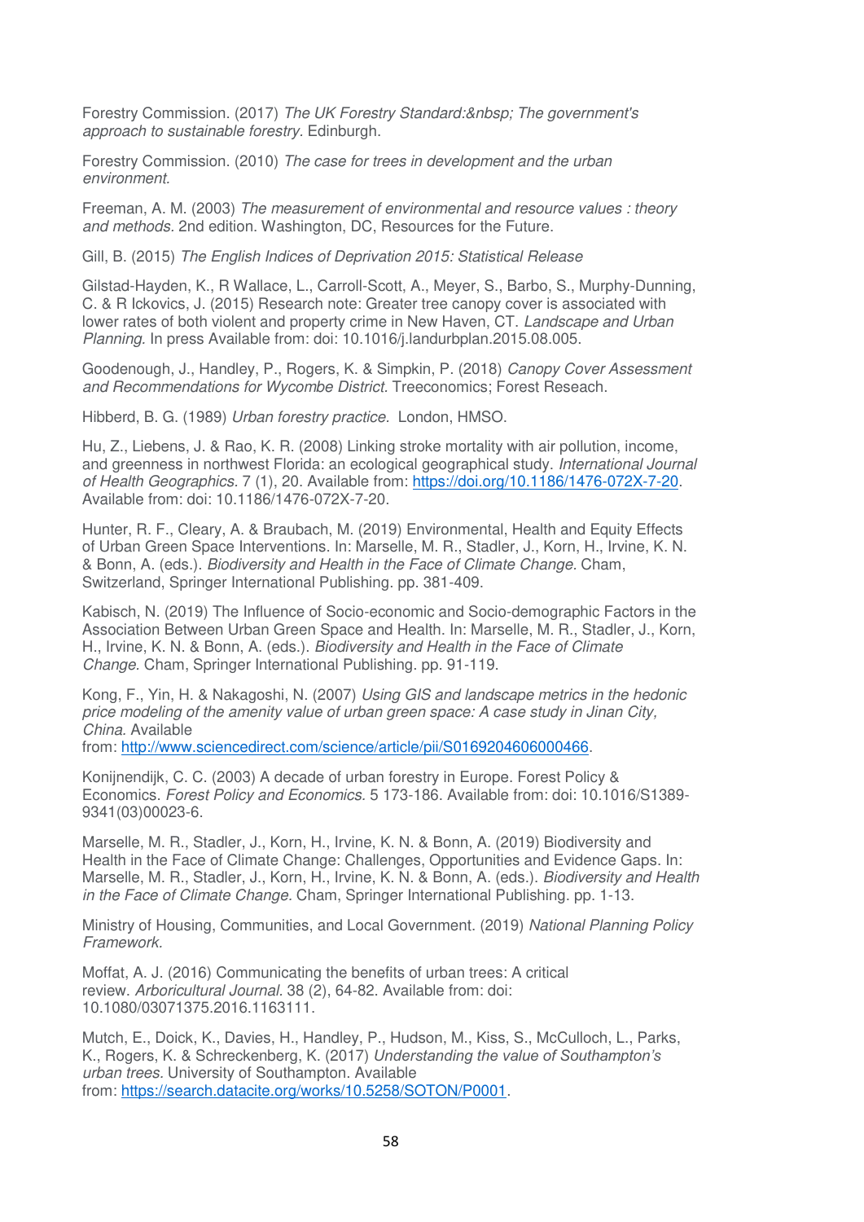Forestry Commission. (2017) *The UK Forestry Standard:&nbsp; The government's approach to sustainable forestry*. Edinburgh.

Forestry Commission. (2010) *The case for trees in development and the urban environment*.

Freeman, A. M. (2003) *The measurement of environmental and resource values : theory and methods*. 2nd edition. Washington, DC, Resources for the Future.

Gill, B. (2015) *The English Indices of Deprivation 2015: Statistical Release*

Gilstad-Hayden, K., R Wallace, L., Carroll-Scott, A., Meyer, S., Barbo, S., Murphy-Dunning, C. & R Ickovics, J. (2015) Research note: Greater tree canopy cover is associated with lower rates of both violent and property crime in New Haven, CT. *Landscape and Urban Planning*. In press Available from: doi: 10.1016/j.landurbplan.2015.08.005.

Goodenough, J., Handley, P., Rogers, K. & Simpkin, P. (2018) *Canopy Cover Assessment and Recommendations for Wycombe District*. Treeconomics; Forest Reseach.

Hibberd, B. G. (1989) *Urban forestry practice.* London, HMSO.

Hu, Z., Liebens, J. & Rao, K. R. (2008) Linking stroke mortality with air pollution, income, and greenness in northwest Florida: an ecological geographical study. *International Journal of Health Geographics*. 7 (1), 20. Available from: https://doi.org/10.1186/1476-072X-7-20. Available from: doi: 10.1186/1476-072X-7-20.

Hunter, R. F., Cleary, A. & Braubach, M. (2019) Environmental, Health and Equity Effects of Urban Green Space Interventions. In: Marselle, M. R., Stadler, J., Korn, H., Irvine, K. N. & Bonn, A. (eds.). *Biodiversity and Health in the Face of Climate Change*. Cham, Switzerland, Springer International Publishing. pp. 381-409.

Kabisch, N. (2019) The Influence of Socio-economic and Socio-demographic Factors in the Association Between Urban Green Space and Health. In: Marselle, M. R., Stadler, J., Korn, H., Irvine, K. N. & Bonn, A. (eds.). *Biodiversity and Health in the Face of Climate Change*. Cham, Springer International Publishing. pp. 91-119.

Kong, F., Yin, H. & Nakagoshi, N. (2007) *Using GIS and landscape metrics in the hedonic price modeling of the amenity value of urban green space: A case study in Jinan City, China*. Available from: http://www.sciencedirect.com/science/article/pii/S0169204606000466.

Konijnendijk, C. C. (2003) A decade of urban forestry in Europe. Forest Policy & Economics. *Forest Policy and Economics.* 5 173-186. Available from: doi: 10.1016/S1389-9341(03)00023-6.

Marselle, M. R., Stadler, J., Korn, H., Irvine, K. N. & Bonn, A. (2019) Biodiversity and Health in the Face of Climate Change: Challenges, Opportunities and Evidence Gaps. In: Marselle, M. R., Stadler, J., Korn, H., Irvine, K. N. & Bonn, A. (eds.). *Biodiversity and Health in the Face of Climate Change*. Cham, Springer International Publishing. pp. 1-13.

Ministry of Housing, Communities, and Local Government. (2019) *National Planning Policy Framework.*

Moffat, A. J. (2016) Communicating the benefits of urban trees: A critical review. *Arboricultural Journal*. 38 (2), 64-82. Available from: doi: 10.1080/03071375.2016.1163111.

Mutch, E., Doick, K., Davies, H., Handley, P., Hudson, M., Kiss, S., McCulloch, L., Parks, K., Rogers, K. & Schreckenberg, K. (2017) *Understanding the value of Southampton's urban trees.* University of Southampton. Available from: https://search.datacite.org/works/10.5258/SOTON/P0001.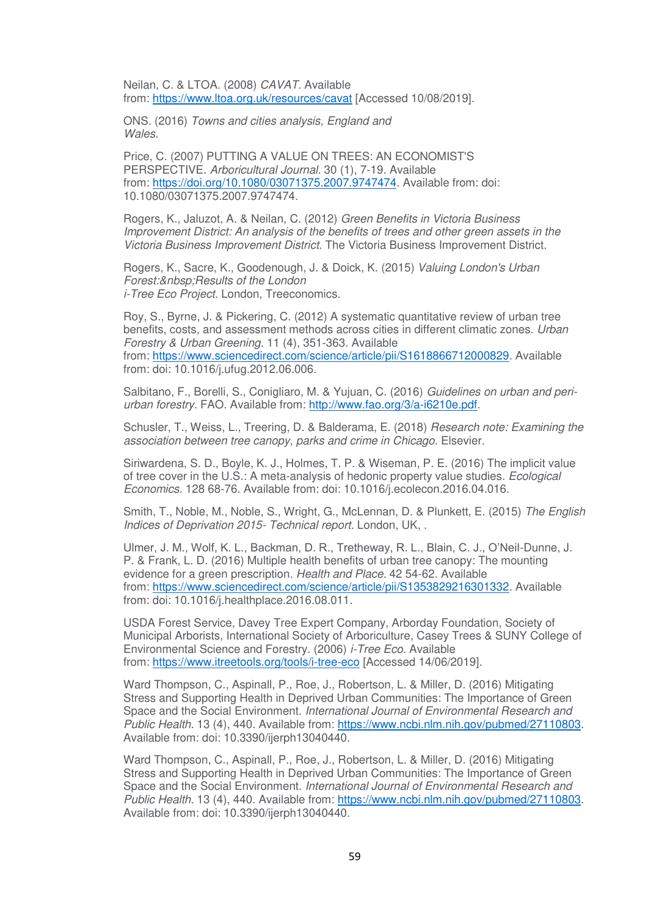Neilan, C. & LTOA. (2008) *CAVAT.* Available from: https://www.ltoa.org.uk/resources/cavat [Accessed 10/08/2019].

ONS. (2016) *Towns and cities analysis, England and Wales.*

Price, C. (2007) PUTTING A VALUE ON TREES: AN ECONOMIST'S PERSPECTIVE. *Arboricultural Journal.* 30 (1), 7-19. Available from: https://doi.org/10.1080/03071375.2007.9747474. Available from: doi: 10.1080/03071375.2007.9747474.

Rogers, K., Jaluzot, A. & Neilan, C. (2012) *Green Benefits in Victoria Business Improvement District: An analysis of the benefits of trees and other green assets in the Victoria Business Improvement District.* The Victoria Business Improvement District.

Rogers, K., Sacre, K., Goodenough, J. & Doick, K. (2015) *Valuing London's Urban Forest:&nbsp;Results of the London i-Tree Eco Project.* London, Treeconomics.

Roy, S., Byrne, J. & Pickering, C. (2012) A systematic quantitative review of urban tree benefits, costs, and assessment methods across cities in different climatic zones. *Urban Forestry & Urban Greening.* 11 (4), 351-363. Available from: https://www.sciencedirect.com/science/article/pii/S1618866712000829. Available from: doi: 10.1016/j.ufug.2012.06.006.

Salbitano, F., Borelli, S., Conigliaro, M. & Yujuan, C. (2016) *Guidelines on urban and peri-urban forestry.* FAO. Available from: http://www.fao.org/3/a-i6210e.pdf.

Schusler, T., Weiss, L., Treering, D. & Balderama, E. (2018) *Research note: Examining the association between tree canopy, parks and crime in Chicago.* Elsevier.

Siriwardena, S. D., Boyle, K. J., Holmes, T. P. & Wiseman, P. E. (2016) The implicit value of tree cover in the U.S.: A meta-analysis of hedonic property value studies. *Ecological Economics.* 128 68-76. Available from: doi: 10.1016/j.ecolecon.2016.04.016.

Smith, T., Noble, M., Noble, S., Wright, G., McLennan, D. & Plunkett, E. (2015) *The English Indices of Deprivation 2015- Technical report.* London, UK, .

Ulmer, J. M., Wolf, K. L., Backman, D. R., Tretheway, R. L., Blain, C. J., O'Neil-Dunne, J. P. & Frank, L. D. (2016) Multiple health benefits of urban tree canopy: The mounting evidence for a green prescription. *Health and Place.* 42 54-62. Available from: https://www.sciencedirect.com/science/article/pii/S1353829216301332. Available from: doi: 10.1016/j.healthplace.2016.08.011.

USDA Forest Service, Davey Tree Expert Company, Arborday Foundation, Society of Municipal Arborists, International Society of Arboriculture, Casey Trees & SUNY College of Environmental Science and Forestry. (2006) *i-Tree Eco.* Available from: https://www.itreetools.org/tools/i-tree-eco [Accessed 14/06/2019].

Ward Thompson, C., Aspinall, P., Roe, J., Robertson, L. & Miller, D. (2016) Mitigating Stress and Supporting Health in Deprived Urban Communities: The Importance of Green Space and the Social Environment. *International Journal of Environmental Research and Public Health.* 13 (4), 440. Available from: https://www.ncbi.nlm.nih.gov/pubmed/27110803. Available from: doi: 10.3390/ijerph13040440.

Ward Thompson, C., Aspinall, P., Roe, J., Robertson, L. & Miller, D. (2016) Mitigating Stress and Supporting Health in Deprived Urban Communities: The Importance of Green Space and the Social Environment. *International Journal of Environmental Research and Public Health.* 13 (4), 440. Available from: https://www.ncbi.nlm.nih.gov/pubmed/27110803. Available from: doi: 10.3390/ijerph13040440.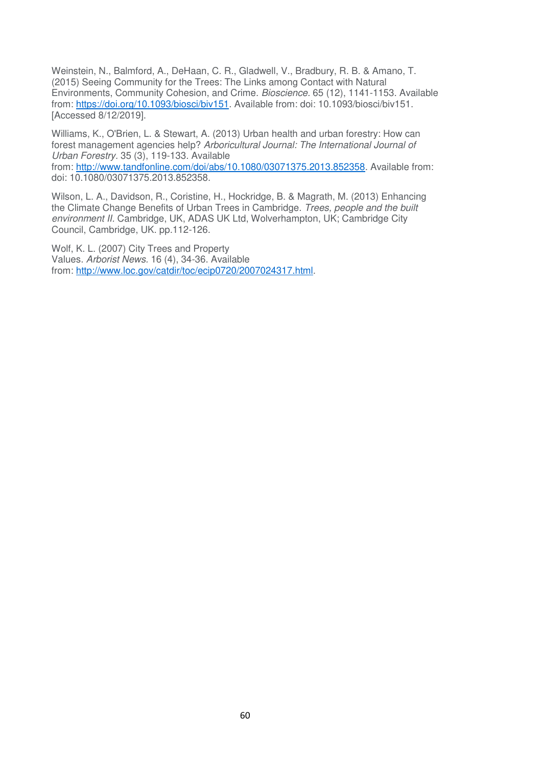Weinstein, N., Balmford, A., DeHaan, C. R., Gladwell, V., Bradbury, R. B. & Amano, T. (2015) Seeing Community for the Trees: The Links among Contact with Natural Environments, Community Cohesion, and Crime. *Bioscience.* 65 (12), 1141-1153. Available from: https://doi.org/10.1093/biosci/biv151. Available from: doi: 10.1093/biosci/biv151. [Accessed 8/12/2019].

Williams, K., O'Brien, L. & Stewart, A. (2013) Urban health and urban forestry: How can forest management agencies help? *Arboricultural Journal: The International Journal of Urban Forestry.* 35 (3), 119-133. Available from: http://www.tandfonline.com/doi/abs/10.1080/03071375.2013.852358. Available from: doi: 10.1080/03071375.2013.852358.

Wilson, L. A., Davidson, R., Coristine, H., Hockridge, B. & Magrath, M. (2013) Enhancing the Climate Change Benefits of Urban Trees in Cambridge. *Trees, people and the built environment II.* Cambridge, UK, ADAS UK Ltd, Wolverhampton, UK; Cambridge City Council, Cambridge, UK. pp.112-126.

Wolf, K. L. (2007) City Trees and Property Values. *Arborist News.* 16 (4), 34-36. Available from: http://www.loc.gov/catdir/toc/ecip0720/2007024317.html.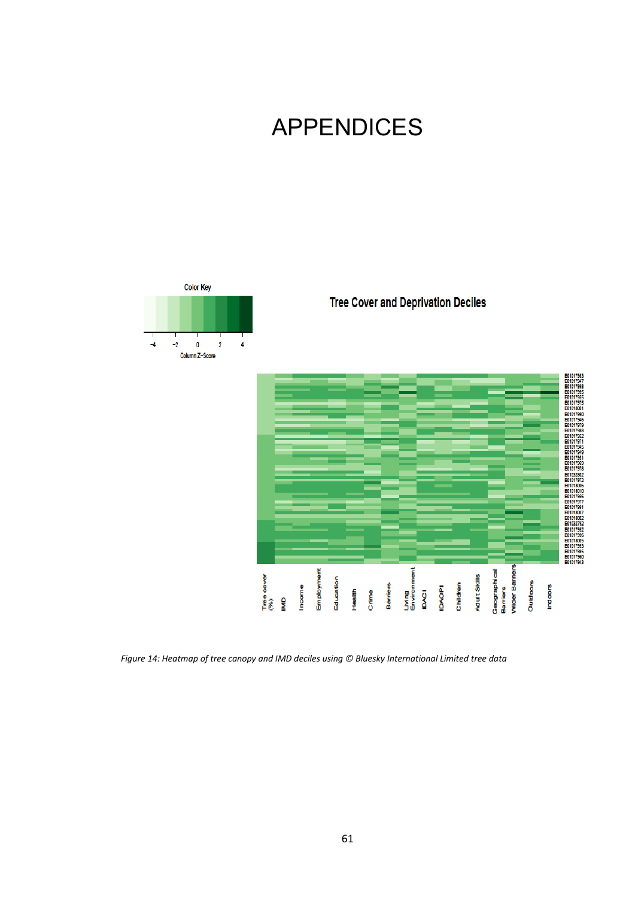# APPENDICES

Color Key

-4 -2 0 2 4

Column Z-Score

**Tree Cover and Deprivation Deciles**

Tree cover (%) | IMD | Income | Employment | Education | Health | Crime | Barriers | Living Environment | IDACI | IDAOPI | Children | Adult Skills | Geographical Barriers | Wider Barriers | Outdoors | Indoors

*Figure 14: Heatmap of tree canopy and IMD deciles using © Bluesky International Limited tree data*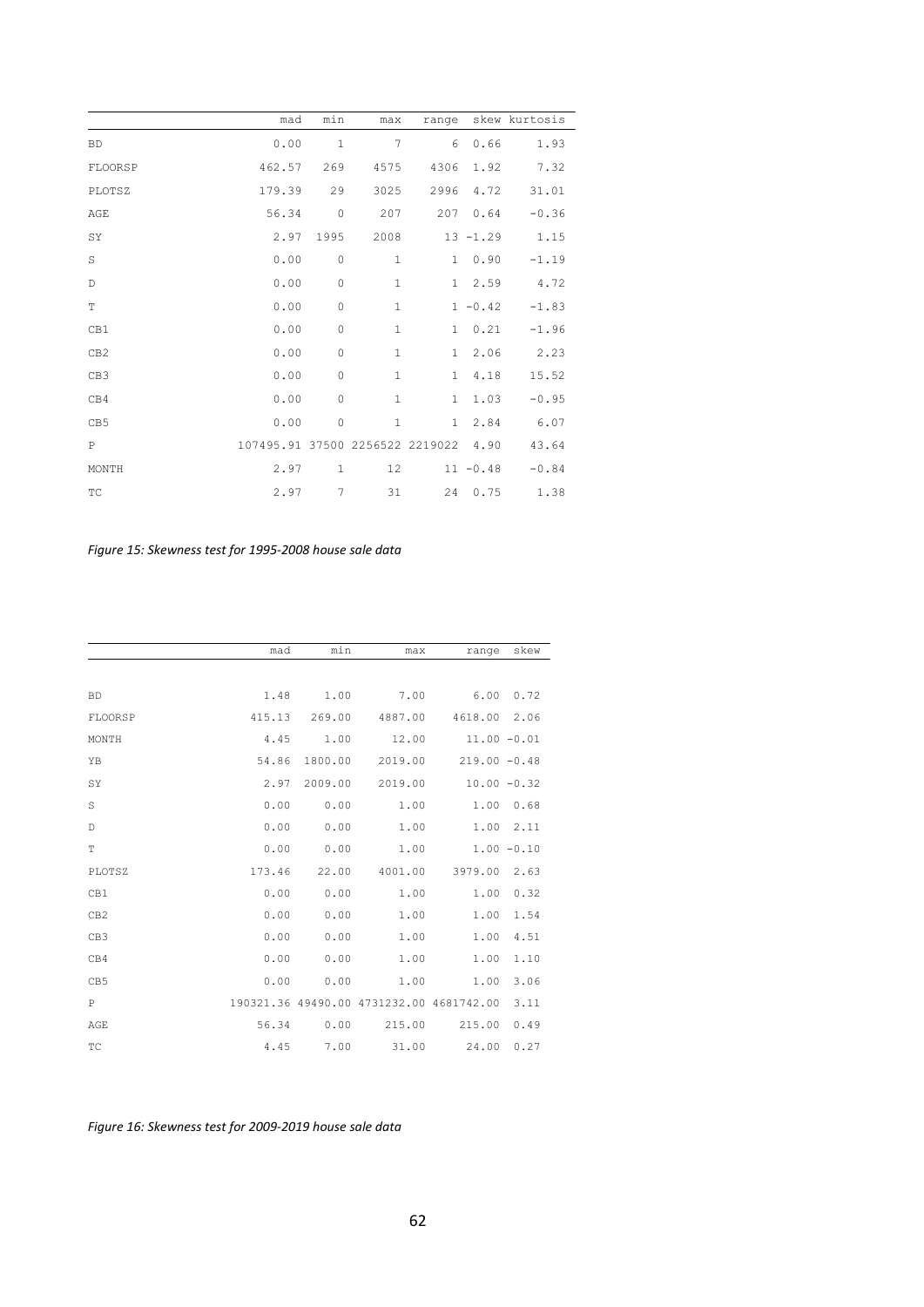| | mad | min | max | range | skew | kurtosis |
|---|---|---|---|---|---|---|
| BD | 0.00 | 1 | 7 | 6 | 0.66 | 1.93 |
| FLOORSP | 462.57 | 269 | 4575 | 4306 | 1.92 | 7.32 |
| PLOTSZ | 179.39 | 29 | 3025 | 2996 | 4.72 | 31.01 |
| AGE | 56.34 | 0 | 207 | 207 | 0.64 | -0.36 |
| SY | 2.97 | 1995 | 2008 | 13 | -1.29 | 1.15 |
| S | 0.00 | 0 | 1 | 1 | 0.90 | -1.19 |
| D | 0.00 | 0 | 1 | 1 | 2.59 | 4.72 |
| T | 0.00 | 0 | 1 | 1 | -0.42 | -1.83 |
| CB1 | 0.00 | 0 | 1 | 1 | 0.21 | -1.96 |
| CB2 | 0.00 | 0 | 1 | 1 | 2.06 | 2.23 |
| CB3 | 0.00 | 0 | 1 | 1 | 4.18 | 15.52 |
| CB4 | 0.00 | 0 | 1 | 1 | 1.03 | -0.95 |
| CB5 | 0.00 | 0 | 1 | 1 | 2.84 | 6.07 |
| P | 107495.91 | 37500 | 2256522 | 2219022 | 4.90 | 43.64 |
| MONTH | 2.97 | 1 | 12 | 11 | -0.48 | -0.84 |
| TC | 2.97 | 7 | 31 | 24 | 0.75 | 1.38 |

*Figure 15: Skewness test for 1995-2008 house sale data*

| | mad | min | max | range | skew |
|---|---|---|---|---|---|
| BD | 1.48 | 1.00 | 7.00 | 6.00 | 0.72 |
| FLOORSP | 415.13 | 269.00 | 4887.00 | 4618.00 | 2.06 |
| MONTH | 4.45 | 1.00 | 12.00 | 11.00 | -0.01 |
| YB | 54.86 | 1800.00 | 2019.00 | 219.00 | -0.48 |
| SY | 2.97 | 2009.00 | 2019.00 | 10.00 | -0.32 |
| S | 0.00 | 0.00 | 1.00 | 1.00 | 0.68 |
| D | 0.00 | 0.00 | 1.00 | 1.00 | 2.11 |
| T | 0.00 | 0.00 | 1.00 | 1.00 | -0.10 |
| PLOTSZ | 173.46 | 22.00 | 4001.00 | 3979.00 | 2.63 |
| CB1 | 0.00 | 0.00 | 1.00 | 1.00 | 0.32 |
| CB2 | 0.00 | 0.00 | 1.00 | 1.00 | 1.54 |
| CB3 | 0.00 | 0.00 | 1.00 | 1.00 | 4.51 |
| CB4 | 0.00 | 0.00 | 1.00 | 1.00 | 1.10 |
| CB5 | 0.00 | 0.00 | 1.00 | 1.00 | 3.06 |
| P | 190321.36 | 49490.00 | 4731232.00 | 4681742.00 | 3.11 |
| AGE | 56.34 | 0.00 | 215.00 | 215.00 | 0.49 |
| TC | 4.45 | 7.00 | 31.00 | 24.00 | 0.27 |

*Figure 16: Skewness test for 2009-2019 house sale data*